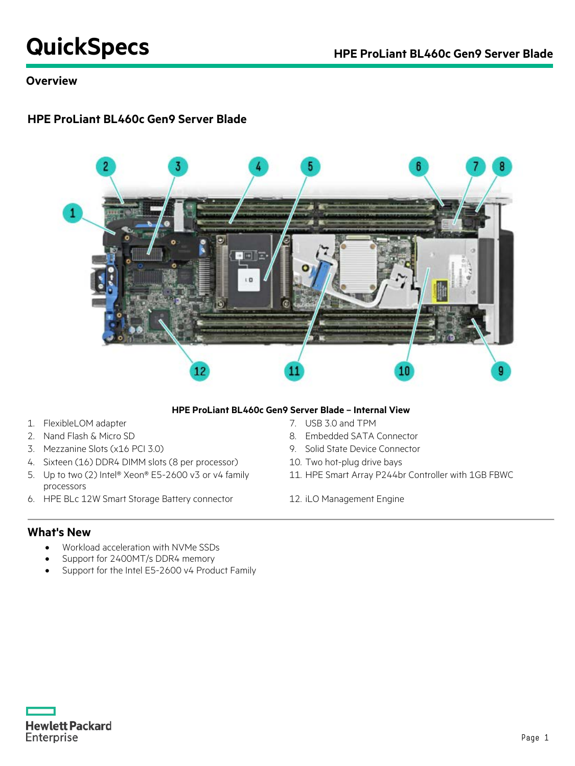# QuickSpecs

## Overview

### HPE ProLiant BL460c Gen9 Server Blade

**HPE ProLiant BL460c Gen9 Server Blade – Internal View**

1. FlexibleLOM adapter
2. Nand Flash & Micro SD
3. Mezzanine Slots (x16 PCI 3.0)
4. Sixteen (16) DDR4 DIMM slots (8 per processor)
5. Up to two (2) Intel® Xeon® E5-2600 v3 or v4 family processors
6. HPE BLc 12W Smart Storage Battery connector
7. USB 3.0 and TPM
8. Embedded SATA Connector
9. Solid State Device Connector
10. Two hot-plug drive bays
11. HPE Smart Array P244br Controller with 1GB FBWC
12. iLO Management Engine

### What's New

- Workload acceleration with NVMe SSDs
- Support for 2400MT/s DDR4 memory
- Support for the Intel E5-2600 v4 Product Family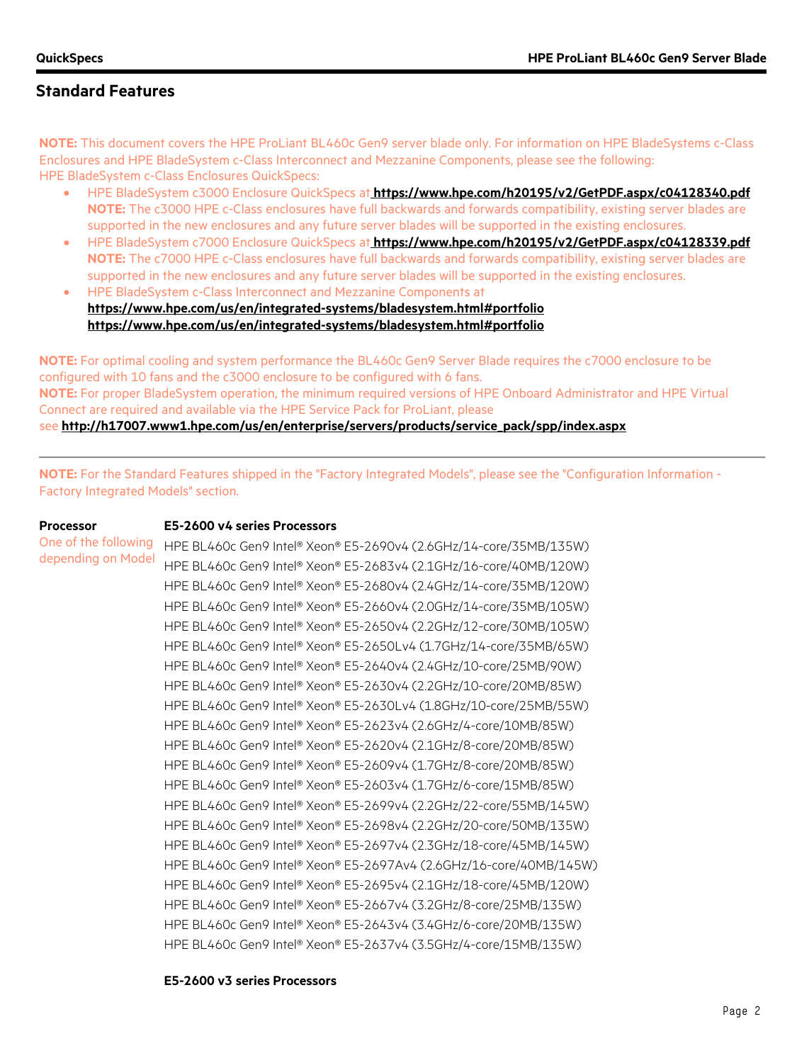## Standard Features

**NOTE:** This document covers the HPE ProLiant BL460c Gen9 server blade only. For information on HPE BladeSystems c-Class Enclosures and HPE BladeSystem c-Class Interconnect and Mezzanine Components, please see the following:
HPE BladeSystem c-Class Enclosures QuickSpecs:

- HPE BladeSystem c3000 Enclosure QuickSpecs at **https://www.hpe.com/h20195/v2/GetPDF.aspx/c04128340.pdf**
  **NOTE:** The c3000 HPE c-Class enclosures have full backwards and forwards compatibility, existing server blades are supported in the new enclosures and any future server blades will be supported in the existing enclosures.
- HPE BladeSystem c7000 Enclosure QuickSpecs at **https://www.hpe.com/h20195/v2/GetPDF.aspx/c04128339.pdf**
  **NOTE:** The c7000 HPE c-Class enclosures have full backwards and forwards compatibility, existing server blades are supported in the new enclosures and any future server blades will be supported in the existing enclosures.
- HPE BladeSystem c-Class Interconnect and Mezzanine Components at
  **https://www.hpe.com/us/en/integrated-systems/bladesystem.html#portfolio**
  **https://www.hpe.com/us/en/integrated-systems/bladesystem.html#portfolio**

**NOTE:** For optimal cooling and system performance the BL460c Gen9 Server Blade requires the c7000 enclosure to be configured with 10 fans and the c3000 enclosure to be configured with 6 fans.
**NOTE:** For proper BladeSystem operation, the minimum required versions of HPE Onboard Administrator and HPE Virtual Connect are required and available via the HPE Service Pack for ProLiant, please see **http://h17007.www1.hpe.com/us/en/enterprise/servers/products/service_pack/spp/index.aspx**

---

**NOTE:** For the Standard Features shipped in the "Factory Integrated Models", please see the "Configuration Information - Factory Integrated Models" section.

**Processor**
One of the following depending on Model

**E5-2600 v4 series Processors**

HPE BL460c Gen9 Intel® Xeon® E5-2690v4 (2.6GHz/14-core/35MB/135W)
HPE BL460c Gen9 Intel® Xeon® E5-2683v4 (2.1GHz/16-core/40MB/120W)
HPE BL460c Gen9 Intel® Xeon® E5-2680v4 (2.4GHz/14-core/35MB/120W)
HPE BL460c Gen9 Intel® Xeon® E5-2660v4 (2.0GHz/14-core/35MB/105W)
HPE BL460c Gen9 Intel® Xeon® E5-2650v4 (2.2GHz/12-core/30MB/105W)
HPE BL460c Gen9 Intel® Xeon® E5-2650Lv4 (1.7GHz/14-core/35MB/65W)
HPE BL460c Gen9 Intel® Xeon® E5-2640v4 (2.4GHz/10-core/25MB/90W)
HPE BL460c Gen9 Intel® Xeon® E5-2630v4 (2.2GHz/10-core/20MB/85W)
HPE BL460c Gen9 Intel® Xeon® E5-2630Lv4 (1.8GHz/10-core/25MB/55W)
HPE BL460c Gen9 Intel® Xeon® E5-2623v4 (2.6GHz/4-core/10MB/85W)
HPE BL460c Gen9 Intel® Xeon® E5-2620v4 (2.1GHz/8-core/20MB/85W)
HPE BL460c Gen9 Intel® Xeon® E5-2609v4 (1.7GHz/8-core/20MB/85W)
HPE BL460c Gen9 Intel® Xeon® E5-2603v4 (1.7GHz/6-core/15MB/85W)
HPE BL460c Gen9 Intel® Xeon® E5-2699v4 (2.2GHz/22-core/55MB/145W)
HPE BL460c Gen9 Intel® Xeon® E5-2698v4 (2.2GHz/20-core/50MB/135W)
HPE BL460c Gen9 Intel® Xeon® E5-2697v4 (2.3GHz/18-core/45MB/145W)
HPE BL460c Gen9 Intel® Xeon® E5-2697Av4 (2.6GHz/16-core/40MB/145W)
HPE BL460c Gen9 Intel® Xeon® E5-2695v4 (2.1GHz/18-core/45MB/120W)
HPE BL460c Gen9 Intel® Xeon® E5-2667v4 (3.2GHz/8-core/25MB/135W)
HPE BL460c Gen9 Intel® Xeon® E5-2643v4 (3.4GHz/6-core/20MB/135W)
HPE BL460c Gen9 Intel® Xeon® E5-2637v4 (3.5GHz/4-core/15MB/135W)

**E5-2600 v3 series Processors**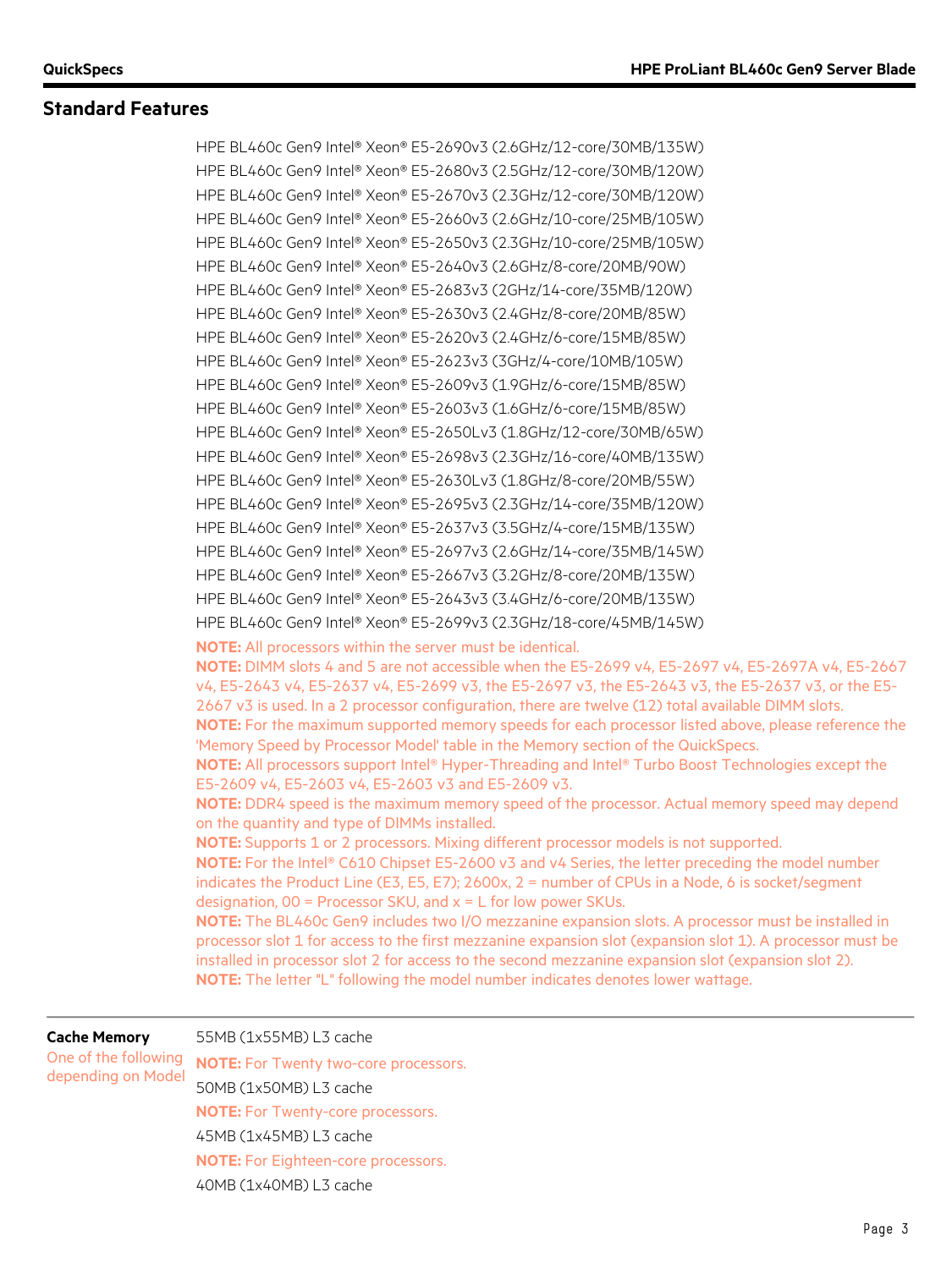## Standard Features

HPE BL460c Gen9 Intel® Xeon® E5-2690v3 (2.6GHz/12-core/30MB/135W)
HPE BL460c Gen9 Intel® Xeon® E5-2680v3 (2.5GHz/12-core/30MB/120W)
HPE BL460c Gen9 Intel® Xeon® E5-2670v3 (2.3GHz/12-core/30MB/120W)
HPE BL460c Gen9 Intel® Xeon® E5-2660v3 (2.6GHz/10-core/25MB/105W)
HPE BL460c Gen9 Intel® Xeon® E5-2650v3 (2.3GHz/10-core/25MB/105W)
HPE BL460c Gen9 Intel® Xeon® E5-2640v3 (2.6GHz/8-core/20MB/90W)
HPE BL460c Gen9 Intel® Xeon® E5-2683v3 (2GHz/14-core/35MB/120W)
HPE BL460c Gen9 Intel® Xeon® E5-2630v3 (2.4GHz/8-core/20MB/85W)
HPE BL460c Gen9 Intel® Xeon® E5-2620v3 (2.4GHz/6-core/15MB/85W)
HPE BL460c Gen9 Intel® Xeon® E5-2623v3 (3GHz/4-core/10MB/105W)
HPE BL460c Gen9 Intel® Xeon® E5-2609v3 (1.9GHz/6-core/15MB/85W)
HPE BL460c Gen9 Intel® Xeon® E5-2603v3 (1.6GHz/6-core/15MB/85W)
HPE BL460c Gen9 Intel® Xeon® E5-2650Lv3 (1.8GHz/12-core/30MB/65W)
HPE BL460c Gen9 Intel® Xeon® E5-2698v3 (2.3GHz/16-core/40MB/135W)
HPE BL460c Gen9 Intel® Xeon® E5-2630Lv3 (1.8GHz/8-core/20MB/55W)
HPE BL460c Gen9 Intel® Xeon® E5-2695v3 (2.3GHz/14-core/35MB/120W)
HPE BL460c Gen9 Intel® Xeon® E5-2637v3 (3.5GHz/4-core/15MB/135W)
HPE BL460c Gen9 Intel® Xeon® E5-2697v3 (2.6GHz/14-core/35MB/145W)
HPE BL460c Gen9 Intel® Xeon® E5-2667v3 (3.2GHz/8-core/20MB/135W)
HPE BL460c Gen9 Intel® Xeon® E5-2643v3 (3.4GHz/6-core/20MB/135W)
HPE BL460c Gen9 Intel® Xeon® E5-2699v3 (2.3GHz/18-core/45MB/145W)

**NOTE:** All processors within the server must be identical.
**NOTE:** DIMM slots 4 and 5 are not accessible when the E5-2699 v4, E5-2697 v4, E5-2697A v4, E5-2667 v4, E5-2643 v4, E5-2637 v4, E5-2699 v3, the E5-2697 v3, the E5-2643 v3, the E5-2637 v3, or the E5-2667 v3 is used. In a 2 processor configuration, there are twelve (12) total available DIMM slots.
**NOTE:** For the maximum supported memory speeds for each processor listed above, please reference the 'Memory Speed by Processor Model' table in the Memory section of the QuickSpecs.
**NOTE:** All processors support Intel® Hyper-Threading and Intel® Turbo Boost Technologies except the E5-2609 v4, E5-2603 v4, E5-2603 v3 and E5-2609 v3.
**NOTE:** DDR4 speed is the maximum memory speed of the processor. Actual memory speed may depend on the quantity and type of DIMMs installed.
**NOTE:** Supports 1 or 2 processors. Mixing different processor models is not supported.
**NOTE:** For the Intel® C610 Chipset E5-2600 v3 and v4 Series, the letter preceding the model number indicates the Product Line (E3, E5, E7); 2600x, 2 = number of CPUs in a Node, 6 is socket/segment designation, 00 = Processor SKU, and x = L for low power SKUs.
**NOTE:** The BL460c Gen9 includes two I/O mezzanine expansion slots. A processor must be installed in processor slot 1 for access to the first mezzanine expansion slot (expansion slot 1). A processor must be installed in processor slot 2 for access to the second mezzanine expansion slot (expansion slot 2).
**NOTE:** The letter "L" following the model number indicates denotes lower wattage.

**Cache Memory**
One of the following depending on Model

55MB (1x55MB) L3 cache
**NOTE:** For Twenty two-core processors.
50MB (1x50MB) L3 cache
**NOTE:** For Twenty-core processors.
45MB (1x45MB) L3 cache
**NOTE:** For Eighteen-core processors.
40MB (1x40MB) L3 cache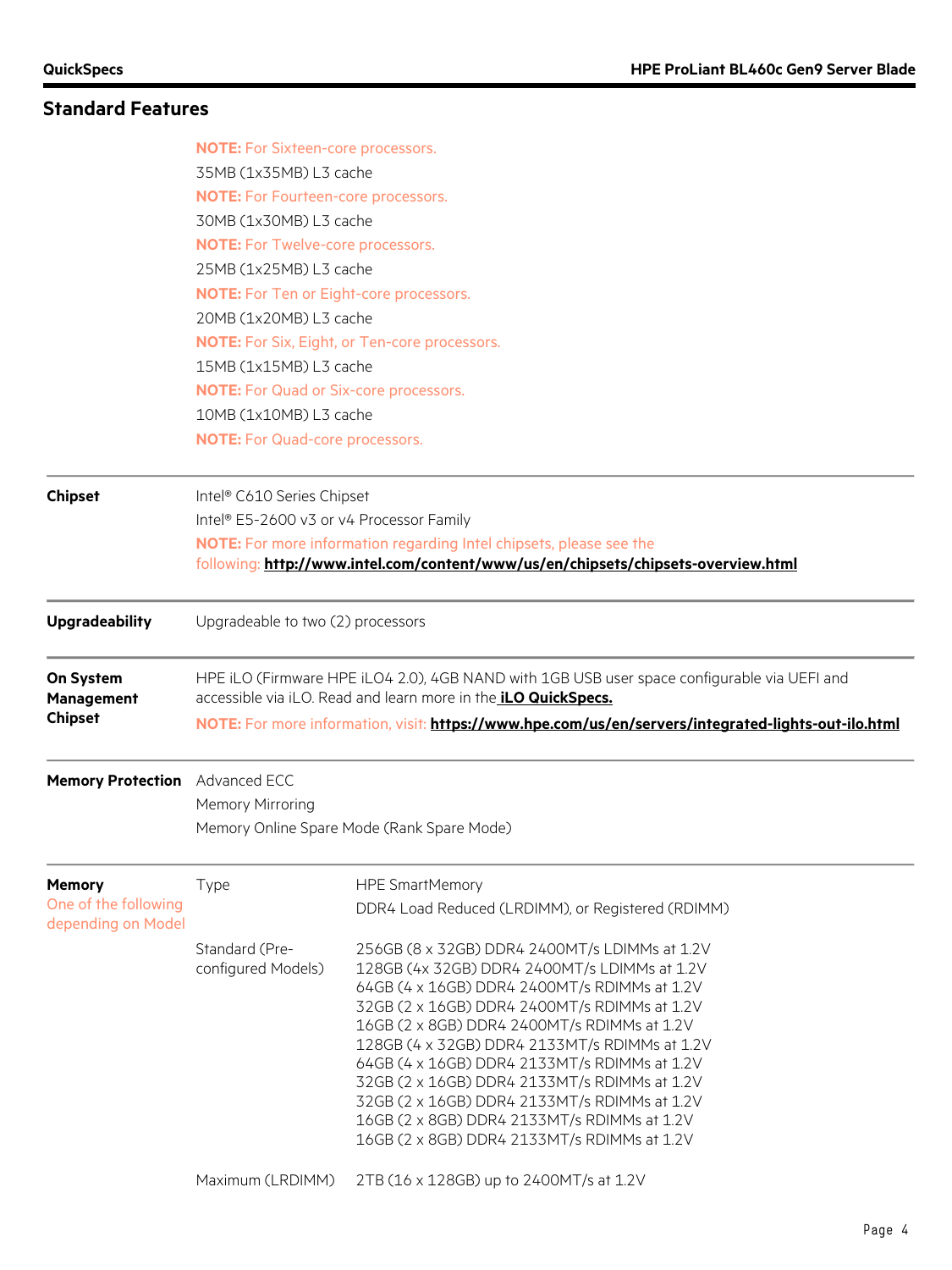## Standard Features

**NOTE:** For Sixteen-core processors.

35MB (1x35MB) L3 cache

**NOTE:** For Fourteen-core processors.

30MB (1x30MB) L3 cache

**NOTE:** For Twelve-core processors.

25MB (1x25MB) L3 cache

**NOTE:** For Ten or Eight-core processors.

20MB (1x20MB) L3 cache

**NOTE:** For Six, Eight, or Ten-core processors.

15MB (1x15MB) L3 cache

**NOTE:** For Quad or Six-core processors.

10MB (1x10MB) L3 cache

**NOTE:** For Quad-core processors.

---

**Chipset**

Intel® C610 Series Chipset

Intel® E5-2600 v3 or v4 Processor Family

**NOTE:** For more information regarding Intel chipsets, please see the following: **http://www.intel.com/content/www/us/en/chipsets/chipsets-overview.html**

---

**Upgradeability**

Upgradeable to two (2) processors

---

**On System Management Chipset**

HPE iLO (Firmware HPE iLO4 2.0), 4GB NAND with 1GB USB user space configurable via UEFI and accessible via iLO. Read and learn more in the **iLO QuickSpecs.**

**NOTE:** For more information, visit: **https://www.hpe.com/us/en/servers/integrated-lights-out-ilo.html**

---

**Memory Protection**

Advanced ECC

Memory Mirroring

Memory Online Spare Mode (Rank Spare Mode)

---

**Memory**
One of the following depending on Model

| | |
|---|---|
| Type | HPE SmartMemory<br>DDR4 Load Reduced (LRDIMM), or Registered (RDIMM) |
| Standard (Pre-configured Models) | 256GB (8 x 32GB) DDR4 2400MT/s LDIMMs at 1.2V<br>128GB (4x 32GB) DDR4 2400MT/s LDIMMs at 1.2V<br>64GB (4 x 16GB) DDR4 2400MT/s RDIMMs at 1.2V<br>32GB (2 x 16GB) DDR4 2400MT/s RDIMMs at 1.2V<br>16GB (2 x 8GB) DDR4 2400MT/s RDIMMs at 1.2V<br>128GB (4 x 32GB) DDR4 2133MT/s RDIMMs at 1.2V<br>64GB (4 x 16GB) DDR4 2133MT/s RDIMMs at 1.2V<br>32GB (2 x 16GB) DDR4 2133MT/s RDIMMs at 1.2V<br>32GB (2 x 16GB) DDR4 2133MT/s RDIMMs at 1.2V<br>16GB (2 x 8GB) DDR4 2133MT/s RDIMMs at 1.2V<br>16GB (2 x 8GB) DDR4 2133MT/s RDIMMs at 1.2V |
| Maximum (LRDIMM) | 2TB (16 x 128GB) up to 2400MT/s at 1.2V |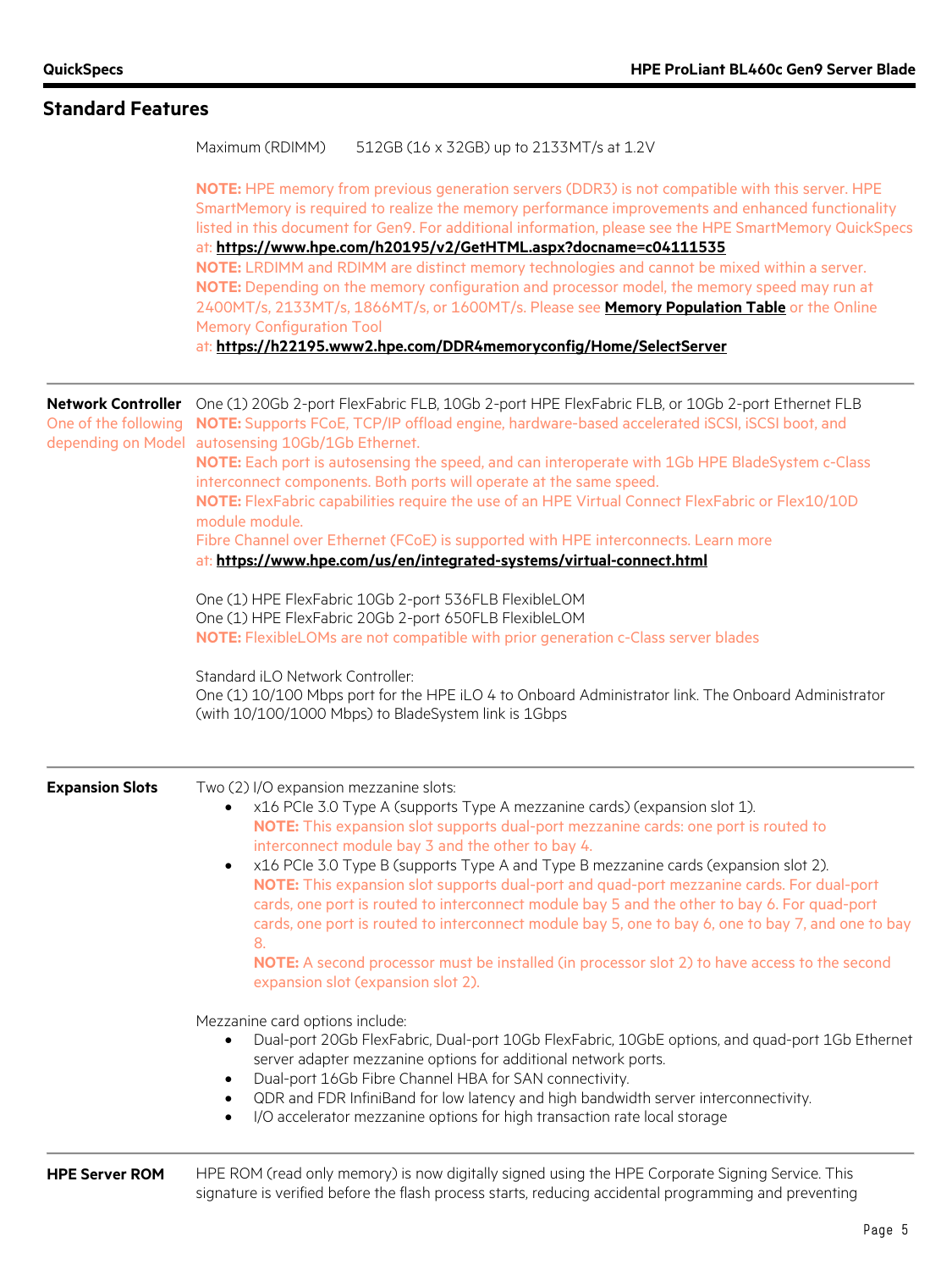## Standard Features

Maximum (RDIMM) 512GB (16 x 32GB) up to 2133MT/s at 1.2V

**NOTE:** HPE memory from previous generation servers (DDR3) is not compatible with this server. HPE SmartMemory is required to realize the memory performance improvements and enhanced functionality listed in this document for Gen9. For additional information, please see the HPE SmartMemory QuickSpecs at: **https://www.hpe.com/h20195/v2/GetHTML.aspx?docname=c04111535**
**NOTE:** LRDIMM and RDIMM are distinct memory technologies and cannot be mixed within a server.
**NOTE:** Depending on the memory configuration and processor model, the memory speed may run at 2400MT/s, 2133MT/s, 1866MT/s, or 1600MT/s. Please see **Memory Population Table** or the Online Memory Configuration Tool at: **https://h22195.www2.hpe.com/DDR4memoryconfig/Home/SelectServer**

**Network Controller**
One of the following depending on Model

One (1) 20Gb 2-port FlexFabric FLB, 10Gb 2-port HPE FlexFabric FLB, or 10Gb 2-port Ethernet FLB
**NOTE:** Supports FCoE, TCP/IP offload engine, hardware-based accelerated iSCSI, iSCSI boot, and autosensing 10Gb/1Gb Ethernet.
**NOTE:** Each port is autosensing the speed, and can interoperate with 1Gb HPE BladeSystem c-Class interconnect components. Both ports will operate at the same speed.
**NOTE:** FlexFabric capabilities require the use of an HPE Virtual Connect FlexFabric or Flex10/10D module module.
Fibre Channel over Ethernet (FCoE) is supported with HPE interconnects. Learn more at: **https://www.hpe.com/us/en/integrated-systems/virtual-connect.html**

One (1) HPE FlexFabric 10Gb 2-port 536FLB FlexibleLOM
One (1) HPE FlexFabric 20Gb 2-port 650FLB FlexibleLOM
**NOTE:** FlexibleLOMs are not compatible with prior generation c-Class server blades

Standard iLO Network Controller:
One (1) 10/100 Mbps port for the HPE iLO 4 to Onboard Administrator link. The Onboard Administrator (with 10/100/1000 Mbps) to BladeSystem link is 1Gbps

**Expansion Slots**

Two (2) I/O expansion mezzanine slots:

- x16 PCIe 3.0 Type A (supports Type A mezzanine cards) (expansion slot 1).
  **NOTE:** This expansion slot supports dual-port mezzanine cards: one port is routed to interconnect module bay 3 and the other to bay 4.
- x16 PCIe 3.0 Type B (supports Type A and Type B mezzanine cards (expansion slot 2).
  **NOTE:** This expansion slot supports dual-port and quad-port mezzanine cards. For dual-port cards, one port is routed to interconnect module bay 5 and the other to bay 6. For quad-port cards, one port is routed to interconnect module bay 5, one to bay 6, one to bay 7, and one to bay 8.
  **NOTE:** A second processor must be installed (in processor slot 2) to have access to the second expansion slot (expansion slot 2).

Mezzanine card options include:

- Dual-port 20Gb FlexFabric, Dual-port 10Gb FlexFabric, 10GbE options, and quad-port 1Gb Ethernet server adapter mezzanine options for additional network ports.
- Dual-port 16Gb Fibre Channel HBA for SAN connectivity.
- QDR and FDR InfiniBand for low latency and high bandwidth server interconnectivity.
- I/O accelerator mezzanine options for high transaction rate local storage

**HPE Server ROM**

HPE ROM (read only memory) is now digitally signed using the HPE Corporate Signing Service. This signature is verified before the flash process starts, reducing accidental programming and preventing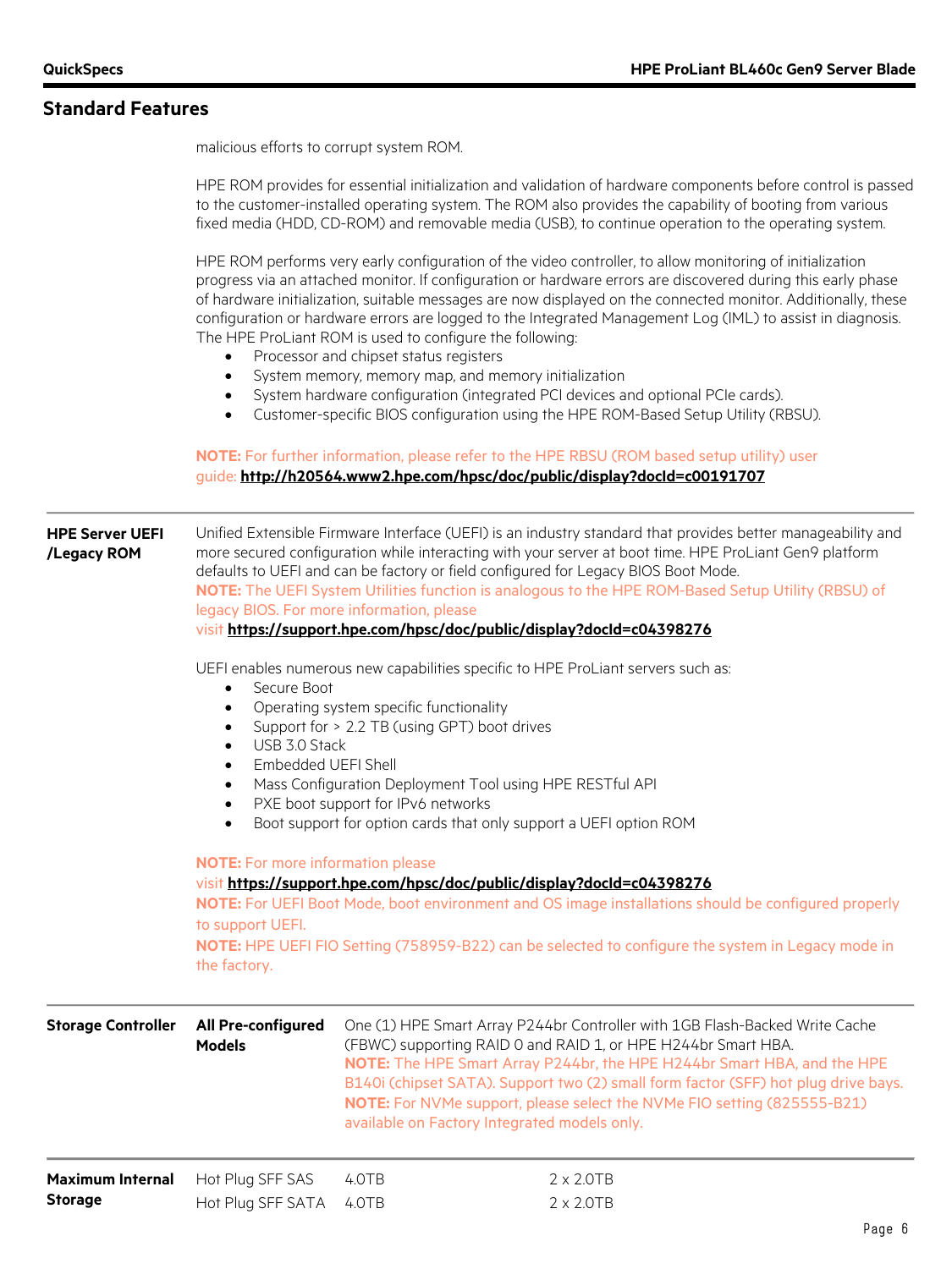## Standard Features

malicious efforts to corrupt system ROM.

HPE ROM provides for essential initialization and validation of hardware components before control is passed to the customer-installed operating system. The ROM also provides the capability of booting from various fixed media (HDD, CD-ROM) and removable media (USB), to continue operation to the operating system.

HPE ROM performs very early configuration of the video controller, to allow monitoring of initialization progress via an attached monitor. If configuration or hardware errors are discovered during this early phase of hardware initialization, suitable messages are now displayed on the connected monitor. Additionally, these configuration or hardware errors are logged to the Integrated Management Log (IML) to assist in diagnosis. The HPE ProLiant ROM is used to configure the following:

- Processor and chipset status registers
- System memory, memory map, and memory initialization
- System hardware configuration (integrated PCI devices and optional PCIe cards).
- Customer-specific BIOS configuration using the HPE ROM-Based Setup Utility (RBSU).

**NOTE:** For further information, please refer to the HPE RBSU (ROM based setup utility) user guide: **http://h20564.www2.hpe.com/hpsc/doc/public/display?docId=c00191707**

**HPE Server UEFI /Legacy ROM**

Unified Extensible Firmware Interface (UEFI) is an industry standard that provides better manageability and more secured configuration while interacting with your server at boot time. HPE ProLiant Gen9 platform defaults to UEFI and can be factory or field configured for Legacy BIOS Boot Mode.
**NOTE:** The UEFI System Utilities function is analogous to the HPE ROM-Based Setup Utility (RBSU) of legacy BIOS. For more information, please visit **https://support.hpe.com/hpsc/doc/public/display?docId=c04398276**

UEFI enables numerous new capabilities specific to HPE ProLiant servers such as:

- Secure Boot
- Operating system specific functionality
- Support for > 2.2 TB (using GPT) boot drives
- USB 3.0 Stack
- Embedded UEFI Shell
- Mass Configuration Deployment Tool using HPE RESTful API
- PXE boot support for IPv6 networks
- Boot support for option cards that only support a UEFI option ROM

**NOTE:** For more information please visit **https://support.hpe.com/hpsc/doc/public/display?docId=c04398276**
**NOTE:** For UEFI Boot Mode, boot environment and OS image installations should be configured properly to support UEFI.
**NOTE:** HPE UEFI FIO Setting (758959-B22) can be selected to configure the system in Legacy mode in the factory.

**Storage Controller**

**All Pre-configured Models**

One (1) HPE Smart Array P244br Controller with 1GB Flash-Backed Write Cache (FBWC) supporting RAID 0 and RAID 1, or HPE H244br Smart HBA.
**NOTE:** The HPE Smart Array P244br, the HPE H244br Smart HBA, and the HPE B140i (chipset SATA). Support two (2) small form factor (SFF) hot plug drive bays.
**NOTE:** For NVMe support, please select the NVMe FIO setting (825555-B21) available on Factory Integrated models only.

**Maximum Internal Storage**

| | | |
|---|---|---|
| Hot Plug SFF SAS | 4.0TB | 2 x 2.0TB |
| Hot Plug SFF SATA | 4.0TB | 2 x 2.0TB |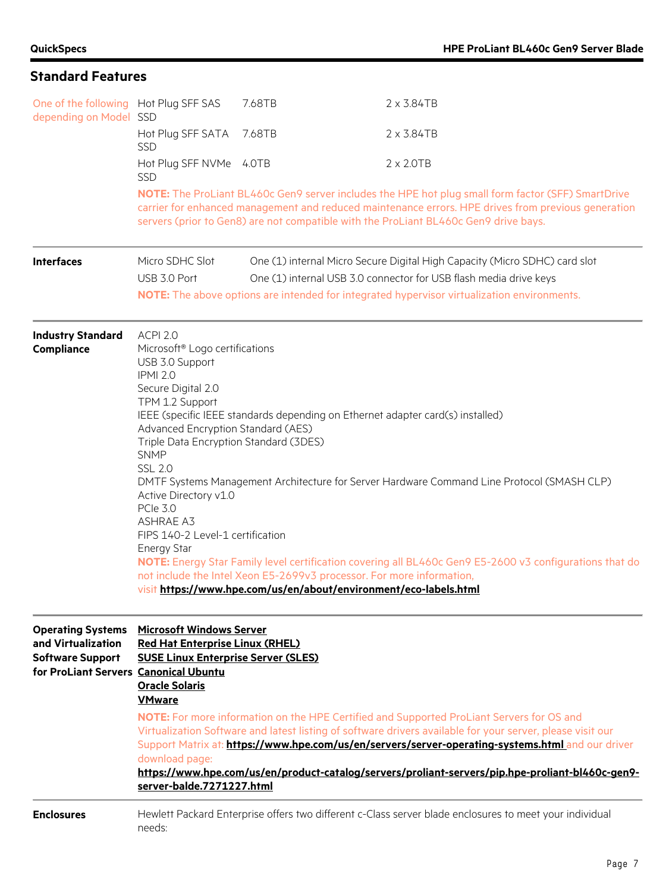## Standard Features

| | | | |
|---|---|---|---|
| One of the following depending on Model | Hot Plug SFF SAS SSD | 7.68TB | 2 x 3.84TB |
| | Hot Plug SFF SATA SSD | 7.68TB | 2 x 3.84TB |
| | Hot Plug SFF NVMe SSD | 4.0TB | 2 x 2.0TB |

**NOTE:** The ProLiant BL460c Gen9 server includes the HPE hot plug small form factor (SFF) SmartDrive carrier for enhanced management and reduced maintenance errors. HPE drives from previous generation servers (prior to Gen8) are not compatible with the ProLiant BL460c Gen9 drive bays.

### Interfaces

| | |
|---|---|
| Micro SDHC Slot | One (1) internal Micro Secure Digital High Capacity (Micro SDHC) card slot |
| USB 3.0 Port | One (1) internal USB 3.0 connector for USB flash media drive keys |

**NOTE:** The above options are intended for integrated hypervisor virtualization environments.

### Industry Standard Compliance

ACPI 2.0
Microsoft® Logo certifications
USB 3.0 Support
IPMI 2.0
Secure Digital 2.0
TPM 1.2 Support
IEEE (specific IEEE standards depending on Ethernet adapter card(s) installed)
Advanced Encryption Standard (AES)
Triple Data Encryption Standard (3DES)
SNMP
SSL 2.0
DMTF Systems Management Architecture for Server Hardware Command Line Protocol (SMASH CLP)
Active Directory v1.0
PCIe 3.0
ASHRAE A3
FIPS 140-2 Level-1 certification
Energy Star

**NOTE:** Energy Star Family level certification covering all BL460c Gen9 E5-2600 v3 configurations that do not include the Intel Xeon E5-2699v3 processor. For more information, visit **https://www.hpe.com/us/en/about/environment/eco-labels.html**

### Operating Systems and Virtualization Software Support for ProLiant Servers

**Microsoft Windows Server**
**Red Hat Enterprise Linux (RHEL)**
**SUSE Linux Enterprise Server (SLES)**
**Canonical Ubuntu**
**Oracle Solaris**
**VMware**

**NOTE:** For more information on the HPE Certified and Supported ProLiant Servers for OS and Virtualization Software and latest listing of software drivers available for your server, please visit our Support Matrix at: **https://www.hpe.com/us/en/servers/server-operating-systems.html** and our driver download page: **https://www.hpe.com/us/en/product-catalog/servers/proliant-servers/pip.hpe-proliant-bl460c-gen9-server-balde.7271227.html**

### Enclosures

Hewlett Packard Enterprise offers two different c-Class server blade enclosures to meet your individual needs: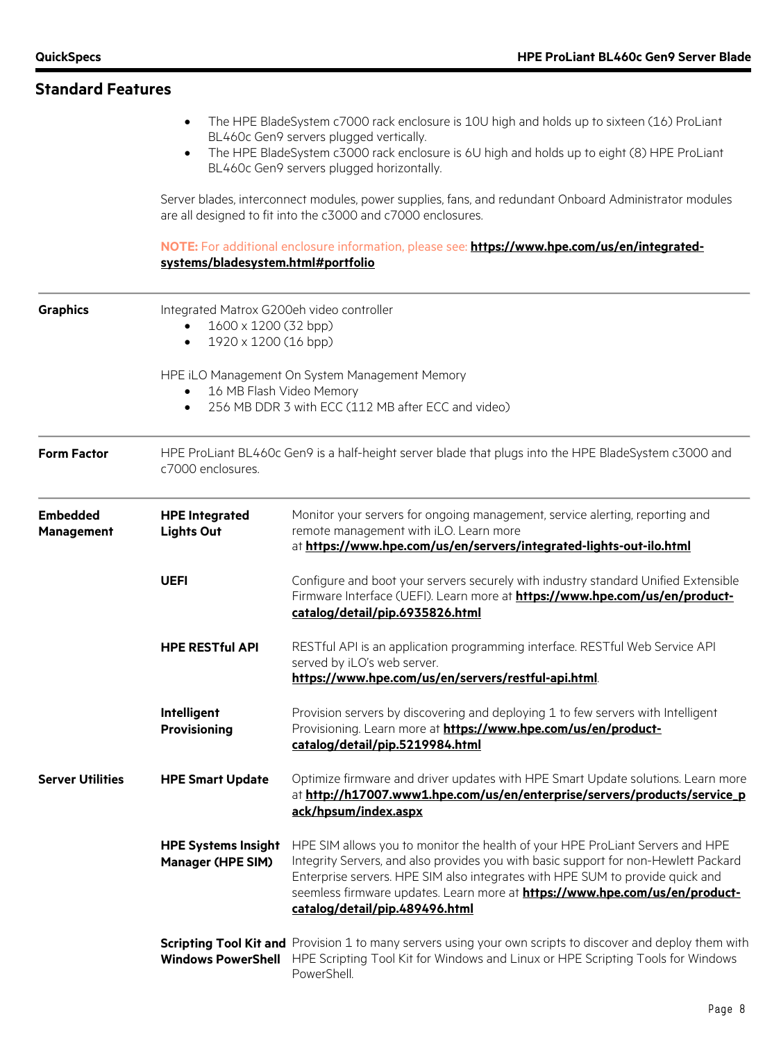## Standard Features

- The HPE BladeSystem c7000 rack enclosure is 10U high and holds up to sixteen (16) ProLiant BL460c Gen9 servers plugged vertically.
- The HPE BladeSystem c3000 rack enclosure is 6U high and holds up to eight (8) HPE ProLiant BL460c Gen9 servers plugged horizontally.

Server blades, interconnect modules, power supplies, fans, and redundant Onboard Administrator modules are all designed to fit into the c3000 and c7000 enclosures.

**NOTE:** For additional enclosure information, please see: **https://www.hpe.com/us/en/integrated-systems/bladesystem.html#portfolio**

### Graphics

Integrated Matrox G200eh video controller

- 1600 x 1200 (32 bpp)
- 1920 x 1200 (16 bpp)

HPE iLO Management On System Management Memory

- 16 MB Flash Video Memory
- 256 MB DDR 3 with ECC (112 MB after ECC and video)

### Form Factor

HPE ProLiant BL460c Gen9 is a half-height server blade that plugs into the HPE BladeSystem c3000 and c7000 enclosures.

### Embedded Management

**HPE Integrated Lights Out**

Monitor your servers for ongoing management, service alerting, reporting and remote management with iLO. Learn more at **https://www.hpe.com/us/en/servers/integrated-lights-out-ilo.html**

**UEFI**

Configure and boot your servers securely with industry standard Unified Extensible Firmware Interface (UEFI). Learn more at **https://www.hpe.com/us/en/product-catalog/detail/pip.6935826.html**

**HPE RESTful API**

RESTful API is an application programming interface. RESTful Web Service API served by iLO's web server.
**https://www.hpe.com/us/en/servers/restful-api.html**.

**Intelligent Provisioning**

Provision servers by discovering and deploying 1 to few servers with Intelligent Provisioning. Learn more at **https://www.hpe.com/us/en/product-catalog/detail/pip.5219984.html**

### Server Utilities

**HPE Smart Update**

Optimize firmware and driver updates with HPE Smart Update solutions. Learn more at **http://h17007.www1.hpe.com/us/en/enterprise/servers/products/service_pack/hpsum/index.aspx**

**HPE Systems Insight Manager (HPE SIM)**

HPE SIM allows you to monitor the health of your HPE ProLiant Servers and HPE Integrity Servers, and also provides you with basic support for non-Hewlett Packard Enterprise servers. HPE SIM also integrates with HPE SUM to provide quick and seemless firmware updates. Learn more at **https://www.hpe.com/us/en/product-catalog/detail/pip.489496.html**

**Scripting Tool Kit and Windows PowerShell**

Provision 1 to many servers using your own scripts to discover and deploy them with HPE Scripting Tool Kit for Windows and Linux or HPE Scripting Tools for Windows PowerShell.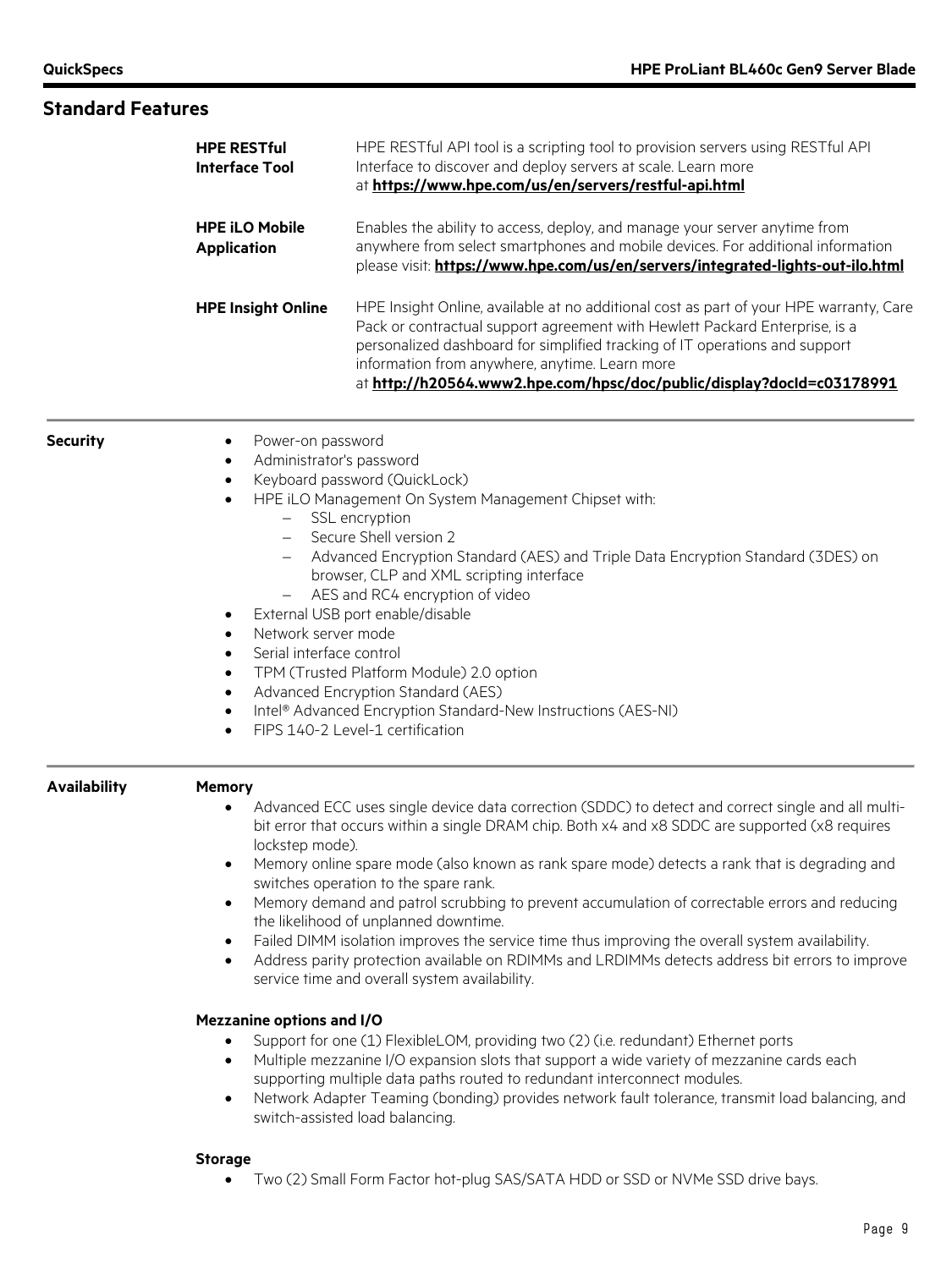## Standard Features

**HPE RESTful Interface Tool**

HPE RESTful API tool is a scripting tool to provision servers using RESTful API Interface to discover and deploy servers at scale. Learn more at **https://www.hpe.com/us/en/servers/restful-api.html**

**HPE iLO Mobile Application**

Enables the ability to access, deploy, and manage your server anytime from anywhere from select smartphones and mobile devices. For additional information please visit: **https://www.hpe.com/us/en/servers/integrated-lights-out-ilo.html**

**HPE Insight Online**

HPE Insight Online, available at no additional cost as part of your HPE warranty, Care Pack or contractual support agreement with Hewlett Packard Enterprise, is a personalized dashboard for simplified tracking of IT operations and support information from anywhere, anytime. Learn more at **http://h20564.www2.hpe.com/hpsc/doc/public/display?docId=c03178991**

### Security

- Power-on password
- Administrator's password
- Keyboard password (QuickLock)
- HPE iLO Management On System Management Chipset with:
  - SSL encryption
  - Secure Shell version 2
  - Advanced Encryption Standard (AES) and Triple Data Encryption Standard (3DES) on browser, CLP and XML scripting interface
  - AES and RC4 encryption of video
- External USB port enable/disable
- Network server mode
- Serial interface control
- TPM (Trusted Platform Module) 2.0 option
- Advanced Encryption Standard (AES)
- Intel® Advanced Encryption Standard-New Instructions (AES-NI)
- FIPS 140-2 Level-1 certification

### Availability

**Memory**

- Advanced ECC uses single device data correction (SDDC) to detect and correct single and all multi-bit error that occurs within a single DRAM chip. Both x4 and x8 SDDC are supported (x8 requires lockstep mode).
- Memory online spare mode (also known as rank spare mode) detects a rank that is degrading and switches operation to the spare rank.
- Memory demand and patrol scrubbing to prevent accumulation of correctable errors and reducing the likelihood of unplanned downtime.
- Failed DIMM isolation improves the service time thus improving the overall system availability.
- Address parity protection available on RDIMMs and LRDIMMs detects address bit errors to improve service time and overall system availability.

**Mezzanine options and I/O**

- Support for one (1) FlexibleLOM, providing two (2) (i.e. redundant) Ethernet ports
- Multiple mezzanine I/O expansion slots that support a wide variety of mezzanine cards each supporting multiple data paths routed to redundant interconnect modules.
- Network Adapter Teaming (bonding) provides network fault tolerance, transmit load balancing, and switch-assisted load balancing.

**Storage**

- Two (2) Small Form Factor hot-plug SAS/SATA HDD or SSD or NVMe SSD drive bays.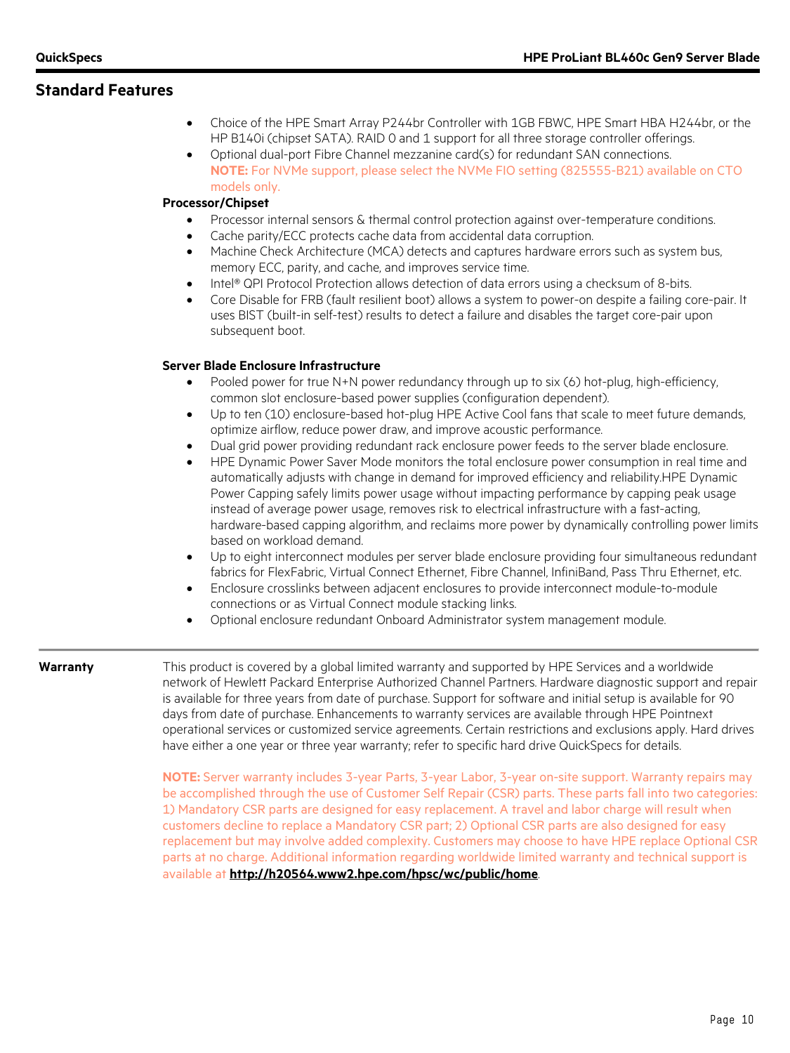## Standard Features

- Choice of the HPE Smart Array P244br Controller with 1GB FBWC, HPE Smart HBA H244br, or the HP B140i (chipset SATA). RAID 0 and 1 support for all three storage controller offerings.
- Optional dual-port Fibre Channel mezzanine card(s) for redundant SAN connections.
  **NOTE:** For NVMe support, please select the NVMe FIO setting (825555-B21) available on CTO models only.

**Processor/Chipset**

- Processor internal sensors & thermal control protection against over-temperature conditions.
- Cache parity/ECC protects cache data from accidental data corruption.
- Machine Check Architecture (MCA) detects and captures hardware errors such as system bus, memory ECC, parity, and cache, and improves service time.
- Intel® QPI Protocol Protection allows detection of data errors using a checksum of 8-bits.
- Core Disable for FRB (fault resilient boot) allows a system to power-on despite a failing core-pair. It uses BIST (built-in self-test) results to detect a failure and disables the target core-pair upon subsequent boot.

**Server Blade Enclosure Infrastructure**

- Pooled power for true N+N power redundancy through up to six (6) hot-plug, high-efficiency, common slot enclosure-based power supplies (configuration dependent).
- Up to ten (10) enclosure-based hot-plug HPE Active Cool fans that scale to meet future demands, optimize airflow, reduce power draw, and improve acoustic performance.
- Dual grid power providing redundant rack enclosure power feeds to the server blade enclosure.
- HPE Dynamic Power Saver Mode monitors the total enclosure power consumption in real time and automatically adjusts with change in demand for improved efficiency and reliability.HPE Dynamic Power Capping safely limits power usage without impacting performance by capping peak usage instead of average power usage, removes risk to electrical infrastructure with a fast-acting, hardware-based capping algorithm, and reclaims more power by dynamically controlling power limits based on workload demand.
- Up to eight interconnect modules per server blade enclosure providing four simultaneous redundant fabrics for FlexFabric, Virtual Connect Ethernet, Fibre Channel, InfiniBand, Pass Thru Ethernet, etc.
- Enclosure crosslinks between adjacent enclosures to provide interconnect module-to-module connections or as Virtual Connect module stacking links.
- Optional enclosure redundant Onboard Administrator system management module.

---

**Warranty**

This product is covered by a global limited warranty and supported by HPE Services and a worldwide network of Hewlett Packard Enterprise Authorized Channel Partners. Hardware diagnostic support and repair is available for three years from date of purchase. Support for software and initial setup is available for 90 days from date of purchase. Enhancements to warranty services are available through HPE Pointnext operational services or customized service agreements. Certain restrictions and exclusions apply. Hard drives have either a one year or three year warranty; refer to specific hard drive QuickSpecs for details.

**NOTE:** Server warranty includes 3-year Parts, 3-year Labor, 3-year on-site support. Warranty repairs may be accomplished through the use of Customer Self Repair (CSR) parts. These parts fall into two categories: 1) Mandatory CSR parts are designed for easy replacement. A travel and labor charge will result when customers decline to replace a Mandatory CSR part; 2) Optional CSR parts are also designed for easy replacement but may involve added complexity. Customers may choose to have HPE replace Optional CSR parts at no charge. Additional information regarding worldwide limited warranty and technical support is available at **http://h20564.www2.hpe.com/hpsc/wc/public/home**.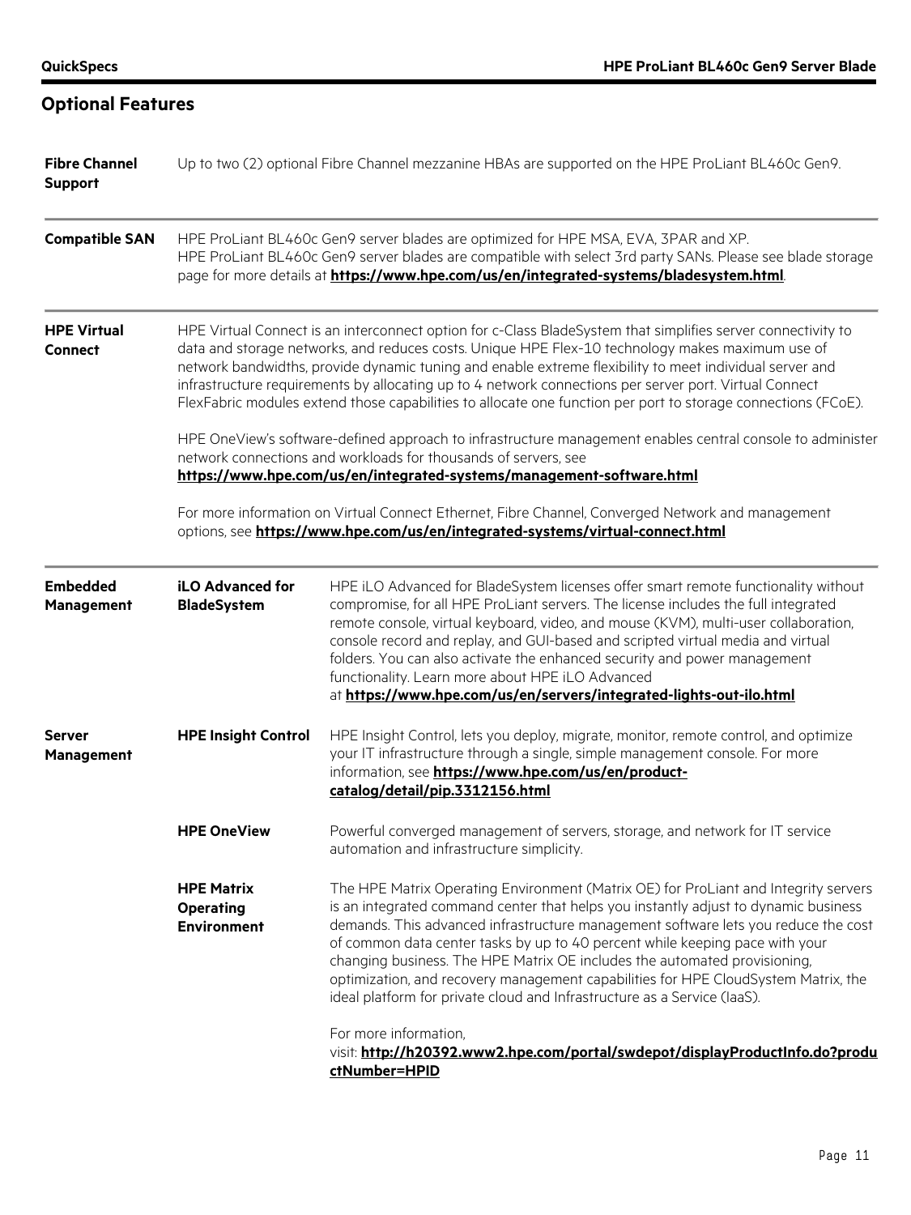## Optional Features

**Fibre Channel Support**

Up to two (2) optional Fibre Channel mezzanine HBAs are supported on the HPE ProLiant BL460c Gen9.

**Compatible SAN**

HPE ProLiant BL460c Gen9 server blades are optimized for HPE MSA, EVA, 3PAR and XP.
HPE ProLiant BL460c Gen9 server blades are compatible with select 3rd party SANs. Please see blade storage page for more details at **https://www.hpe.com/us/en/integrated-systems/bladesystem.html**.

**HPE Virtual Connect**

HPE Virtual Connect is an interconnect option for c-Class BladeSystem that simplifies server connectivity to data and storage networks, and reduces costs. Unique HPE Flex-10 technology makes maximum use of network bandwidths, provide dynamic tuning and enable extreme flexibility to meet individual server and infrastructure requirements by allocating up to 4 network connections per server port. Virtual Connect FlexFabric modules extend those capabilities to allocate one function per port to storage connections (FCoE).

HPE OneView's software-defined approach to infrastructure management enables central console to administer network connections and workloads for thousands of servers, see
**https://www.hpe.com/us/en/integrated-systems/management-software.html**

For more information on Virtual Connect Ethernet, Fibre Channel, Converged Network and management options, see **https://www.hpe.com/us/en/integrated-systems/virtual-connect.html**

**Embedded Management**

| | |
|---|---|
| **iLO Advanced for BladeSystem** | HPE iLO Advanced for BladeSystem licenses offer smart remote functionality without compromise, for all HPE ProLiant servers. The license includes the full integrated remote console, virtual keyboard, video, and mouse (KVM), multi-user collaboration, console record and replay, and GUI-based and scripted virtual media and virtual folders. You can also activate the enhanced security and power management functionality. Learn more about HPE iLO Advanced at **https://www.hpe.com/us/en/servers/integrated-lights-out-ilo.html** |

**Server Management**

| | |
|---|---|
| **HPE Insight Control** | HPE Insight Control, lets you deploy, migrate, monitor, remote control, and optimize your IT infrastructure through a single, simple management console. For more information, see **https://www.hpe.com/us/en/product-catalog/detail/pip.3312156.html** |
| **HPE OneView** | Powerful converged management of servers, storage, and network for IT service automation and infrastructure simplicity. |
| **HPE Matrix Operating Environment** | The HPE Matrix Operating Environment (Matrix OE) for ProLiant and Integrity servers is an integrated command center that helps you instantly adjust to dynamic business demands. This advanced infrastructure management software lets you reduce the cost of common data center tasks by up to 40 percent while keeping pace with your changing business. The HPE Matrix OE includes the automated provisioning, optimization, and recovery management capabilities for HPE CloudSystem Matrix, the ideal platform for private cloud and Infrastructure as a Service (IaaS).<br><br>For more information, visit: **http://h20392.www2.hpe.com/portal/swdepot/displayProductInfo.do?productNumber=HPID** |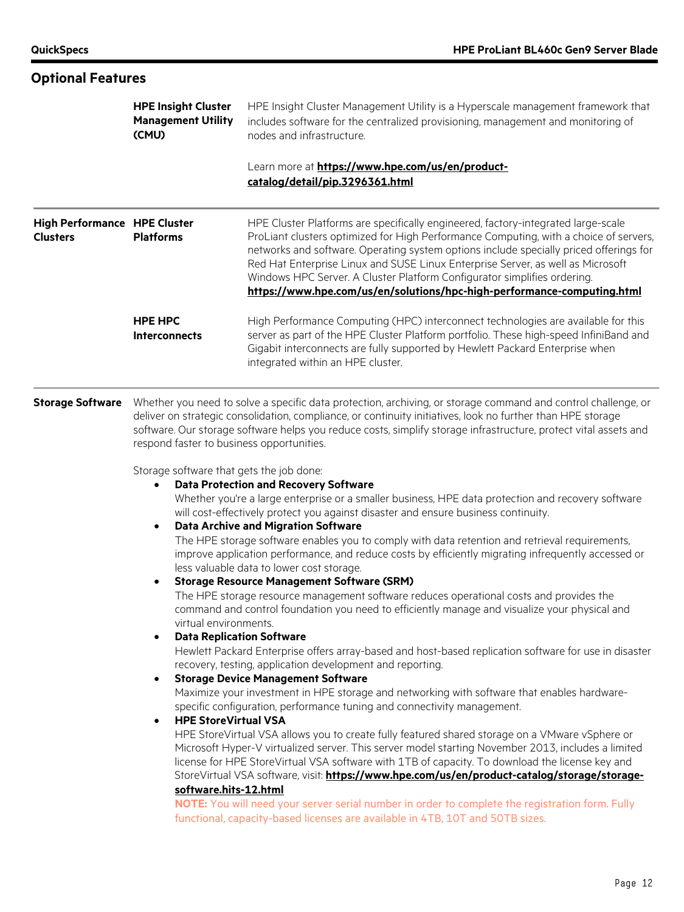## Optional Features

**HPE Insight Cluster Management Utility (CMU)**

HPE Insight Cluster Management Utility is a Hyperscale management framework that includes software for the centralized provisioning, management and monitoring of nodes and infrastructure.

Learn more at **https://www.hpe.com/us/en/product-catalog/detail/pip.3296361.html**

### High Performance Clusters

**HPE Cluster Platforms**

HPE Cluster Platforms are specifically engineered, factory-integrated large-scale ProLiant clusters optimized for High Performance Computing, with a choice of servers, networks and software. Operating system options include specially priced offerings for Red Hat Enterprise Linux and SUSE Linux Enterprise Server, as well as Microsoft Windows HPC Server. A Cluster Platform Configurator simplifies ordering.
**https://www.hpe.com/us/en/solutions/hpc-high-performance-computing.html**

**HPE HPC Interconnects**

High Performance Computing (HPC) interconnect technologies are available for this server as part of the HPE Cluster Platform portfolio. These high-speed InfiniBand and Gigabit interconnects are fully supported by Hewlett Packard Enterprise when integrated within an HPE cluster.

### Storage Software

Whether you need to solve a specific data protection, archiving, or storage command and control challenge, or deliver on strategic consolidation, compliance, or continuity initiatives, look no further than HPE storage software. Our storage software helps you reduce costs, simplify storage infrastructure, protect vital assets and respond faster to business opportunities.

Storage software that gets the job done:

- **Data Protection and Recovery Software**
  Whether you're a large enterprise or a smaller business, HPE data protection and recovery software will cost-effectively protect you against disaster and ensure business continuity.
- **Data Archive and Migration Software**
  The HPE storage software enables you to comply with data retention and retrieval requirements, improve application performance, and reduce costs by efficiently migrating infrequently accessed or less valuable data to lower cost storage.
- **Storage Resource Management Software (SRM)**
  The HPE storage resource management software reduces operational costs and provides the command and control foundation you need to efficiently manage and visualize your physical and virtual environments.
- **Data Replication Software**
  Hewlett Packard Enterprise offers array-based and host-based replication software for use in disaster recovery, testing, application development and reporting.
- **Storage Device Management Software**
  Maximize your investment in HPE storage and networking with software that enables hardware-specific configuration, performance tuning and connectivity management.
- **HPE StoreVirtual VSA**
  HPE StoreVirtual VSA allows you to create fully featured shared storage on a VMware vSphere or Microsoft Hyper-V virtualized server. This server model starting November 2013, includes a limited license for HPE StoreVirtual VSA software with 1TB of capacity. To download the license key and StoreVirtual VSA software, visit: **https://www.hpe.com/us/en/product-catalog/storage/storage-software.hits-12.html**
  **NOTE:** You will need your server serial number in order to complete the registration form. Fully functional, capacity-based licenses are available in 4TB, 10T and 50TB sizes.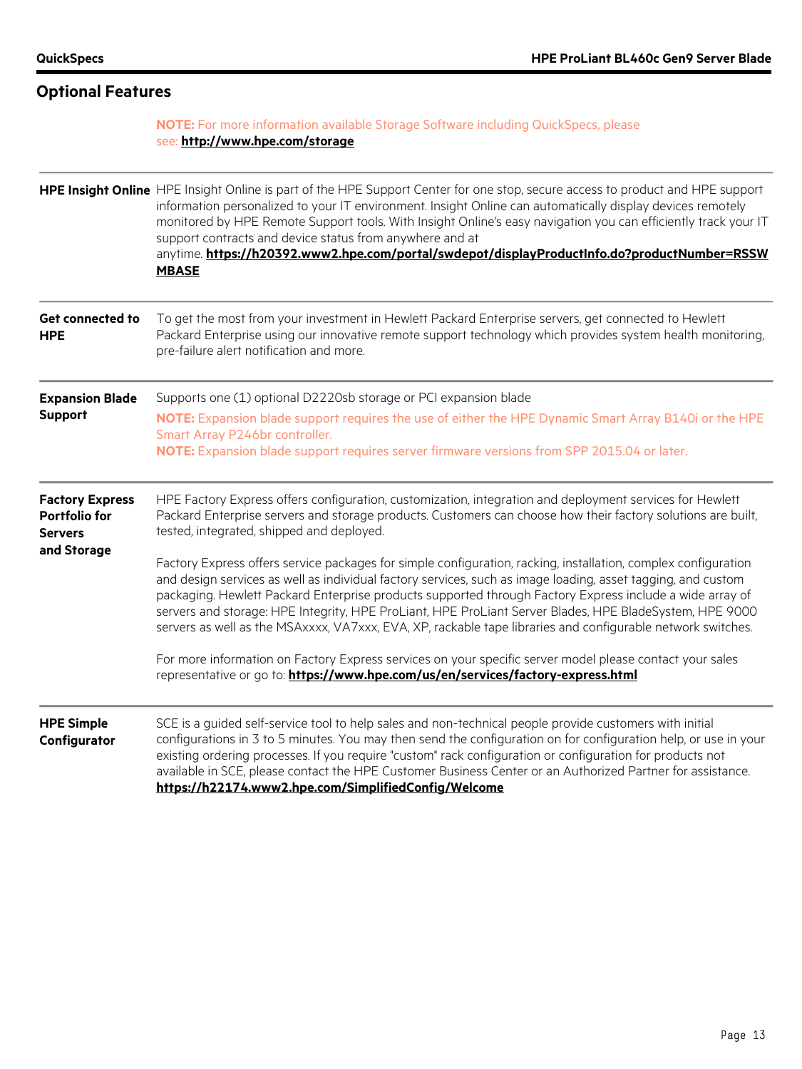## Optional Features

**NOTE:** For more information available Storage Software including QuickSpecs, please see: **http://www.hpe.com/storage**

| | |
|---|---|
| **HPE Insight Online** | HPE Insight Online is part of the HPE Support Center for one stop, secure access to product and HPE support information personalized to your IT environment. Insight Online can automatically display devices remotely monitored by HPE Remote Support tools. With Insight Online's easy navigation you can efficiently track your IT support contracts and device status from anywhere and at anytime. **https://h20392.www2.hpe.com/portal/swdepot/displayProductInfo.do?productNumber=RSSWMBASE** |
| **Get connected to HPE** | To get the most from your investment in Hewlett Packard Enterprise servers, get connected to Hewlett Packard Enterprise using our innovative remote support technology which provides system health monitoring, pre-failure alert notification and more. |
| **Expansion Blade Support** | Supports one (1) optional D2220sb storage or PCI expansion blade<br>**NOTE:** Expansion blade support requires the use of either the HPE Dynamic Smart Array B140i or the HPE Smart Array P246br controller.<br>**NOTE:** Expansion blade support requires server firmware versions from SPP 2015.04 or later. |
| **Factory Express Portfolio for Servers and Storage** | HPE Factory Express offers configuration, customization, integration and deployment services for Hewlett Packard Enterprise servers and storage products. Customers can choose how their factory solutions are built, tested, integrated, shipped and deployed.<br><br>Factory Express offers service packages for simple configuration, racking, installation, complex configuration and design services as well as individual factory services, such as image loading, asset tagging, and custom packaging. Hewlett Packard Enterprise products supported through Factory Express include a wide array of servers and storage: HPE Integrity, HPE ProLiant, HPE ProLiant Server Blades, HPE BladeSystem, HPE 9000 servers as well as the MSAxxxx, VA7xxx, EVA, XP, rackable tape libraries and configurable network switches.<br><br>For more information on Factory Express services on your specific server model please contact your sales representative or go to: **https://www.hpe.com/us/en/services/factory-express.html** |
| **HPE Simple Configurator** | SCE is a guided self-service tool to help sales and non-technical people provide customers with initial configurations in 3 to 5 minutes. You may then send the configuration on for configuration help, or use in your existing ordering processes. If you require "custom" rack configuration or configuration for products not available in SCE, please contact the HPE Customer Business Center or an Authorized Partner for assistance. **https://h22174.www2.hpe.com/SimplifiedConfig/Welcome** |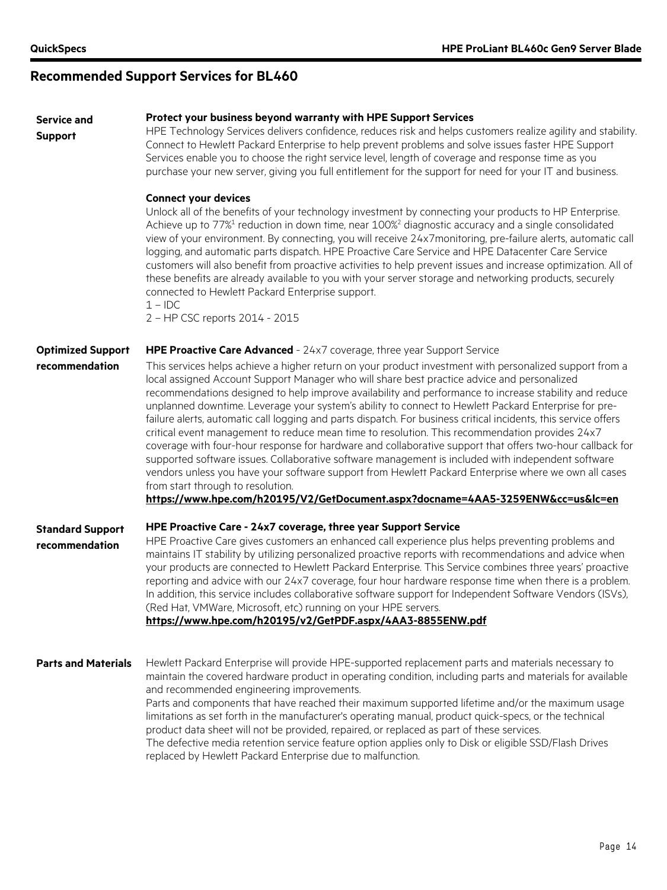## Recommended Support Services for BL460

### Service and Support

**Protect your business beyond warranty with HPE Support Services**

HPE Technology Services delivers confidence, reduces risk and helps customers realize agility and stability. Connect to Hewlett Packard Enterprise to help prevent problems and solve issues faster HPE Support Services enable you to choose the right service level, length of coverage and response time as you purchase your new server, giving you full entitlement for the support for need for your IT and business.

**Connect your devices**

Unlock all of the benefits of your technology investment by connecting your products to HP Enterprise. Achieve up to 77%[1] reduction in down time, near 100%[2] diagnostic accuracy and a single consolidated view of your environment. By connecting, you will receive 24x7monitoring, pre-failure alerts, automatic call logging, and automatic parts dispatch. HPE Proactive Care Service and HPE Datacenter Care Service customers will also benefit from proactive activities to help prevent issues and increase optimization. All of these benefits are already available to you with your server storage and networking products, securely connected to Hewlett Packard Enterprise support.

1 – IDC

2 – HP CSC reports 2014 - 2015

### Optimized Support recommendation

**HPE Proactive Care Advanced** - 24x7 coverage, three year Support Service

This services helps achieve a higher return on your product investment with personalized support from a local assigned Account Support Manager who will share best practice advice and personalized recommendations designed to help improve availability and performance to increase stability and reduce unplanned downtime. Leverage your system's ability to connect to Hewlett Packard Enterprise for pre-failure alerts, automatic call logging and parts dispatch. For business critical incidents, this service offers critical event management to reduce mean time to resolution. This recommendation provides 24x7 coverage with four-hour response for hardware and collaborative support that offers two-hour callback for supported software issues. Collaborative software management is included with independent software vendors unless you have your software support from Hewlett Packard Enterprise where we own all cases from start through to resolution.

**https://www.hpe.com/h20195/V2/GetDocument.aspx?docname=4AA5-3259ENW&cc=us&lc=en**

### Standard Support recommendation

**HPE Proactive Care - 24x7 coverage, three year Support Service**

HPE Proactive Care gives customers an enhanced call experience plus helps preventing problems and maintains IT stability by utilizing personalized proactive reports with recommendations and advice when your products are connected to Hewlett Packard Enterprise. This Service combines three years' proactive reporting and advice with our 24x7 coverage, four hour hardware response time when there is a problem. In addition, this service includes collaborative software support for Independent Software Vendors (ISVs), (Red Hat, VMWare, Microsoft, etc) running on your HPE servers.

**https://www.hpe.com/h20195/v2/GetPDF.aspx/4AA3-8855ENW.pdf**

### Parts and Materials

Hewlett Packard Enterprise will provide HPE-supported replacement parts and materials necessary to maintain the covered hardware product in operating condition, including parts and materials for available and recommended engineering improvements.

Parts and components that have reached their maximum supported lifetime and/or the maximum usage limitations as set forth in the manufacturer's operating manual, product quick-specs, or the technical product data sheet will not be provided, repaired, or replaced as part of these services.

The defective media retention service feature option applies only to Disk or eligible SSD/Flash Drives replaced by Hewlett Packard Enterprise due to malfunction.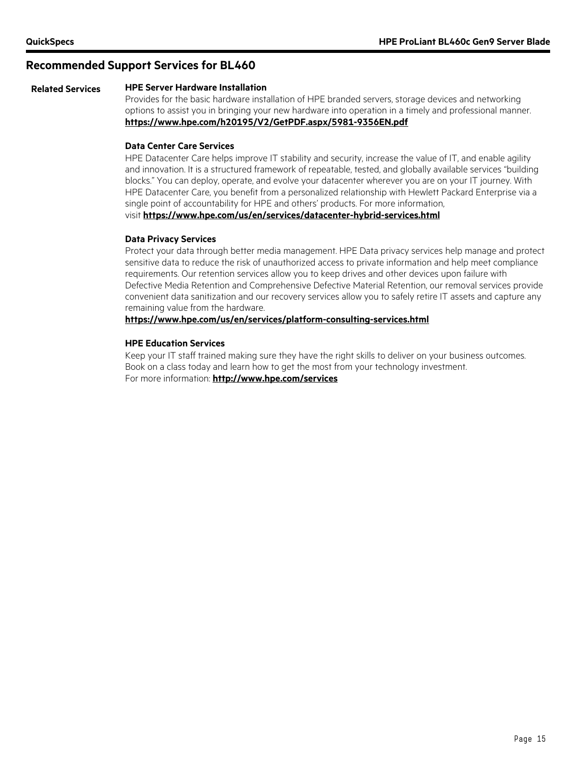## Recommended Support Services for BL460

**Related Services**

**HPE Server Hardware Installation**

Provides for the basic hardware installation of HPE branded servers, storage devices and networking options to assist you in bringing your new hardware into operation in a timely and professional manner.
**https://www.hpe.com/h20195/V2/GetPDF.aspx/5981-9356EN.pdf**

**Data Center Care Services**

HPE Datacenter Care helps improve IT stability and security, increase the value of IT, and enable agility and innovation. It is a structured framework of repeatable, tested, and globally available services "building blocks." You can deploy, operate, and evolve your datacenter wherever you are on your IT journey. With HPE Datacenter Care, you benefit from a personalized relationship with Hewlett Packard Enterprise via a single point of accountability for HPE and others' products. For more information, visit **https://www.hpe.com/us/en/services/datacenter-hybrid-services.html**

**Data Privacy Services**

Protect your data through better media management. HPE Data privacy services help manage and protect sensitive data to reduce the risk of unauthorized access to private information and help meet compliance requirements. Our retention services allow you to keep drives and other devices upon failure with Defective Media Retention and Comprehensive Defective Material Retention, our removal services provide convenient data sanitization and our recovery services allow you to safely retire IT assets and capture any remaining value from the hardware.
**https://www.hpe.com/us/en/services/platform-consulting-services.html**

**HPE Education Services**

Keep your IT staff trained making sure they have the right skills to deliver on your business outcomes. Book on a class today and learn how to get the most from your technology investment.
For more information: **http://www.hpe.com/services**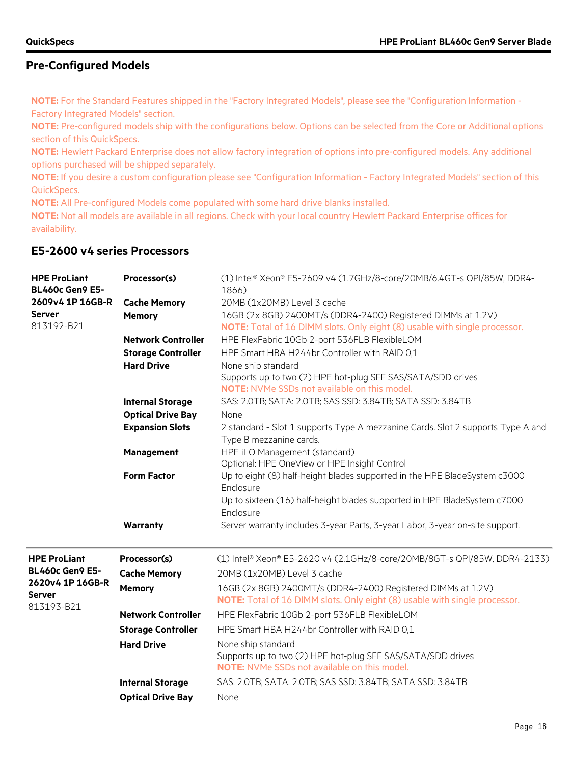## Pre-Configured Models

**NOTE:** For the Standard Features shipped in the "Factory Integrated Models", please see the "Configuration Information - Factory Integrated Models" section.
**NOTE:** Pre-configured models ship with the configurations below. Options can be selected from the Core or Additional options section of this QuickSpecs.
**NOTE:** Hewlett Packard Enterprise does not allow factory integration of options into pre-configured models. Any additional options purchased will be shipped separately.
**NOTE:** If you desire a custom configuration please see "Configuration Information - Factory Integrated Models" section of this QuickSpecs.
**NOTE:** All Pre-configured Models come populated with some hard drive blanks installed.
**NOTE:** Not all models are available in all regions. Check with your local country Hewlett Packard Enterprise offices for availability.

### E5-2600 v4 series Processors

| | | |
|---|---|---|
| **HPE ProLiant BL460c Gen9 E5-2609v4 1P 16GB-R Server** 813192-B21 | **Processor(s)** | (1) Intel® Xeon® E5-2609 v4 (1.7GHz/8-core/20MB/6.4GT-s QPI/85W, DDR4-1866) |
| | **Cache Memory** | 20MB (1x20MB) Level 3 cache |
| | **Memory** | 16GB (2x 8GB) 2400MT/s (DDR4-2400) Registered DIMMs at 1.2V)<br>**NOTE:** Total of 16 DIMM slots. Only eight (8) usable with single processor. |
| | **Network Controller** | HPE FlexFabric 10Gb 2-port 536FLB FlexibleLOM |
| | **Storage Controller** | HPE Smart HBA H244br Controller with RAID 0,1 |
| | **Hard Drive** | None ship standard<br>Supports up to two (2) HPE hot-plug SFF SAS/SATA/SDD drives<br>**NOTE:** NVMe SSDs not available on this model. |
| | **Internal Storage** | SAS: 2.0TB; SATA: 2.0TB; SAS SSD: 3.84TB; SATA SSD: 3.84TB |
| | **Optical Drive Bay** | None |
| | **Expansion Slots** | 2 standard - Slot 1 supports Type A mezzanine Cards. Slot 2 supports Type A and Type B mezzanine cards. |
| | **Management** | HPE iLO Management (standard)<br>Optional: HPE OneView or HPE Insight Control |
| | **Form Factor** | Up to eight (8) half-height blades supported in the HPE BladeSystem c3000 Enclosure<br>Up to sixteen (16) half-height blades supported in HPE BladeSystem c7000 Enclosure |
| | **Warranty** | Server warranty includes 3-year Parts, 3-year Labor, 3-year on-site support. |

| | | |
|---|---|---|
| **HPE ProLiant BL460c Gen9 E5-2620v4 1P 16GB-R Server** 813193-B21 | **Processor(s)** | (1) Intel® Xeon® E5-2620 v4 (2.1GHz/8-core/20MB/8GT-s QPI/85W, DDR4-2133) |
| | **Cache Memory** | 20MB (1x20MB) Level 3 cache |
| | **Memory** | 16GB (2x 8GB) 2400MT/s (DDR4-2400) Registered DIMMs at 1.2V)<br>**NOTE:** Total of 16 DIMM slots. Only eight (8) usable with single processor. |
| | **Network Controller** | HPE FlexFabric 10Gb 2-port 536FLB FlexibleLOM |
| | **Storage Controller** | HPE Smart HBA H244br Controller with RAID 0,1 |
| | **Hard Drive** | None ship standard<br>Supports up to two (2) HPE hot-plug SFF SAS/SATA/SDD drives<br>**NOTE:** NVMe SSDs not available on this model. |
| | **Internal Storage** | SAS: 2.0TB; SATA: 2.0TB; SAS SSD: 3.84TB; SATA SSD: 3.84TB |
| | **Optical Drive Bay** | None |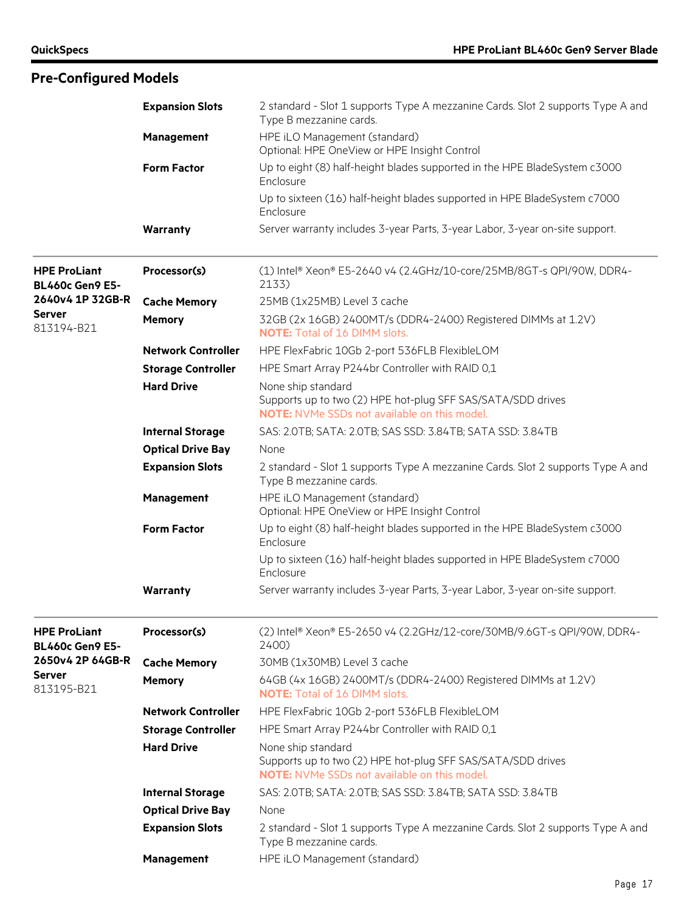## Pre-Configured Models

| | | |
|---|---|---|
| | **Expansion Slots** | 2 standard - Slot 1 supports Type A mezzanine Cards. Slot 2 supports Type A and Type B mezzanine cards. |
| | **Management** | HPE iLO Management (standard)<br>Optional: HPE OneView or HPE Insight Control |
| | **Form Factor** | Up to eight (8) half-height blades supported in the HPE BladeSystem c3000 Enclosure<br>Up to sixteen (16) half-height blades supported in HPE BladeSystem c7000 Enclosure |
| | **Warranty** | Server warranty includes 3-year Parts, 3-year Labor, 3-year on-site support. |
| **HPE ProLiant BL460c Gen9 E5-2640v4 1P 32GB-R Server**<br>813194-B21 | **Processor(s)** | (1) Intel® Xeon® E5-2640 v4 (2.4GHz/10-core/25MB/8GT-s QPI/90W, DDR4-2133) |
| | **Cache Memory** | 25MB (1x25MB) Level 3 cache |
| | **Memory** | 32GB (2x 16GB) 2400MT/s (DDR4-2400) Registered DIMMs at 1.2V)<br>**NOTE:** Total of 16 DIMM slots. |
| | **Network Controller** | HPE FlexFabric 10Gb 2-port 536FLB FlexibleLOM |
| | **Storage Controller** | HPE Smart Array P244br Controller with RAID 0,1 |
| | **Hard Drive** | None ship standard<br>Supports up to two (2) HPE hot-plug SFF SAS/SATA/SDD drives<br>**NOTE:** NVMe SSDs not available on this model. |
| | **Internal Storage** | SAS: 2.0TB; SATA: 2.0TB; SAS SSD: 3.84TB; SATA SSD: 3.84TB |
| | **Optical Drive Bay** | None |
| | **Expansion Slots** | 2 standard - Slot 1 supports Type A mezzanine Cards. Slot 2 supports Type A and Type B mezzanine cards. |
| | **Management** | HPE iLO Management (standard)<br>Optional: HPE OneView or HPE Insight Control |
| | **Form Factor** | Up to eight (8) half-height blades supported in the HPE BladeSystem c3000 Enclosure<br>Up to sixteen (16) half-height blades supported in HPE BladeSystem c7000 Enclosure |
| | **Warranty** | Server warranty includes 3-year Parts, 3-year Labor, 3-year on-site support. |
| **HPE ProLiant BL460c Gen9 E5-2650v4 2P 64GB-R Server**<br>813195-B21 | **Processor(s)** | (2) Intel® Xeon® E5-2650 v4 (2.2GHz/12-core/30MB/9.6GT-s QPI/90W, DDR4-2400) |
| | **Cache Memory** | 30MB (1x30MB) Level 3 cache |
| | **Memory** | 64GB (4x 16GB) 2400MT/s (DDR4-2400) Registered DIMMs at 1.2V)<br>**NOTE:** Total of 16 DIMM slots. |
| | **Network Controller** | HPE FlexFabric 10Gb 2-port 536FLB FlexibleLOM |
| | **Storage Controller** | HPE Smart Array P244br Controller with RAID 0,1 |
| | **Hard Drive** | None ship standard<br>Supports up to two (2) HPE hot-plug SFF SAS/SATA/SDD drives<br>**NOTE:** NVMe SSDs not available on this model. |
| | **Internal Storage** | SAS: 2.0TB; SATA: 2.0TB; SAS SSD: 3.84TB; SATA SSD: 3.84TB |
| | **Optical Drive Bay** | None |
| | **Expansion Slots** | 2 standard - Slot 1 supports Type A mezzanine Cards. Slot 2 supports Type A and Type B mezzanine cards. |
| | **Management** | HPE iLO Management (standard) |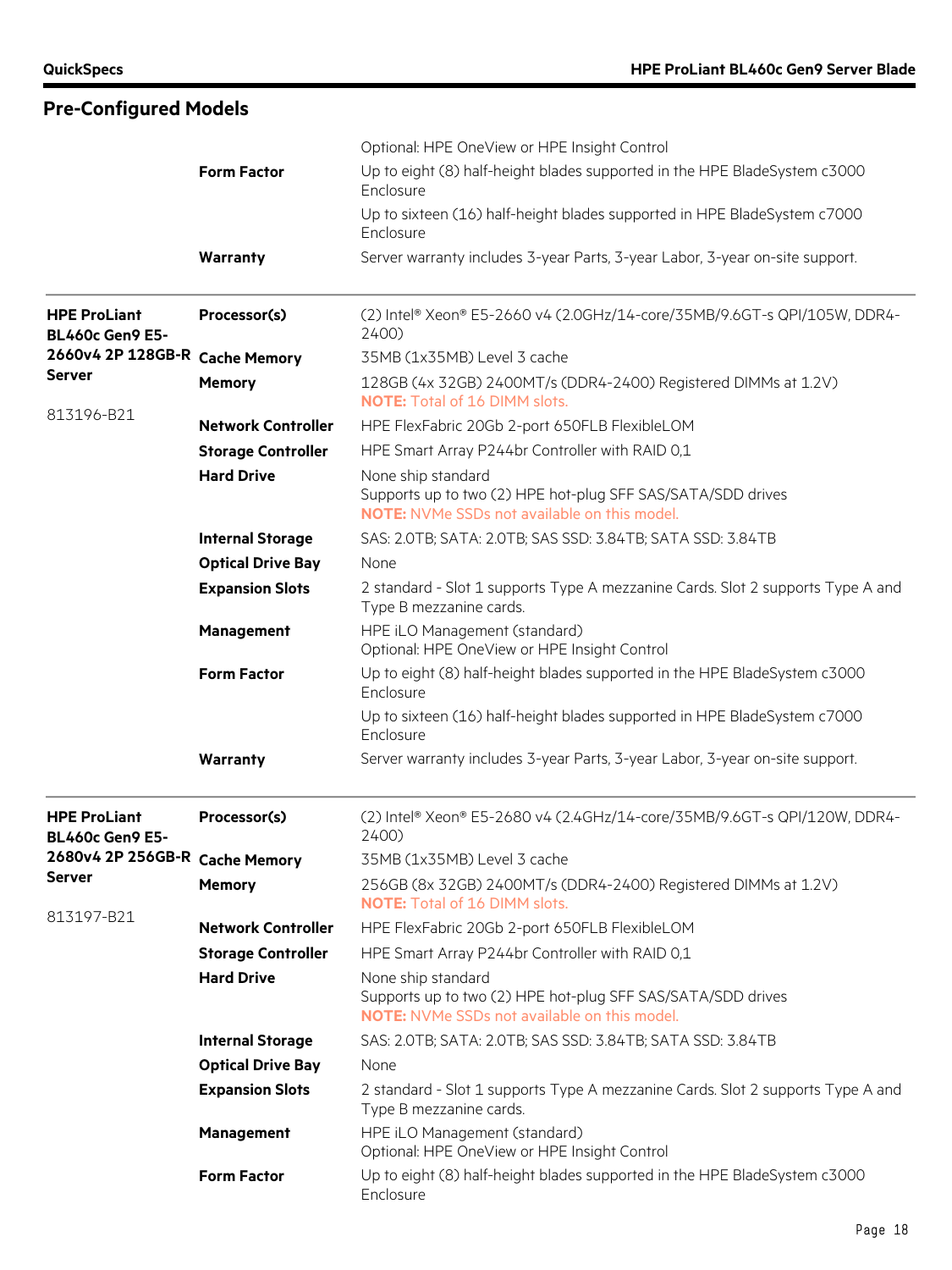## Pre-Configured Models

| | | |
|---|---|---|
| | | Optional: HPE OneView or HPE Insight Control |
| | **Form Factor** | Up to eight (8) half-height blades supported in the HPE BladeSystem c3000 Enclosure<br>Up to sixteen (16) half-height blades supported in HPE BladeSystem c7000 Enclosure |
| | **Warranty** | Server warranty includes 3-year Parts, 3-year Labor, 3-year on-site support. |
| **HPE ProLiant BL460c Gen9 E5-2660v4 2P 128GB-R Server**<br><br>813196-B21 | **Processor(s)** | (2) Intel® Xeon® E5-2660 v4 (2.0GHz/14-core/35MB/9.6GT-s QPI/105W, DDR4-2400) |
| | **Cache Memory** | 35MB (1x35MB) Level 3 cache |
| | **Memory** | 128GB (4x 32GB) 2400MT/s (DDR4-2400) Registered DIMMs at 1.2V)<br>**NOTE:** Total of 16 DIMM slots. |
| | **Network Controller** | HPE FlexFabric 20Gb 2-port 650FLB FlexibleLOM |
| | **Storage Controller** | HPE Smart Array P244br Controller with RAID 0,1 |
| | **Hard Drive** | None ship standard<br>Supports up to two (2) HPE hot-plug SFF SAS/SATA/SDD drives<br>**NOTE:** NVMe SSDs not available on this model. |
| | **Internal Storage** | SAS: 2.0TB; SATA: 2.0TB; SAS SSD: 3.84TB; SATA SSD: 3.84TB |
| | **Optical Drive Bay** | None |
| | **Expansion Slots** | 2 standard - Slot 1 supports Type A mezzanine Cards. Slot 2 supports Type A and Type B mezzanine cards. |
| | **Management** | HPE iLO Management (standard)<br>Optional: HPE OneView or HPE Insight Control |
| | **Form Factor** | Up to eight (8) half-height blades supported in the HPE BladeSystem c3000 Enclosure<br>Up to sixteen (16) half-height blades supported in HPE BladeSystem c7000 Enclosure |
| | **Warranty** | Server warranty includes 3-year Parts, 3-year Labor, 3-year on-site support. |
| **HPE ProLiant BL460c Gen9 E5-2680v4 2P 256GB-R Server**<br><br>813197-B21 | **Processor(s)** | (2) Intel® Xeon® E5-2680 v4 (2.4GHz/14-core/35MB/9.6GT-s QPI/120W, DDR4-2400) |
| | **Cache Memory** | 35MB (1x35MB) Level 3 cache |
| | **Memory** | 256GB (8x 32GB) 2400MT/s (DDR4-2400) Registered DIMMs at 1.2V)<br>**NOTE:** Total of 16 DIMM slots. |
| | **Network Controller** | HPE FlexFabric 20Gb 2-port 650FLB FlexibleLOM |
| | **Storage Controller** | HPE Smart Array P244br Controller with RAID 0,1 |
| | **Hard Drive** | None ship standard<br>Supports up to two (2) HPE hot-plug SFF SAS/SATA/SDD drives<br>**NOTE:** NVMe SSDs not available on this model. |
| | **Internal Storage** | SAS: 2.0TB; SATA: 2.0TB; SAS SSD: 3.84TB; SATA SSD: 3.84TB |
| | **Optical Drive Bay** | None |
| | **Expansion Slots** | 2 standard - Slot 1 supports Type A mezzanine Cards. Slot 2 supports Type A and Type B mezzanine cards. |
| | **Management** | HPE iLO Management (standard)<br>Optional: HPE OneView or HPE Insight Control |
| | **Form Factor** | Up to eight (8) half-height blades supported in the HPE BladeSystem c3000 Enclosure |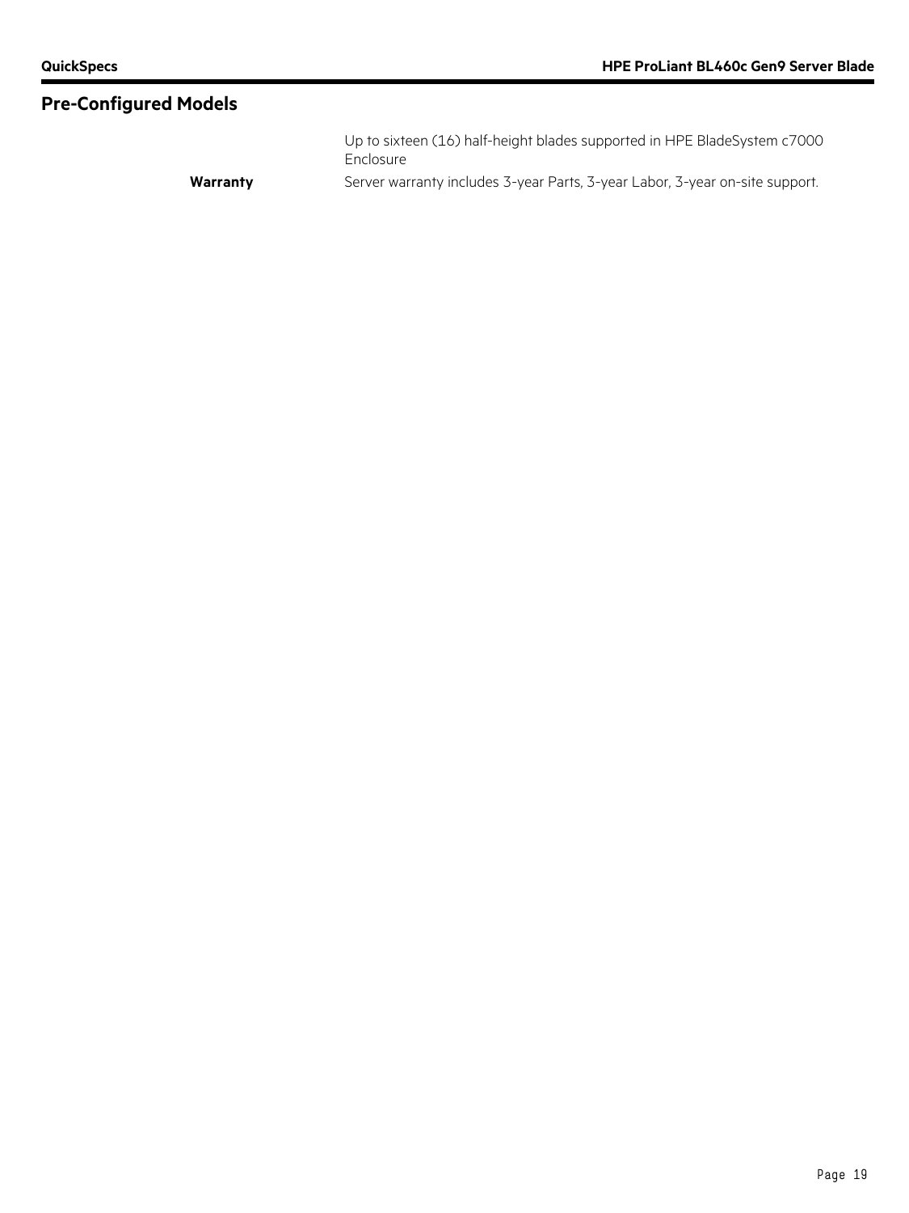## Pre-Configured Models

| | |
|---|---|
| | Up to sixteen (16) half-height blades supported in HPE BladeSystem c7000 Enclosure |
| **Warranty** | Server warranty includes 3-year Parts, 3-year Labor, 3-year on-site support. |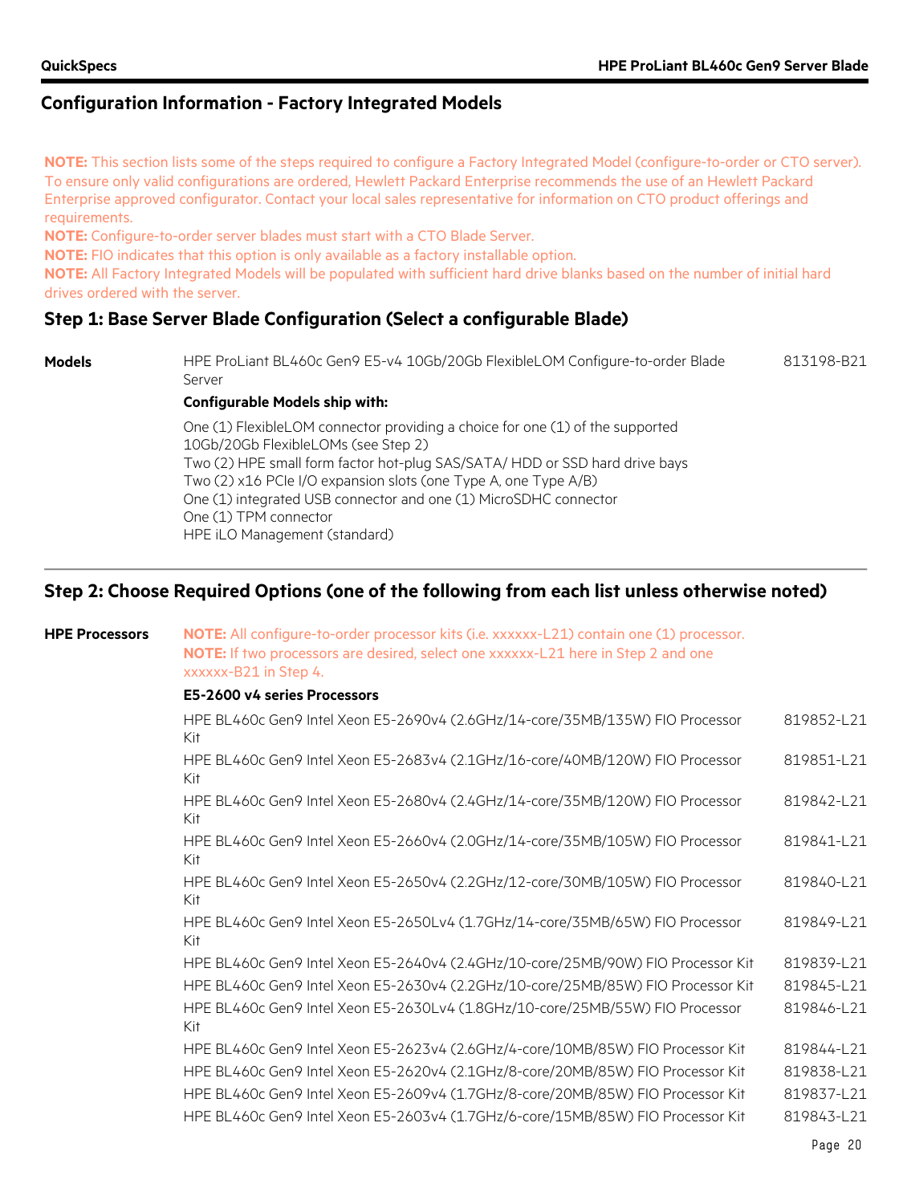## Configuration Information - Factory Integrated Models

**NOTE:** This section lists some of the steps required to configure a Factory Integrated Model (configure-to-order or CTO server). To ensure only valid configurations are ordered, Hewlett Packard Enterprise recommends the use of an Hewlett Packard Enterprise approved configurator. Contact your local sales representative for information on CTO product offerings and requirements.

**NOTE:** Configure-to-order server blades must start with a CTO Blade Server.

**NOTE:** FIO indicates that this option is only available as a factory installable option.

**NOTE:** All Factory Integrated Models will be populated with sufficient hard drive blanks based on the number of initial hard drives ordered with the server.

### Step 1: Base Server Blade Configuration (Select a configurable Blade)

**Models**

| | |
|---|---|
| HPE ProLiant BL460c Gen9 E5-v4 10Gb/20Gb FlexibleLOM Configure-to-order Blade Server | 813198-B21 |

**Configurable Models ship with:**

One (1) FlexibleLOM connector providing a choice for one (1) of the supported 10Gb/20Gb FlexibleLOMs (see Step 2)
Two (2) HPE small form factor hot-plug SAS/SATA/ HDD or SSD hard drive bays
Two (2) x16 PCIe I/O expansion slots (one Type A, one Type A/B)
One (1) integrated USB connector and one (1) MicroSDHC connector
One (1) TPM connector
HPE iLO Management (standard)

### Step 2: Choose Required Options (one of the following from each list unless otherwise noted)

**HPE Processors**

**NOTE:** All configure-to-order processor kits (i.e. xxxxxx-L21) contain one (1) processor.
**NOTE:** If two processors are desired, select one xxxxxx-L21 here in Step 2 and one xxxxxx-B21 in Step 4.

**E5-2600 v4 series Processors**

| | |
|---|---|
| HPE BL460c Gen9 Intel Xeon E5-2690v4 (2.6GHz/14-core/35MB/135W) FIO Processor Kit | 819852-L21 |
| HPE BL460c Gen9 Intel Xeon E5-2683v4 (2.1GHz/16-core/40MB/120W) FIO Processor Kit | 819851-L21 |
| HPE BL460c Gen9 Intel Xeon E5-2680v4 (2.4GHz/14-core/35MB/120W) FIO Processor Kit | 819842-L21 |
| HPE BL460c Gen9 Intel Xeon E5-2660v4 (2.0GHz/14-core/35MB/105W) FIO Processor Kit | 819841-L21 |
| HPE BL460c Gen9 Intel Xeon E5-2650v4 (2.2GHz/12-core/30MB/105W) FIO Processor Kit | 819840-L21 |
| HPE BL460c Gen9 Intel Xeon E5-2650Lv4 (1.7GHz/14-core/35MB/65W) FIO Processor Kit | 819849-L21 |
| HPE BL460c Gen9 Intel Xeon E5-2640v4 (2.4GHz/10-core/25MB/90W) FIO Processor Kit | 819839-L21 |
| HPE BL460c Gen9 Intel Xeon E5-2630v4 (2.2GHz/10-core/25MB/85W) FIO Processor Kit | 819845-L21 |
| HPE BL460c Gen9 Intel Xeon E5-2630Lv4 (1.8GHz/10-core/25MB/55W) FIO Processor Kit | 819846-L21 |
| HPE BL460c Gen9 Intel Xeon E5-2623v4 (2.6GHz/4-core/10MB/85W) FIO Processor Kit | 819844-L21 |
| HPE BL460c Gen9 Intel Xeon E5-2620v4 (2.1GHz/8-core/20MB/85W) FIO Processor Kit | 819838-L21 |
| HPE BL460c Gen9 Intel Xeon E5-2609v4 (1.7GHz/8-core/20MB/85W) FIO Processor Kit | 819837-L21 |
| HPE BL460c Gen9 Intel Xeon E5-2603v4 (1.7GHz/6-core/15MB/85W) FIO Processor Kit | 819843-L21 |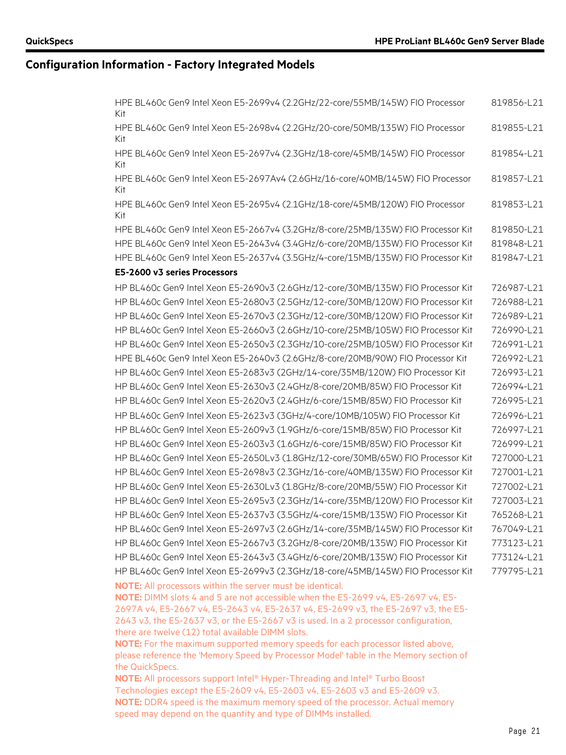## Configuration Information - Factory Integrated Models

| | |
|---|---|
| HPE BL460c Gen9 Intel Xeon E5-2699v4 (2.2GHz/22-core/55MB/145W) FIO Processor Kit | 819856-L21 |
| HPE BL460c Gen9 Intel Xeon E5-2698v4 (2.2GHz/20-core/50MB/135W) FIO Processor Kit | 819855-L21 |
| HPE BL460c Gen9 Intel Xeon E5-2697v4 (2.3GHz/18-core/45MB/145W) FIO Processor Kit | 819854-L21 |
| HPE BL460c Gen9 Intel Xeon E5-2697Av4 (2.6GHz/16-core/40MB/145W) FIO Processor Kit | 819857-L21 |
| HPE BL460c Gen9 Intel Xeon E5-2695v4 (2.1GHz/18-core/45MB/120W) FIO Processor Kit | 819853-L21 |
| HPE BL460c Gen9 Intel Xeon E5-2667v4 (3.2GHz/8-core/25MB/135W) FIO Processor Kit | 819850-L21 |
| HPE BL460c Gen9 Intel Xeon E5-2643v4 (3.4GHz/6-core/20MB/135W) FIO Processor Kit | 819848-L21 |
| HPE BL460c Gen9 Intel Xeon E5-2637v4 (3.5GHz/4-core/15MB/135W) FIO Processor Kit | 819847-L21 |
| **E5-2600 v3 series Processors** | |
| HP BL460c Gen9 Intel Xeon E5-2690v3 (2.6GHz/12-core/30MB/135W) FIO Processor Kit | 726987-L21 |
| HP BL460c Gen9 Intel Xeon E5-2680v3 (2.5GHz/12-core/30MB/120W) FIO Processor Kit | 726988-L21 |
| HP BL460c Gen9 Intel Xeon E5-2670v3 (2.3GHz/12-core/30MB/120W) FIO Processor Kit | 726989-L21 |
| HP BL460c Gen9 Intel Xeon E5-2660v3 (2.6GHz/10-core/25MB/105W) FIO Processor Kit | 726990-L21 |
| HP BL460c Gen9 Intel Xeon E5-2650v3 (2.3GHz/10-core/25MB/105W) FIO Processor Kit | 726991-L21 |
| HPE BL460c Gen9 Intel Xeon E5-2640v3 (2.6GHz/8-core/20MB/90W) FIO Processor Kit | 726992-L21 |
| HP BL460c Gen9 Intel Xeon E5-2683v3 (2GHz/14-core/35MB/120W) FIO Processor Kit | 726993-L21 |
| HP BL460c Gen9 Intel Xeon E5-2630v3 (2.4GHz/8-core/20MB/85W) FIO Processor Kit | 726994-L21 |
| HP BL460c Gen9 Intel Xeon E5-2620v3 (2.4GHz/6-core/15MB/85W) FIO Processor Kit | 726995-L21 |
| HP BL460c Gen9 Intel Xeon E5-2623v3 (3GHz/4-core/10MB/105W) FIO Processor Kit | 726996-L21 |
| HP BL460c Gen9 Intel Xeon E5-2609v3 (1.9GHz/6-core/15MB/85W) FIO Processor Kit | 726997-L21 |
| HP BL460c Gen9 Intel Xeon E5-2603v3 (1.6GHz/6-core/15MB/85W) FIO Processor Kit | 726999-L21 |
| HP BL460c Gen9 Intel Xeon E5-2650Lv3 (1.8GHz/12-core/30MB/65W) FIO Processor Kit | 727000-L21 |
| HP BL460c Gen9 Intel Xeon E5-2698v3 (2.3GHz/16-core/40MB/135W) FIO Processor Kit | 727001-L21 |
| HP BL460c Gen9 Intel Xeon E5-2630Lv3 (1.8GHz/8-core/20MB/55W) FIO Processor Kit | 727002-L21 |
| HP BL460c Gen9 Intel Xeon E5-2695v3 (2.3GHz/14-core/35MB/120W) FIO Processor Kit | 727003-L21 |
| HP BL460c Gen9 Intel Xeon E5-2637v3 (3.5GHz/4-core/15MB/135W) FIO Processor Kit | 765268-L21 |
| HP BL460c Gen9 Intel Xeon E5-2697v3 (2.6GHz/14-core/35MB/145W) FIO Processor Kit | 767049-L21 |
| HP BL460c Gen9 Intel Xeon E5-2667v3 (3.2GHz/8-core/20MB/135W) FIO Processor Kit | 773123-L21 |
| HP BL460c Gen9 Intel Xeon E5-2643v3 (3.4GHz/6-core/20MB/135W) FIO Processor Kit | 773124-L21 |
| HP BL460c Gen9 Intel Xeon E5-2699v3 (2.3GHz/18-core/45MB/145W) FIO Processor Kit | 779795-L21 |

**NOTE:** All processors within the server must be identical.
**NOTE:** DIMM slots 4 and 5 are not accessible when the E5-2699 v4, E5-2697 v4, E5-2697A v4, E5-2667 v4, E5-2643 v4, E5-2637 v4, E5-2699 v3, the E5-2697 v3, the E5-2643 v3, the E5-2637 v3, or the E5-2667 v3 is used. In a 2 processor configuration, there are twelve (12) total available DIMM slots.
**NOTE:** For the maximum supported memory speeds for each processor listed above, please reference the 'Memory Speed by Processor Model' table in the Memory section of the QuickSpecs.
**NOTE:** All processors support Intel® Hyper-Threading and Intel® Turbo Boost Technologies except the E5-2609 v4, E5-2603 v4, E5-2603 v3 and E5-2609 v3.
**NOTE:** DDR4 speed is the maximum memory speed of the processor. Actual memory speed may depend on the quantity and type of DIMMs installed.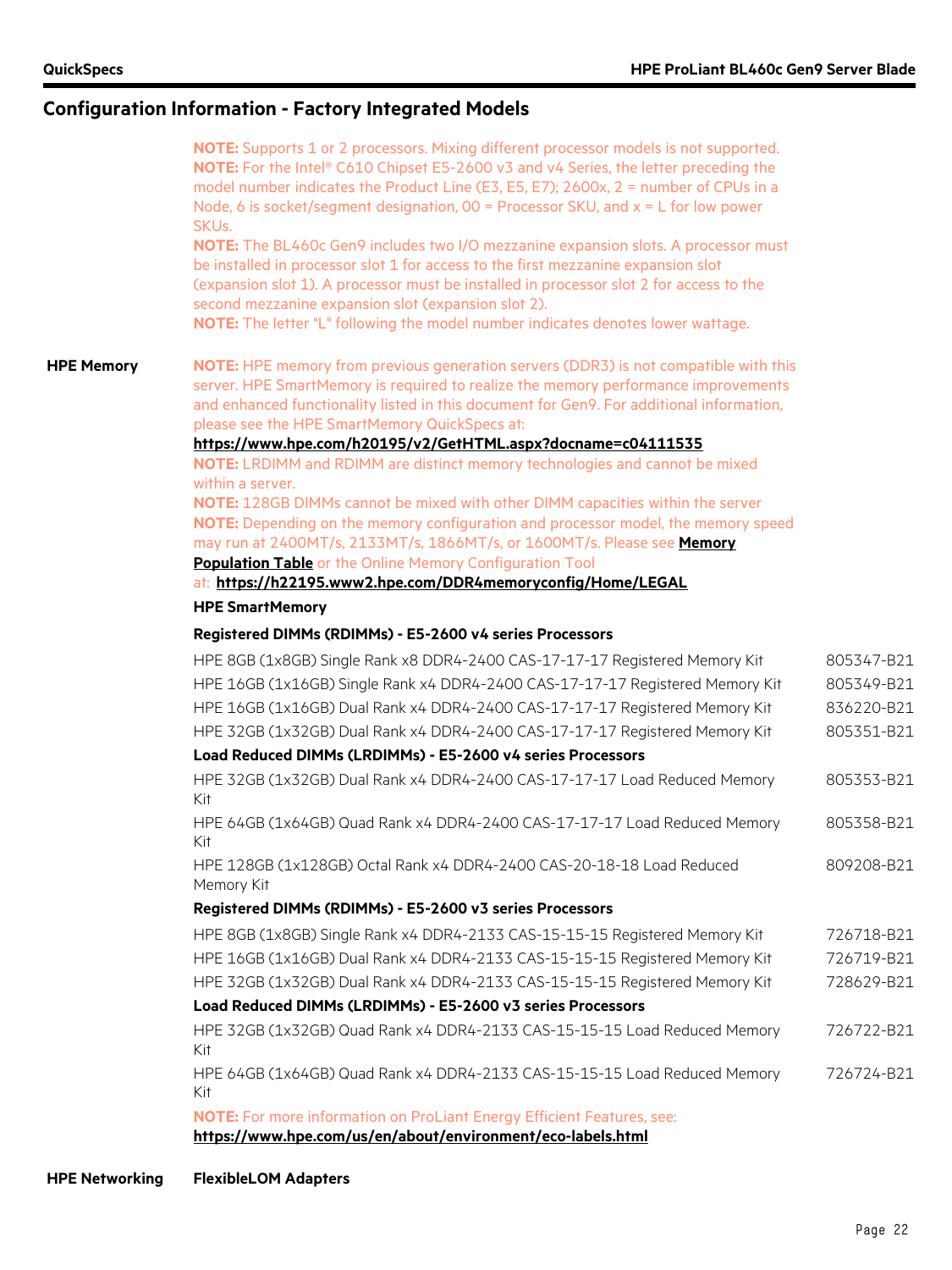## Configuration Information - Factory Integrated Models

**NOTE:** Supports 1 or 2 processors. Mixing different processor models is not supported.
**NOTE:** For the Intel® C610 Chipset E5-2600 v3 and v4 Series, the letter preceding the model number indicates the Product Line (E3, E5, E7); 2600x, 2 = number of CPUs in a Node, 6 is socket/segment designation, 00 = Processor SKU, and x = L for low power SKUs.
**NOTE:** The BL460c Gen9 includes two I/O mezzanine expansion slots. A processor must be installed in processor slot 1 for access to the first mezzanine expansion slot (expansion slot 1). A processor must be installed in processor slot 2 for access to the second mezzanine expansion slot (expansion slot 2).
**NOTE:** The letter "L" following the model number indicates denotes lower wattage.

### HPE Memory

**NOTE:** HPE memory from previous generation servers (DDR3) is not compatible with this server. HPE SmartMemory is required to realize the memory performance improvements and enhanced functionality listed in this document for Gen9. For additional information, please see the HPE SmartMemory QuickSpecs at:
**https://www.hpe.com/h20195/v2/GetHTML.aspx?docname=c04111535**
**NOTE:** LRDIMM and RDIMM are distinct memory technologies and cannot be mixed within a server.
**NOTE:** 128GB DIMMs cannot be mixed with other DIMM capacities within the server
**NOTE:** Depending on the memory configuration and processor model, the memory speed may run at 2400MT/s, 2133MT/s, 1866MT/s, or 1600MT/s. Please see **Memory Population Table** or the Online Memory Configuration Tool at: **https://h22195.www2.hpe.com/DDR4memoryconfig/Home/LEGAL**

**HPE SmartMemory**

| Description | Part Number |
|---|---|
| **Registered DIMMs (RDIMMs) - E5-2600 v4 series Processors** | |
| HPE 8GB (1x8GB) Single Rank x8 DDR4-2400 CAS-17-17-17 Registered Memory Kit | 805347-B21 |
| HPE 16GB (1x16GB) Single Rank x4 DDR4-2400 CAS-17-17-17 Registered Memory Kit | 805349-B21 |
| HPE 16GB (1x16GB) Dual Rank x4 DDR4-2400 CAS-17-17-17 Registered Memory Kit | 836220-B21 |
| HPE 32GB (1x32GB) Dual Rank x4 DDR4-2400 CAS-17-17-17 Registered Memory Kit | 805351-B21 |
| **Load Reduced DIMMs (LRDIMMs) - E5-2600 v4 series Processors** | |
| HPE 32GB (1x32GB) Dual Rank x4 DDR4-2400 CAS-17-17-17 Load Reduced Memory Kit | 805353-B21 |
| HPE 64GB (1x64GB) Quad Rank x4 DDR4-2400 CAS-17-17-17 Load Reduced Memory Kit | 805358-B21 |
| HPE 128GB (1x128GB) Octal Rank x4 DDR4-2400 CAS-20-18-18 Load Reduced Memory Kit | 809208-B21 |
| **Registered DIMMs (RDIMMs) - E5-2600 v3 series Processors** | |
| HPE 8GB (1x8GB) Single Rank x4 DDR4-2133 CAS-15-15-15 Registered Memory Kit | 726718-B21 |
| HPE 16GB (1x16GB) Dual Rank x4 DDR4-2133 CAS-15-15-15 Registered Memory Kit | 726719-B21 |
| HPE 32GB (1x32GB) Dual Rank x4 DDR4-2133 CAS-15-15-15 Registered Memory Kit | 728629-B21 |
| **Load Reduced DIMMs (LRDIMMs) - E5-2600 v3 series Processors** | |
| HPE 32GB (1x32GB) Quad Rank x4 DDR4-2133 CAS-15-15-15 Load Reduced Memory Kit | 726722-B21 |
| HPE 64GB (1x64GB) Quad Rank x4 DDR4-2133 CAS-15-15-15 Load Reduced Memory Kit | 726724-B21 |

**NOTE:** For more information on ProLiant Energy Efficient Features, see:
**https://www.hpe.com/us/en/about/environment/eco-labels.html**

### HPE Networking

**FlexibleLOM Adapters**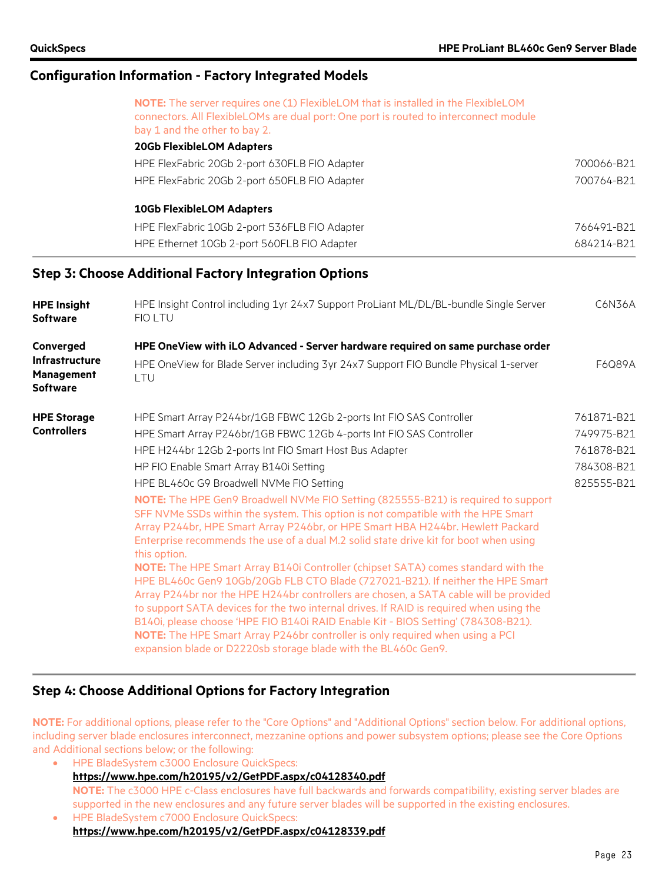## Configuration Information - Factory Integrated Models

**NOTE:** The server requires one (1) FlexibleLOM that is installed in the FlexibleLOM connectors. All FlexibleLOMs are dual port: One port is routed to interconnect module bay 1 and the other to bay 2.

**20Gb FlexibleLOM Adapters**

| | |
|---|---|
| HPE FlexFabric 20Gb 2-port 630FLB FIO Adapter | 700066-B21 |
| HPE FlexFabric 20Gb 2-port 650FLB FIO Adapter | 700764-B21 |

**10Gb FlexibleLOM Adapters**

| | |
|---|---|
| HPE FlexFabric 10Gb 2-port 536FLB FIO Adapter | 766491-B21 |
| HPE Ethernet 10Gb 2-port 560FLB FIO Adapter | 684214-B21 |

## Step 3: Choose Additional Factory Integration Options

| | | |
|---|---|---|
| **HPE Insight Software** | HPE Insight Control including 1yr 24x7 Support ProLiant ML/DL/BL-bundle Single Server FIO LTU | C6N36A |
| **Converged Infrastructure Management Software** | **HPE OneView with iLO Advanced - Server hardware required on same purchase order** | |
| | HPE OneView for Blade Server including 3yr 24x7 Support FIO Bundle Physical 1-server LTU | F6Q89A |
| **HPE Storage Controllers** | HPE Smart Array P244br/1GB FBWC 12Gb 2-ports Int FIO SAS Controller | 761871-B21 |
| | HPE Smart Array P246br/1GB FBWC 12Gb 4-ports Int FIO SAS Controller | 749975-B21 |
| | HPE H244br 12Gb 2-ports Int FIO Smart Host Bus Adapter | 761878-B21 |
| | HP FIO Enable Smart Array B140i Setting | 784308-B21 |
| | HPE BL460c G9 Broadwell NVMe FIO Setting | 825555-B21 |

**NOTE:** The HPE Gen9 Broadwell NVMe FIO Setting (825555-B21) is required to support SFF NVMe SSDs within the system. This option is not compatible with the HPE Smart Array P244br, HPE Smart Array P246br, or HPE Smart HBA H244br. Hewlett Packard Enterprise recommends the use of a dual M.2 solid state drive kit for boot when using this option.

**NOTE:** The HPE Smart Array B140i Controller (chipset SATA) comes standard with the HPE BL460c Gen9 10Gb/20Gb FLB CTO Blade (727021-B21). If neither the HPE Smart Array P244br nor the HPE H244br controllers are chosen, a SATA cable will be provided to support SATA devices for the two internal drives. If RAID is required when using the B140i, please choose 'HPE FIO B140i RAID Enable Kit - BIOS Setting' (784308-B21).

**NOTE:** The HPE Smart Array P246br controller is only required when using a PCI expansion blade or D2220sb storage blade with the BL460c Gen9.

## Step 4: Choose Additional Options for Factory Integration

**NOTE:** For additional options, please refer to the "Core Options" and "Additional Options" section below. For additional options, including server blade enclosures interconnect, mezzanine options and power subsystem options; please see the Core Options and Additional sections below; or the following:

- HPE BladeSystem c3000 Enclosure QuickSpecs:
  **https://www.hpe.com/h20195/v2/GetPDF.aspx/c04128340.pdf**
  **NOTE:** The c3000 HPE c-Class enclosures have full backwards and forwards compatibility, existing server blades are supported in the new enclosures and any future server blades will be supported in the existing enclosures.
- HPE BladeSystem c7000 Enclosure QuickSpecs:
  **https://www.hpe.com/h20195/v2/GetPDF.aspx/c04128339.pdf**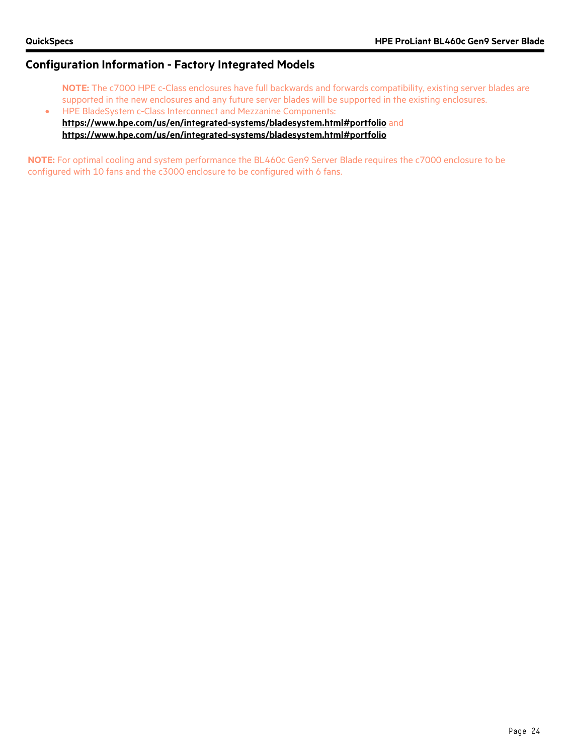## Configuration Information - Factory Integrated Models

**NOTE:** The c7000 HPE c-Class enclosures have full backwards and forwards compatibility, existing server blades are supported in the new enclosures and any future server blades will be supported in the existing enclosures.

- HPE BladeSystem c-Class Interconnect and Mezzanine Components: **https://www.hpe.com/us/en/integrated-systems/bladesystem.html#portfolio** and **https://www.hpe.com/us/en/integrated-systems/bladesystem.html#portfolio**

**NOTE:** For optimal cooling and system performance the BL460c Gen9 Server Blade requires the c7000 enclosure to be configured with 10 fans and the c3000 enclosure to be configured with 6 fans.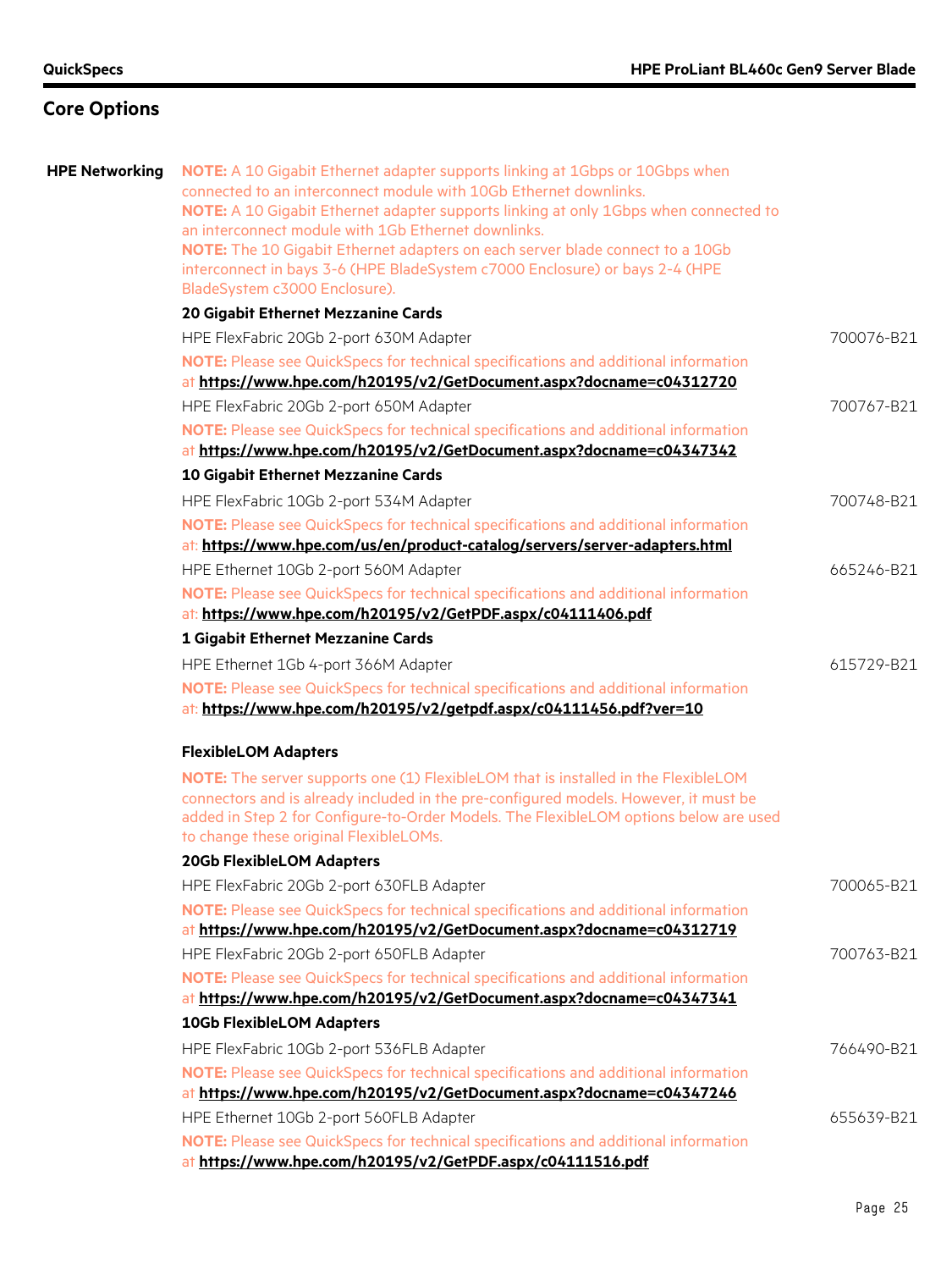## Core Options

### HPE Networking

**NOTE:** A 10 Gigabit Ethernet adapter supports linking at 1Gbps or 10Gbps when connected to an interconnect module with 10Gb Ethernet downlinks.
**NOTE:** A 10 Gigabit Ethernet adapter supports linking at only 1Gbps when connected to an interconnect module with 1Gb Ethernet downlinks.
**NOTE:** The 10 Gigabit Ethernet adapters on each server blade connect to a 10Gb interconnect in bays 3-6 (HPE BladeSystem c7000 Enclosure) or bays 2-4 (HPE BladeSystem c3000 Enclosure).

**20 Gigabit Ethernet Mezzanine Cards**

HPE FlexFabric 20Gb 2-port 630M Adapter — 700076-B21

**NOTE:** Please see QuickSpecs for technical specifications and additional information at **https://www.hpe.com/h20195/v2/GetDocument.aspx?docname=c04312720**

HPE FlexFabric 20Gb 2-port 650M Adapter — 700767-B21

**NOTE:** Please see QuickSpecs for technical specifications and additional information at **https://www.hpe.com/h20195/v2/GetDocument.aspx?docname=c04347342**

**10 Gigabit Ethernet Mezzanine Cards**

HPE FlexFabric 10Gb 2-port 534M Adapter — 700748-B21

**NOTE:** Please see QuickSpecs for technical specifications and additional information at: **https://www.hpe.com/us/en/product-catalog/servers/server-adapters.html**

HPE Ethernet 10Gb 2-port 560M Adapter — 665246-B21

**NOTE:** Please see QuickSpecs for technical specifications and additional information at: **https://www.hpe.com/h20195/v2/GetPDF.aspx/c04111406.pdf**

**1 Gigabit Ethernet Mezzanine Cards**

HPE Ethernet 1Gb 4-port 366M Adapter — 615729-B21

**NOTE:** Please see QuickSpecs for technical specifications and additional information at: **https://www.hpe.com/h20195/v2/getpdf.aspx/c04111456.pdf?ver=10**

**FlexibleLOM Adapters**

**NOTE:** The server supports one (1) FlexibleLOM that is installed in the FlexibleLOM connectors and is already included in the pre-configured models. However, it must be added in Step 2 for Configure-to-Order Models. The FlexibleLOM options below are used to change these original FlexibleLOMs.

**20Gb FlexibleLOM Adapters**

HPE FlexFabric 20Gb 2-port 630FLB Adapter — 700065-B21

**NOTE:** Please see QuickSpecs for technical specifications and additional information at **https://www.hpe.com/h20195/v2/GetDocument.aspx?docname=c04312719**

HPE FlexFabric 20Gb 2-port 650FLB Adapter — 700763-B21

**NOTE:** Please see QuickSpecs for technical specifications and additional information at **https://www.hpe.com/h20195/v2/GetDocument.aspx?docname=c04347341**

**10Gb FlexibleLOM Adapters**

HPE FlexFabric 10Gb 2-port 536FLB Adapter — 766490-B21

**NOTE:** Please see QuickSpecs for technical specifications and additional information at **https://www.hpe.com/h20195/v2/GetDocument.aspx?docname=c04347246**

HPE Ethernet 10Gb 2-port 560FLB Adapter — 655639-B21

**NOTE:** Please see QuickSpecs for technical specifications and additional information at **https://www.hpe.com/h20195/v2/GetPDF.aspx/c04111516.pdf**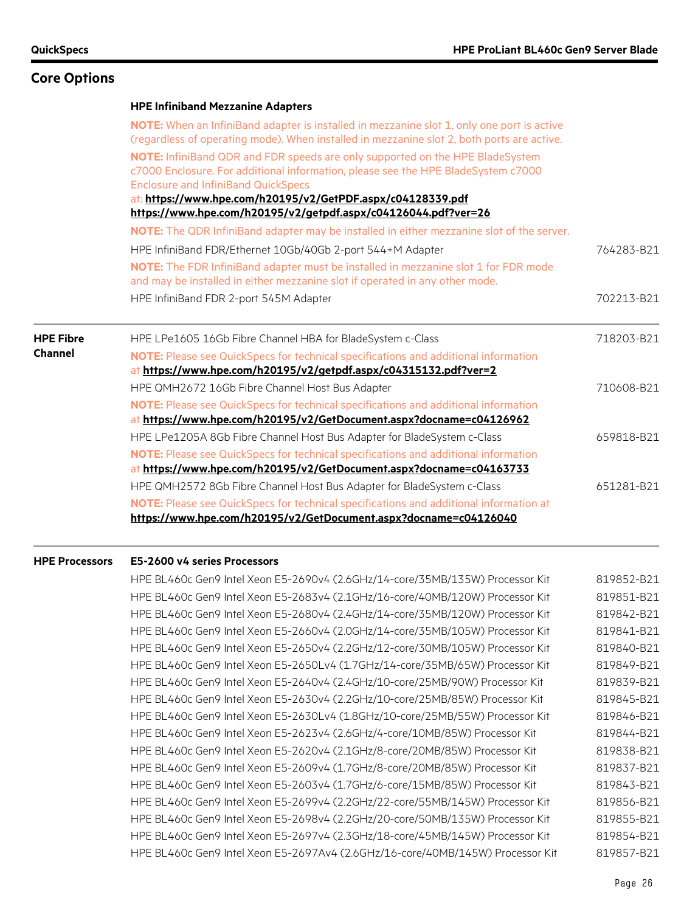## Core Options

### HPE Infiniband Mezzanine Adapters

**NOTE:** When an InfiniBand adapter is installed in mezzanine slot 1, only one port is active (regardless of operating mode). When installed in mezzanine slot 2, both ports are active.

**NOTE:** InfiniBand QDR and FDR speeds are only supported on the HPE BladeSystem c7000 Enclosure. For additional information, please see the HPE BladeSystem c7000 Enclosure and InfiniBand QuickSpecs at: **https://www.hpe.com/h20195/v2/GetPDF.aspx/c04128339.pdf** **https://www.hpe.com/h20195/v2/getpdf.aspx/c04126044.pdf?ver=26**

**NOTE:** The QDR InfiniBand adapter may be installed in either mezzanine slot of the server.

| Option | Part Number |
|---|---|
| HPE InfiniBand FDR/Ethernet 10Gb/40Gb 2-port 544+M Adapter | 764283-B21 |

**NOTE:** The FDR InfiniBand adapter must be installed in mezzanine slot 1 for FDR mode and may be installed in either mezzanine slot if operated in any other mode.

| Option | Part Number |
|---|---|
| HPE InfiniBand FDR 2-port 545M Adapter | 702213-B21 |

### HPE Fibre Channel

| Option | Part Number |
|---|---|
| HPE LPe1605 16Gb Fibre Channel HBA for BladeSystem c-Class | 718203-B21 |

**NOTE:** Please see QuickSpecs for technical specifications and additional information at **https://www.hpe.com/h20195/v2/getpdf.aspx/c04315132.pdf?ver=2**

| Option | Part Number |
|---|---|
| HPE QMH2672 16Gb Fibre Channel Host Bus Adapter | 710608-B21 |

**NOTE:** Please see QuickSpecs for technical specifications and additional information at **https://www.hpe.com/h20195/v2/GetDocument.aspx?docname=c04126962**

| Option | Part Number |
|---|---|
| HPE LPe1205A 8Gb Fibre Channel Host Bus Adapter for BladeSystem c-Class | 659818-B21 |

**NOTE:** Please see QuickSpecs for technical specifications and additional information at **https://www.hpe.com/h20195/v2/GetDocument.aspx?docname=c04163733**

| Option | Part Number |
|---|---|
| HPE QMH2572 8Gb Fibre Channel Host Bus Adapter for BladeSystem c-Class | 651281-B21 |

**NOTE:** Please see QuickSpecs for technical specifications and additional information at **https://www.hpe.com/h20195/v2/GetDocument.aspx?docname=c04126040**

### HPE Processors

**E5-2600 v4 series Processors**

| Option | Part Number |
|---|---|
| HPE BL460c Gen9 Intel Xeon E5-2690v4 (2.6GHz/14-core/35MB/135W) Processor Kit | 819852-B21 |
| HPE BL460c Gen9 Intel Xeon E5-2683v4 (2.1GHz/16-core/40MB/120W) Processor Kit | 819851-B21 |
| HPE BL460c Gen9 Intel Xeon E5-2680v4 (2.4GHz/14-core/35MB/120W) Processor Kit | 819842-B21 |
| HPE BL460c Gen9 Intel Xeon E5-2660v4 (2.0GHz/14-core/35MB/105W) Processor Kit | 819841-B21 |
| HPE BL460c Gen9 Intel Xeon E5-2650v4 (2.2GHz/12-core/30MB/105W) Processor Kit | 819840-B21 |
| HPE BL460c Gen9 Intel Xeon E5-2650Lv4 (1.7GHz/14-core/35MB/65W) Processor Kit | 819849-B21 |
| HPE BL460c Gen9 Intel Xeon E5-2640v4 (2.4GHz/10-core/25MB/90W) Processor Kit | 819839-B21 |
| HPE BL460c Gen9 Intel Xeon E5-2630v4 (2.2GHz/10-core/25MB/85W) Processor Kit | 819845-B21 |
| HPE BL460c Gen9 Intel Xeon E5-2630Lv4 (1.8GHz/10-core/25MB/55W) Processor Kit | 819846-B21 |
| HPE BL460c Gen9 Intel Xeon E5-2623v4 (2.6GHz/4-core/10MB/85W) Processor Kit | 819844-B21 |
| HPE BL460c Gen9 Intel Xeon E5-2620v4 (2.1GHz/8-core/20MB/85W) Processor Kit | 819838-B21 |
| HPE BL460c Gen9 Intel Xeon E5-2609v4 (1.7GHz/8-core/20MB/85W) Processor Kit | 819837-B21 |
| HPE BL460c Gen9 Intel Xeon E5-2603v4 (1.7GHz/6-core/15MB/85W) Processor Kit | 819843-B21 |
| HPE BL460c Gen9 Intel Xeon E5-2699v4 (2.2GHz/22-core/55MB/145W) Processor Kit | 819856-B21 |
| HPE BL460c Gen9 Intel Xeon E5-2698v4 (2.2GHz/20-core/50MB/135W) Processor Kit | 819855-B21 |
| HPE BL460c Gen9 Intel Xeon E5-2697v4 (2.3GHz/18-core/45MB/145W) Processor Kit | 819854-B21 |
| HPE BL460c Gen9 Intel Xeon E5-2697Av4 (2.6GHz/16-core/40MB/145W) Processor Kit | 819857-B21 |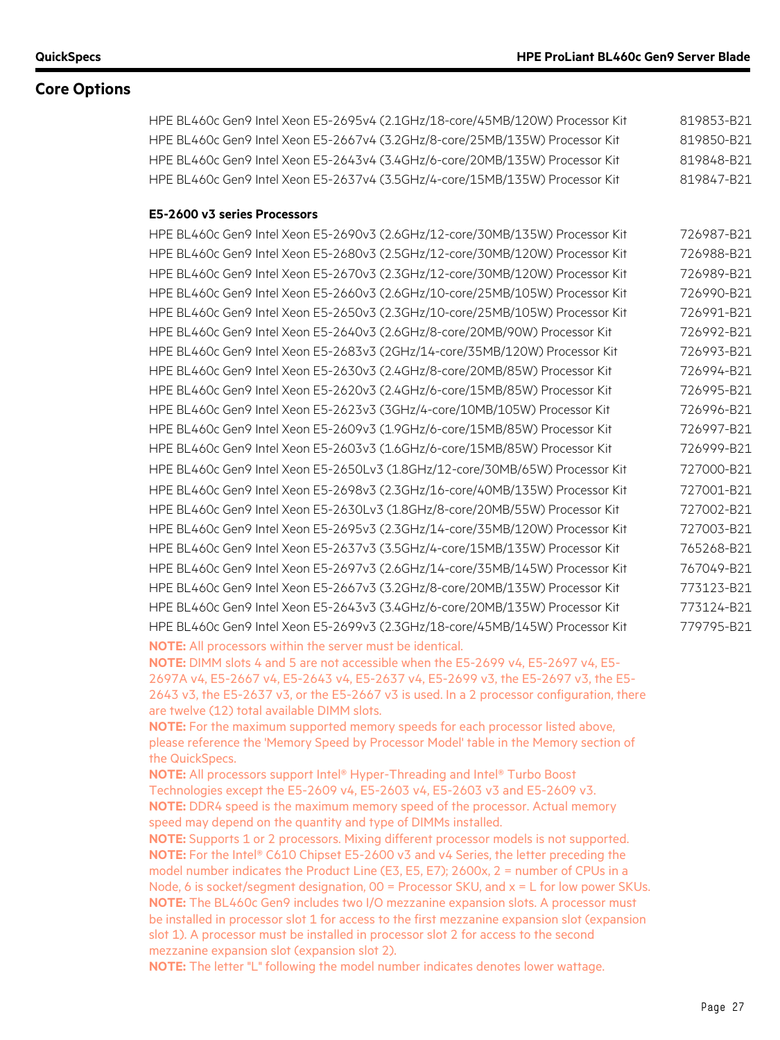## Core Options

| | |
|---|---|
| HPE BL460c Gen9 Intel Xeon E5-2695v4 (2.1GHz/18-core/45MB/120W) Processor Kit | 819853-B21 |
| HPE BL460c Gen9 Intel Xeon E5-2667v4 (3.2GHz/8-core/25MB/135W) Processor Kit | 819850-B21 |
| HPE BL460c Gen9 Intel Xeon E5-2643v4 (3.4GHz/6-core/20MB/135W) Processor Kit | 819848-B21 |
| HPE BL460c Gen9 Intel Xeon E5-2637v4 (3.5GHz/4-core/15MB/135W) Processor Kit | 819847-B21 |

**E5-2600 v3 series Processors**

| | |
|---|---|
| HPE BL460c Gen9 Intel Xeon E5-2690v3 (2.6GHz/12-core/30MB/135W) Processor Kit | 726987-B21 |
| HPE BL460c Gen9 Intel Xeon E5-2680v3 (2.5GHz/12-core/30MB/120W) Processor Kit | 726988-B21 |
| HPE BL460c Gen9 Intel Xeon E5-2670v3 (2.3GHz/12-core/30MB/120W) Processor Kit | 726989-B21 |
| HPE BL460c Gen9 Intel Xeon E5-2660v3 (2.6GHz/10-core/25MB/105W) Processor Kit | 726990-B21 |
| HPE BL460c Gen9 Intel Xeon E5-2650v3 (2.3GHz/10-core/25MB/105W) Processor Kit | 726991-B21 |
| HPE BL460c Gen9 Intel Xeon E5-2640v3 (2.6GHz/8-core/20MB/90W) Processor Kit | 726992-B21 |
| HPE BL460c Gen9 Intel Xeon E5-2683v3 (2GHz/14-core/35MB/120W) Processor Kit | 726993-B21 |
| HPE BL460c Gen9 Intel Xeon E5-2630v3 (2.4GHz/8-core/20MB/85W) Processor Kit | 726994-B21 |
| HPE BL460c Gen9 Intel Xeon E5-2620v3 (2.4GHz/6-core/15MB/85W) Processor Kit | 726995-B21 |
| HPE BL460c Gen9 Intel Xeon E5-2623v3 (3GHz/4-core/10MB/105W) Processor Kit | 726996-B21 |
| HPE BL460c Gen9 Intel Xeon E5-2609v3 (1.9GHz/6-core/15MB/85W) Processor Kit | 726997-B21 |
| HPE BL460c Gen9 Intel Xeon E5-2603v3 (1.6GHz/6-core/15MB/85W) Processor Kit | 726999-B21 |
| HPE BL460c Gen9 Intel Xeon E5-2650Lv3 (1.8GHz/12-core/30MB/65W) Processor Kit | 727000-B21 |
| HPE BL460c Gen9 Intel Xeon E5-2698v3 (2.3GHz/16-core/40MB/135W) Processor Kit | 727001-B21 |
| HPE BL460c Gen9 Intel Xeon E5-2630Lv3 (1.8GHz/8-core/20MB/55W) Processor Kit | 727002-B21 |
| HPE BL460c Gen9 Intel Xeon E5-2695v3 (2.3GHz/14-core/35MB/120W) Processor Kit | 727003-B21 |
| HPE BL460c Gen9 Intel Xeon E5-2637v3 (3.5GHz/4-core/15MB/135W) Processor Kit | 765268-B21 |
| HPE BL460c Gen9 Intel Xeon E5-2697v3 (2.6GHz/14-core/35MB/145W) Processor Kit | 767049-B21 |
| HPE BL460c Gen9 Intel Xeon E5-2667v3 (3.2GHz/8-core/20MB/135W) Processor Kit | 773123-B21 |
| HPE BL460c Gen9 Intel Xeon E5-2643v3 (3.4GHz/6-core/20MB/135W) Processor Kit | 773124-B21 |
| HPE BL460c Gen9 Intel Xeon E5-2699v3 (2.3GHz/18-core/45MB/145W) Processor Kit | 779795-B21 |

**NOTE:** All processors within the server must be identical.
**NOTE:** DIMM slots 4 and 5 are not accessible when the E5-2699 v4, E5-2697 v4, E5-2697A v4, E5-2667 v4, E5-2643 v4, E5-2637 v4, E5-2699 v3, the E5-2697 v3, the E5-2643 v3, the E5-2637 v3, or the E5-2667 v3 is used. In a 2 processor configuration, there are twelve (12) total available DIMM slots.
**NOTE:** For the maximum supported memory speeds for each processor listed above, please reference the 'Memory Speed by Processor Model' table in the Memory section of the QuickSpecs.
**NOTE:** All processors support Intel® Hyper-Threading and Intel® Turbo Boost Technologies except the E5-2609 v4, E5-2603 v4, E5-2603 v3 and E5-2609 v3.
**NOTE:** DDR4 speed is the maximum memory speed of the processor. Actual memory speed may depend on the quantity and type of DIMMs installed.
**NOTE:** Supports 1 or 2 processors. Mixing different processor models is not supported.
**NOTE:** For the Intel® C610 Chipset E5-2600 v3 and v4 Series, the letter preceding the model number indicates the Product Line (E3, E5, E7); 2600x, 2 = number of CPUs in a Node, 6 is socket/segment designation, 00 = Processor SKU, and x = L for low power SKUs.
**NOTE:** The BL460c Gen9 includes two I/O mezzanine expansion slots. A processor must be installed in processor slot 1 for access to the first mezzanine expansion slot (expansion slot 1). A processor must be installed in processor slot 2 for access to the second mezzanine expansion slot (expansion slot 2).
**NOTE:** The letter "L" following the model number indicates denotes lower wattage.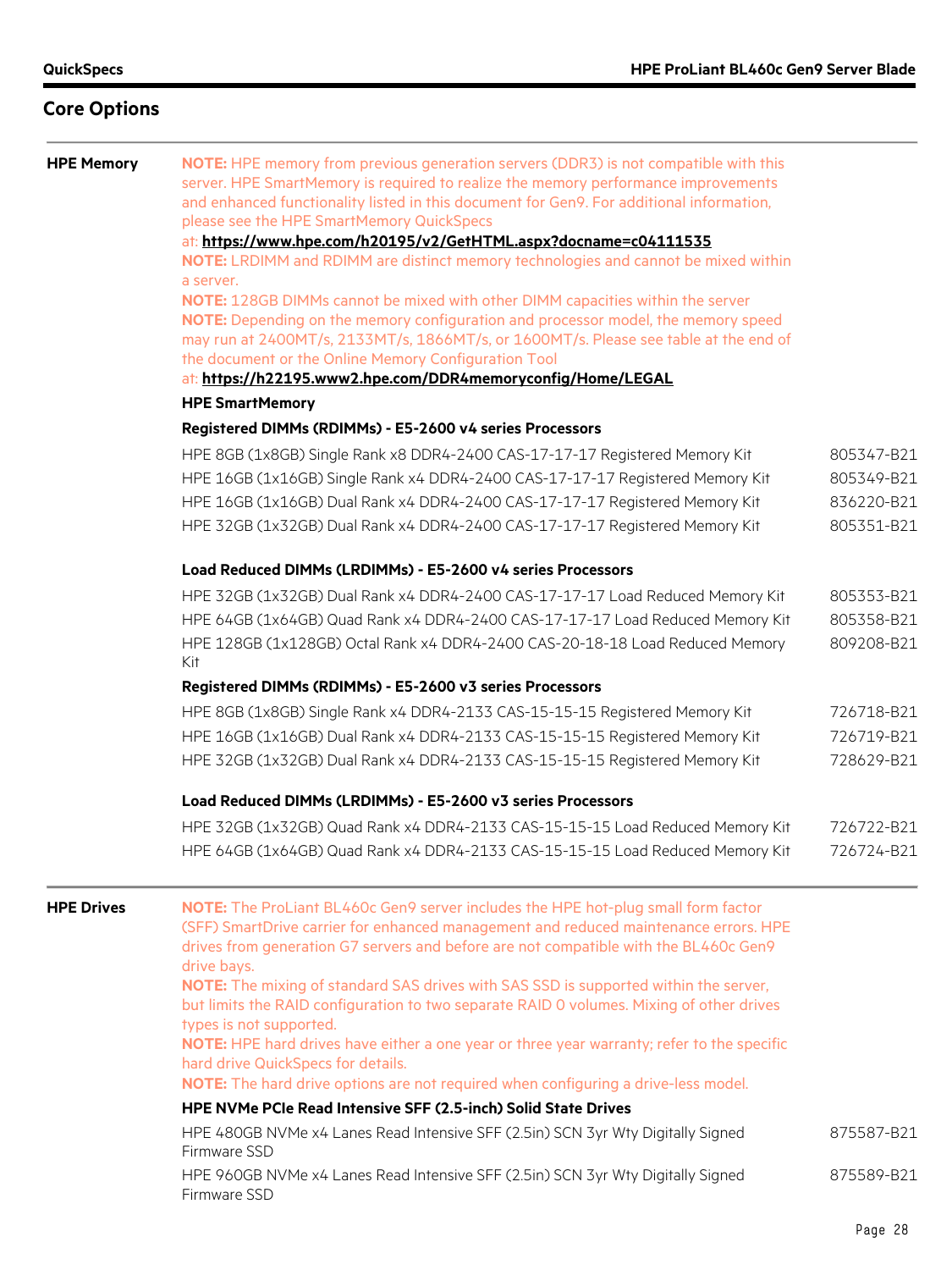## Core Options

### HPE Memory

**NOTE:** HPE memory from previous generation servers (DDR3) is not compatible with this server. HPE SmartMemory is required to realize the memory performance improvements and enhanced functionality listed in this document for Gen9. For additional information, please see the HPE SmartMemory QuickSpecs at: **https://www.hpe.com/h20195/v2/GetHTML.aspx?docname=c04111535**

**NOTE:** LRDIMM and RDIMM are distinct memory technologies and cannot be mixed within a server.

**NOTE:** 128GB DIMMs cannot be mixed with other DIMM capacities within the server

**NOTE:** Depending on the memory configuration and processor model, the memory speed may run at 2400MT/s, 2133MT/s, 1866MT/s, or 1600MT/s. Please see table at the end of the document or the Online Memory Configuration Tool at: **https://h22195.www2.hpe.com/DDR4memoryconfig/Home/LEGAL**

**HPE SmartMemory**

**Registered DIMMs (RDIMMs) - E5-2600 v4 series Processors**

| Description | Part Number |
|---|---|
| HPE 8GB (1x8GB) Single Rank x8 DDR4-2400 CAS-17-17-17 Registered Memory Kit | 805347-B21 |
| HPE 16GB (1x16GB) Single Rank x4 DDR4-2400 CAS-17-17-17 Registered Memory Kit | 805349-B21 |
| HPE 16GB (1x16GB) Dual Rank x4 DDR4-2400 CAS-17-17-17 Registered Memory Kit | 836220-B21 |
| HPE 32GB (1x32GB) Dual Rank x4 DDR4-2400 CAS-17-17-17 Registered Memory Kit | 805351-B21 |

**Load Reduced DIMMs (LRDIMMs) - E5-2600 v4 series Processors**

| Description | Part Number |
|---|---|
| HPE 32GB (1x32GB) Dual Rank x4 DDR4-2400 CAS-17-17-17 Load Reduced Memory Kit | 805353-B21 |
| HPE 64GB (1x64GB) Quad Rank x4 DDR4-2400 CAS-17-17-17 Load Reduced Memory Kit | 805358-B21 |
| HPE 128GB (1x128GB) Octal Rank x4 DDR4-2400 CAS-20-18-18 Load Reduced Memory Kit | 809208-B21 |

**Registered DIMMs (RDIMMs) - E5-2600 v3 series Processors**

| Description | Part Number |
|---|---|
| HPE 8GB (1x8GB) Single Rank x4 DDR4-2133 CAS-15-15-15 Registered Memory Kit | 726718-B21 |
| HPE 16GB (1x16GB) Dual Rank x4 DDR4-2133 CAS-15-15-15 Registered Memory Kit | 726719-B21 |
| HPE 32GB (1x32GB) Dual Rank x4 DDR4-2133 CAS-15-15-15 Registered Memory Kit | 728629-B21 |

**Load Reduced DIMMs (LRDIMMs) - E5-2600 v3 series Processors**

| Description | Part Number |
|---|---|
| HPE 32GB (1x32GB) Quad Rank x4 DDR4-2133 CAS-15-15-15 Load Reduced Memory Kit | 726722-B21 |
| HPE 64GB (1x64GB) Quad Rank x4 DDR4-2133 CAS-15-15-15 Load Reduced Memory Kit | 726724-B21 |

### HPE Drives

**NOTE:** The ProLiant BL460c Gen9 server includes the HPE hot-plug small form factor (SFF) SmartDrive carrier for enhanced management and reduced maintenance errors. HPE drives from generation G7 servers and before are not compatible with the BL460c Gen9 drive bays.

**NOTE:** The mixing of standard SAS drives with SAS SSD is supported within the server, but limits the RAID configuration to two separate RAID 0 volumes. Mixing of other drives types is not supported.

**NOTE:** HPE hard drives have either a one year or three year warranty; refer to the specific hard drive QuickSpecs for details.

**NOTE:** The hard drive options are not required when configuring a drive-less model.

**HPE NVMe PCIe Read Intensive SFF (2.5-inch) Solid State Drives**

| Description | Part Number |
|---|---|
| HPE 480GB NVMe x4 Lanes Read Intensive SFF (2.5in) SCN 3yr Wty Digitally Signed Firmware SSD | 875587-B21 |
| HPE 960GB NVMe x4 Lanes Read Intensive SFF (2.5in) SCN 3yr Wty Digitally Signed Firmware SSD | 875589-B21 |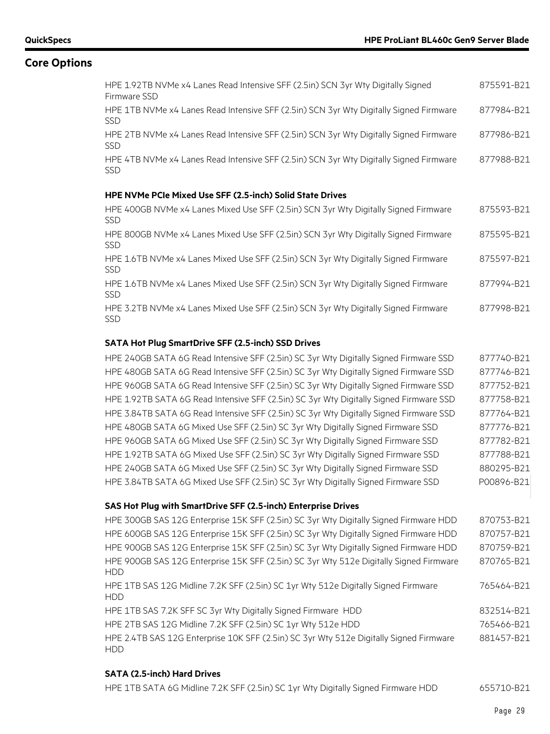## Core Options

| | |
|---|---|
| HPE 1.92TB NVMe x4 Lanes Read Intensive SFF (2.5in) SCN 3yr Wty Digitally Signed Firmware SSD | 875591-B21 |
| HPE 1TB NVMe x4 Lanes Read Intensive SFF (2.5in) SCN 3yr Wty Digitally Signed Firmware SSD | 877984-B21 |
| HPE 2TB NVMe x4 Lanes Read Intensive SFF (2.5in) SCN 3yr Wty Digitally Signed Firmware SSD | 877986-B21 |
| HPE 4TB NVMe x4 Lanes Read Intensive SFF (2.5in) SCN 3yr Wty Digitally Signed Firmware SSD | 877988-B21 |

**HPE NVMe PCIe Mixed Use SFF (2.5-inch) Solid State Drives**

| | |
|---|---|
| HPE 400GB NVMe x4 Lanes Mixed Use SFF (2.5in) SCN 3yr Wty Digitally Signed Firmware SSD | 875593-B21 |
| HPE 800GB NVMe x4 Lanes Mixed Use SFF (2.5in) SCN 3yr Wty Digitally Signed Firmware SSD | 875595-B21 |
| HPE 1.6TB NVMe x4 Lanes Mixed Use SFF (2.5in) SCN 3yr Wty Digitally Signed Firmware SSD | 875597-B21 |
| HPE 1.6TB NVMe x4 Lanes Mixed Use SFF (2.5in) SCN 3yr Wty Digitally Signed Firmware SSD | 877994-B21 |
| HPE 3.2TB NVMe x4 Lanes Mixed Use SFF (2.5in) SCN 3yr Wty Digitally Signed Firmware SSD | 877998-B21 |

**SATA Hot Plug SmartDrive SFF (2.5-inch) SSD Drives**

| | |
|---|---|
| HPE 240GB SATA 6G Read Intensive SFF (2.5in) SC 3yr Wty Digitally Signed Firmware SSD | 877740-B21 |
| HPE 480GB SATA 6G Read Intensive SFF (2.5in) SC 3yr Wty Digitally Signed Firmware SSD | 877746-B21 |
| HPE 960GB SATA 6G Read Intensive SFF (2.5in) SC 3yr Wty Digitally Signed Firmware SSD | 877752-B21 |
| HPE 1.92TB SATA 6G Read Intensive SFF (2.5in) SC 3yr Wty Digitally Signed Firmware SSD | 877758-B21 |
| HPE 3.84TB SATA 6G Read Intensive SFF (2.5in) SC 3yr Wty Digitally Signed Firmware SSD | 877764-B21 |
| HPE 480GB SATA 6G Mixed Use SFF (2.5in) SC 3yr Wty Digitally Signed Firmware SSD | 877776-B21 |
| HPE 960GB SATA 6G Mixed Use SFF (2.5in) SC 3yr Wty Digitally Signed Firmware SSD | 877782-B21 |
| HPE 1.92TB SATA 6G Mixed Use SFF (2.5in) SC 3yr Wty Digitally Signed Firmware SSD | 877788-B21 |
| HPE 240GB SATA 6G Mixed Use SFF (2.5in) SC 3yr Wty Digitally Signed Firmware SSD | 880295-B21 |
| HPE 3.84TB SATA 6G Mixed Use SFF (2.5in) SC 3yr Wty Digitally Signed Firmware SSD | P00896-B21 |

**SAS Hot Plug with SmartDrive SFF (2.5-inch) Enterprise Drives**

| | |
|---|---|
| HPE 300GB SAS 12G Enterprise 15K SFF (2.5in) SC 3yr Wty Digitally Signed Firmware HDD | 870753-B21 |
| HPE 600GB SAS 12G Enterprise 15K SFF (2.5in) SC 3yr Wty Digitally Signed Firmware HDD | 870757-B21 |
| HPE 900GB SAS 12G Enterprise 15K SFF (2.5in) SC 3yr Wty Digitally Signed Firmware HDD | 870759-B21 |
| HPE 900GB SAS 12G Enterprise 15K SFF (2.5in) SC 3yr Wty 512e Digitally Signed Firmware HDD | 870765-B21 |
| HPE 1TB SAS 12G Midline 7.2K SFF (2.5in) SC 1yr Wty 512e Digitally Signed Firmware HDD | 765464-B21 |
| HPE 1TB SAS 7.2K SFF SC 3yr Wty Digitally Signed Firmware HDD | 832514-B21 |
| HPE 2TB SAS 12G Midline 7.2K SFF (2.5in) SC 1yr Wty 512e HDD | 765466-B21 |
| HPE 2.4TB SAS 12G Enterprise 10K SFF (2.5in) SC 3yr Wty 512e Digitally Signed Firmware HDD | 881457-B21 |

**SATA (2.5-inch) Hard Drives**

| | |
|---|---|
| HPE 1TB SATA 6G Midline 7.2K SFF (2.5in) SC 1yr Wty Digitally Signed Firmware HDD | 655710-B21 |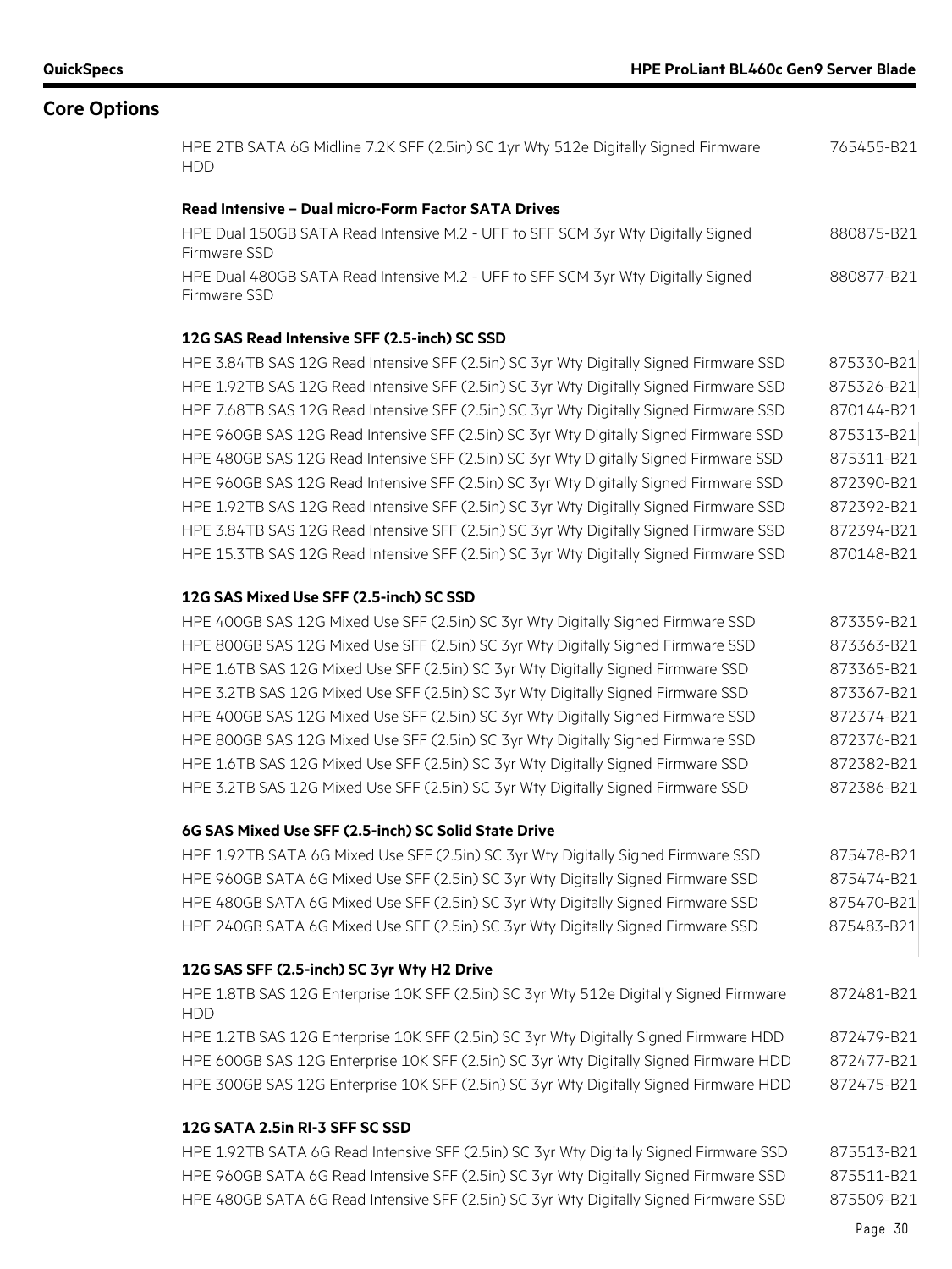## Core Options

| | |
|---|---|
| HPE 2TB SATA 6G Midline 7.2K SFF (2.5in) SC 1yr Wty 512e Digitally Signed Firmware HDD | 765455-B21 |

**Read Intensive – Dual micro-Form Factor SATA Drives**

| | |
|---|---|
| HPE Dual 150GB SATA Read Intensive M.2 - UFF to SFF SCM 3yr Wty Digitally Signed Firmware SSD | 880875-B21 |
| HPE Dual 480GB SATA Read Intensive M.2 - UFF to SFF SCM 3yr Wty Digitally Signed Firmware SSD | 880877-B21 |

**12G SAS Read Intensive SFF (2.5-inch) SC SSD**

| | |
|---|---|
| HPE 3.84TB SAS 12G Read Intensive SFF (2.5in) SC 3yr Wty Digitally Signed Firmware SSD | 875330-B21 |
| HPE 1.92TB SAS 12G Read Intensive SFF (2.5in) SC 3yr Wty Digitally Signed Firmware SSD | 875326-B21 |
| HPE 7.68TB SAS 12G Read Intensive SFF (2.5in) SC 3yr Wty Digitally Signed Firmware SSD | 870144-B21 |
| HPE 960GB SAS 12G Read Intensive SFF (2.5in) SC 3yr Wty Digitally Signed Firmware SSD | 875313-B21 |
| HPE 480GB SAS 12G Read Intensive SFF (2.5in) SC 3yr Wty Digitally Signed Firmware SSD | 875311-B21 |
| HPE 960GB SAS 12G Read Intensive SFF (2.5in) SC 3yr Wty Digitally Signed Firmware SSD | 872390-B21 |
| HPE 1.92TB SAS 12G Read Intensive SFF (2.5in) SC 3yr Wty Digitally Signed Firmware SSD | 872392-B21 |
| HPE 3.84TB SAS 12G Read Intensive SFF (2.5in) SC 3yr Wty Digitally Signed Firmware SSD | 872394-B21 |
| HPE 15.3TB SAS 12G Read Intensive SFF (2.5in) SC 3yr Wty Digitally Signed Firmware SSD | 870148-B21 |

**12G SAS Mixed Use SFF (2.5-inch) SC SSD**

| | |
|---|---|
| HPE 400GB SAS 12G Mixed Use SFF (2.5in) SC 3yr Wty Digitally Signed Firmware SSD | 873359-B21 |
| HPE 800GB SAS 12G Mixed Use SFF (2.5in) SC 3yr Wty Digitally Signed Firmware SSD | 873363-B21 |
| HPE 1.6TB SAS 12G Mixed Use SFF (2.5in) SC 3yr Wty Digitally Signed Firmware SSD | 873365-B21 |
| HPE 3.2TB SAS 12G Mixed Use SFF (2.5in) SC 3yr Wty Digitally Signed Firmware SSD | 873367-B21 |
| HPE 400GB SAS 12G Mixed Use SFF (2.5in) SC 3yr Wty Digitally Signed Firmware SSD | 872374-B21 |
| HPE 800GB SAS 12G Mixed Use SFF (2.5in) SC 3yr Wty Digitally Signed Firmware SSD | 872376-B21 |
| HPE 1.6TB SAS 12G Mixed Use SFF (2.5in) SC 3yr Wty Digitally Signed Firmware SSD | 872382-B21 |
| HPE 3.2TB SAS 12G Mixed Use SFF (2.5in) SC 3yr Wty Digitally Signed Firmware SSD | 872386-B21 |

**6G SAS Mixed Use SFF (2.5-inch) SC Solid State Drive**

| | |
|---|---|
| HPE 1.92TB SATA 6G Mixed Use SFF (2.5in) SC 3yr Wty Digitally Signed Firmware SSD | 875478-B21 |
| HPE 960GB SATA 6G Mixed Use SFF (2.5in) SC 3yr Wty Digitally Signed Firmware SSD | 875474-B21 |
| HPE 480GB SATA 6G Mixed Use SFF (2.5in) SC 3yr Wty Digitally Signed Firmware SSD | 875470-B21 |
| HPE 240GB SATA 6G Mixed Use SFF (2.5in) SC 3yr Wty Digitally Signed Firmware SSD | 875483-B21 |

**12G SAS SFF (2.5-inch) SC 3yr Wty H2 Drive**

| | |
|---|---|
| HPE 1.8TB SAS 12G Enterprise 10K SFF (2.5in) SC 3yr Wty 512e Digitally Signed Firmware HDD | 872481-B21 |
| HPE 1.2TB SAS 12G Enterprise 10K SFF (2.5in) SC 3yr Wty Digitally Signed Firmware HDD | 872479-B21 |
| HPE 600GB SAS 12G Enterprise 10K SFF (2.5in) SC 3yr Wty Digitally Signed Firmware HDD | 872477-B21 |
| HPE 300GB SAS 12G Enterprise 10K SFF (2.5in) SC 3yr Wty Digitally Signed Firmware HDD | 872475-B21 |

**12G SATA 2.5in RI-3 SFF SC SSD**

| | |
|---|---|
| HPE 1.92TB SATA 6G Read Intensive SFF (2.5in) SC 3yr Wty Digitally Signed Firmware SSD | 875513-B21 |
| HPE 960GB SATA 6G Read Intensive SFF (2.5in) SC 3yr Wty Digitally Signed Firmware SSD | 875511-B21 |
| HPE 480GB SATA 6G Read Intensive SFF (2.5in) SC 3yr Wty Digitally Signed Firmware SSD | 875509-B21 |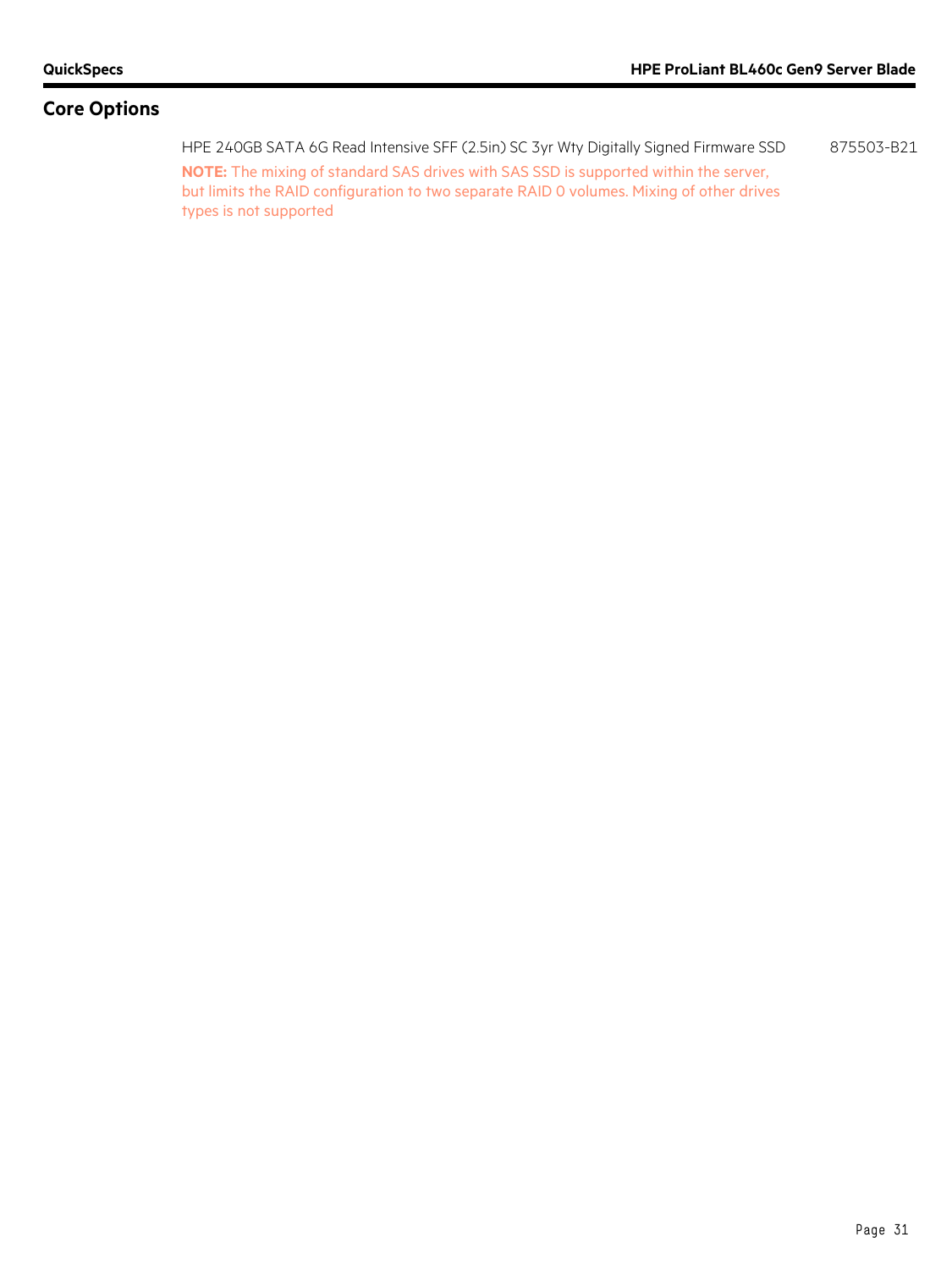## Core Options

| | |
|---|---|
| HPE 240GB SATA 6G Read Intensive SFF (2.5in) SC 3yr Wty Digitally Signed Firmware SSD | 875503-B21 |

**NOTE:** The mixing of standard SAS drives with SAS SSD is supported within the server, but limits the RAID configuration to two separate RAID 0 volumes. Mixing of other drives types is not supported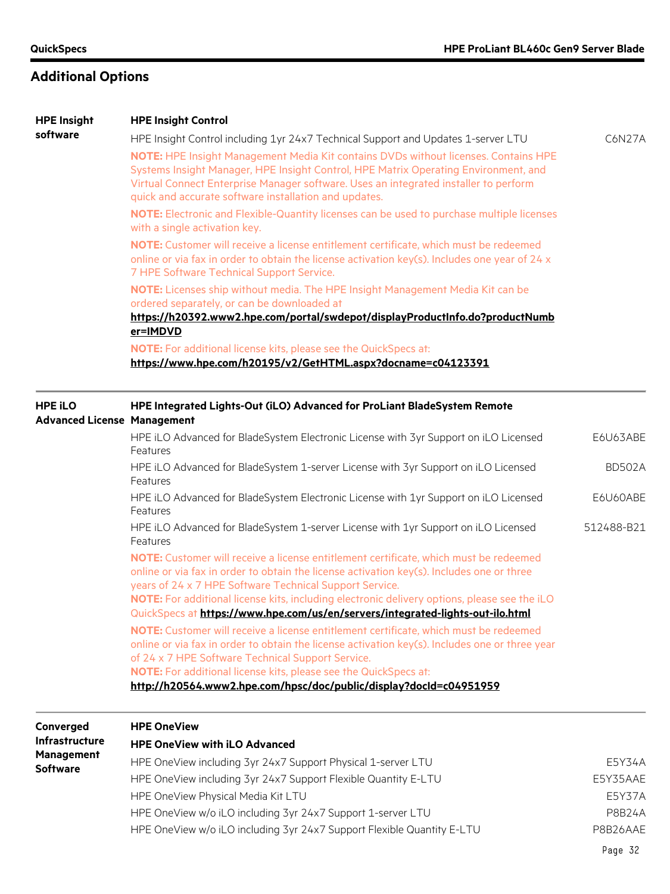## Additional Options

### HPE Insight software

**HPE Insight Control**

| Description | Part Number |
|---|---|
| HPE Insight Control including 1yr 24x7 Technical Support and Updates 1-server LTU | C6N27A |

**NOTE:** HPE Insight Management Media Kit contains DVDs without licenses. Contains HPE Systems Insight Manager, HPE Insight Control, HPE Matrix Operating Environment, and Virtual Connect Enterprise Manager software. Uses an integrated installer to perform quick and accurate software installation and updates.

**NOTE:** Electronic and Flexible-Quantity licenses can be used to purchase multiple licenses with a single activation key.

**NOTE:** Customer will receive a license entitlement certificate, which must be redeemed online or via fax in order to obtain the license activation key(s). Includes one year of 24 x 7 HPE Software Technical Support Service.

**NOTE:** Licenses ship without media. The HPE Insight Management Media Kit can be ordered separately, or can be downloaded at **https://h20392.www2.hpe.com/portal/swdepot/displayProductInfo.do?productNumber=IMDVD**

**NOTE:** For additional license kits, please see the QuickSpecs at: **https://www.hpe.com/h20195/v2/GetHTML.aspx?docname=c04123391**

### HPE iLO Advanced License

**HPE Integrated Lights-Out (iLO) Advanced for ProLiant BladeSystem Remote Management**

| Description | Part Number |
|---|---|
| HPE iLO Advanced for BladeSystem Electronic License with 3yr Support on iLO Licensed Features | E6U63ABE |
| HPE iLO Advanced for BladeSystem 1-server License with 3yr Support on iLO Licensed Features | BD502A |
| HPE iLO Advanced for BladeSystem Electronic License with 1yr Support on iLO Licensed Features | E6U60ABE |
| HPE iLO Advanced for BladeSystem 1-server License with 1yr Support on iLO Licensed Features | 512488-B21 |

**NOTE:** Customer will receive a license entitlement certificate, which must be redeemed online or via fax in order to obtain the license activation key(s). Includes one or three years of 24 x 7 HPE Software Technical Support Service.

**NOTE:** For additional license kits, including electronic delivery options, please see the iLO QuickSpecs at **https://www.hpe.com/us/en/servers/integrated-lights-out-ilo.html**

**NOTE:** Customer will receive a license entitlement certificate, which must be redeemed online or via fax in order to obtain the license activation key(s). Includes one or three year of 24 x 7 HPE Software Technical Support Service.

**NOTE:** For additional license kits, please see the QuickSpecs at: **http://h20564.www2.hpe.com/hpsc/doc/public/display?docId=c04951959**

### Converged Infrastructure Management Software

**HPE OneView**

**HPE OneView with iLO Advanced**

| Description | Part Number |
|---|---|
| HPE OneView including 3yr 24x7 Support Physical 1-server LTU | E5Y34A |
| HPE OneView including 3yr 24x7 Support Flexible Quantity E-LTU | E5Y35AAE |
| HPE OneView Physical Media Kit LTU | E5Y37A |
| HPE OneView w/o iLO including 3yr 24x7 Support 1-server LTU | P8B24A |
| HPE OneView w/o iLO including 3yr 24x7 Support Flexible Quantity E-LTU | P8B26AAE |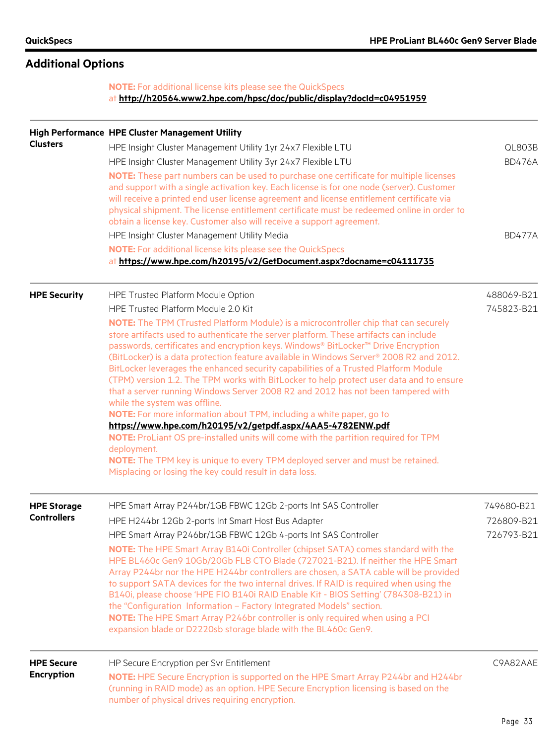## Additional Options

**NOTE:** For additional license kits please see the QuickSpecs at **http://h20564.www2.hpe.com/hpsc/doc/public/display?docId=c04951959**

| | | |
|---|---|---|
| **High Performance Clusters** | **HPE Cluster Management Utility** | |
| | HPE Insight Cluster Management Utility 1yr 24x7 Flexible LTU | QL803B |
| | HPE Insight Cluster Management Utility 3yr 24x7 Flexible LTU | BD476A |
| | **NOTE:** These part numbers can be used to purchase one certificate for multiple licenses and support with a single activation key. Each license is for one node (server). Customer will receive a printed end user license agreement and license entitlement certificate via physical shipment. The license entitlement certificate must be redeemed online in order to obtain a license key. Customer also will receive a support agreement. | |
| | HPE Insight Cluster Management Utility Media | BD477A |
| | **NOTE:** For additional license kits please see the QuickSpecs at **https://www.hpe.com/h20195/v2/GetDocument.aspx?docname=c04111735** | |
| **HPE Security** | HPE Trusted Platform Module Option | 488069-B21 |
| | HPE Trusted Platform Module 2.0 Kit | 745823-B21 |
| | **NOTE:** The TPM (Trusted Platform Module) is a microcontroller chip that can securely store artifacts used to authenticate the server platform. These artifacts can include passwords, certificates and encryption keys. Windows® BitLocker™ Drive Encryption (BitLocker) is a data protection feature available in Windows Server® 2008 R2 and 2012. BitLocker leverages the enhanced security capabilities of a Trusted Platform Module (TPM) version 1.2. The TPM works with BitLocker to help protect user data and to ensure that a server running Windows Server 2008 R2 and 2012 has not been tampered with while the system was offline.<br>**NOTE:** For more information about TPM, including a white paper, go to **https://www.hpe.com/h20195/v2/getpdf.aspx/4AA5-4782ENW.pdf**<br>**NOTE:** ProLiant OS pre-installed units will come with the partition required for TPM deployment.<br>**NOTE:** The TPM key is unique to every TPM deployed server and must be retained. Misplacing or losing the key could result in data loss. | |
| **HPE Storage Controllers** | HPE Smart Array P244br/1GB FBWC 12Gb 2-ports Int SAS Controller | 749680-B21 |
| | HPE H244br 12Gb 2-ports Int Smart Host Bus Adapter | 726809-B21 |
| | HPE Smart Array P246br/1GB FBWC 12Gb 4-ports Int SAS Controller | 726793-B21 |
| | **NOTE:** The HPE Smart Array B140i Controller (chipset SATA) comes standard with the HPE BL460c Gen9 10Gb/20Gb FLB CTO Blade (727021-B21). If neither the HPE Smart Array P244br nor the HPE H244br controllers are chosen, a SATA cable will be provided to support SATA devices for the two internal drives. If RAID is required when using the B140i, please choose 'HPE FIO B140i RAID Enable Kit - BIOS Setting' (784308-B21) in the "Configuration Information – Factory Integrated Models" section.<br>**NOTE:** The HPE Smart Array P246br controller is only required when using a PCI expansion blade or D2220sb storage blade with the BL460c Gen9. | |
| **HPE Secure Encryption** | HP Secure Encryption per Svr Entitlement | C9A82AAE |
| | **NOTE:** HPE Secure Encryption is supported on the HPE Smart Array P244br and H244br (running in RAID mode) as an option. HPE Secure Encryption licensing is based on the number of physical drives requiring encryption. | |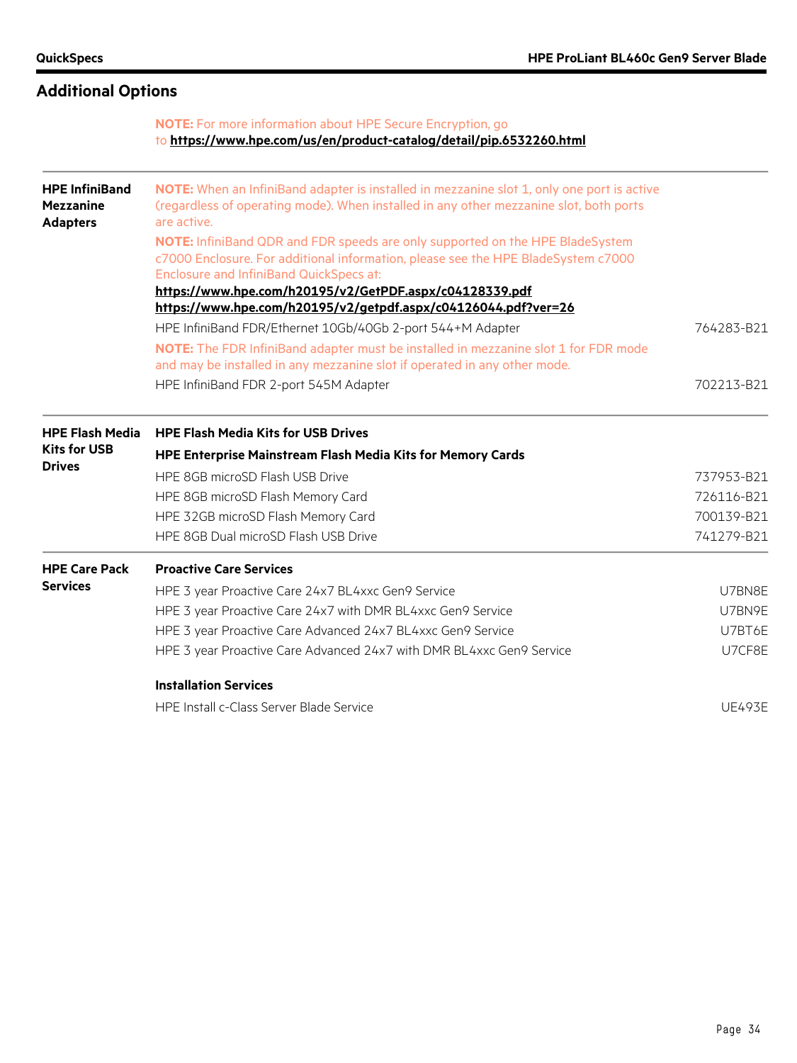## Additional Options

**NOTE:** For more information about HPE Secure Encryption, go to **https://www.hpe.com/us/en/product-catalog/detail/pip.6532260.html**

| | | |
|---|---|---|
| **HPE InfiniBand Mezzanine Adapters** | **NOTE:** When an InfiniBand adapter is installed in mezzanine slot 1, only one port is active (regardless of operating mode). When installed in any other mezzanine slot, both ports are active. | |
| | **NOTE:** InfiniBand QDR and FDR speeds are only supported on the HPE BladeSystem c7000 Enclosure. For additional information, please see the HPE BladeSystem c7000 Enclosure and InfiniBand QuickSpecs at: **https://www.hpe.com/h20195/v2/GetPDF.aspx/c04128339.pdf** **https://www.hpe.com/h20195/v2/getpdf.aspx/c04126044.pdf?ver=26** | |
| | HPE InfiniBand FDR/Ethernet 10Gb/40Gb 2-port 544+M Adapter | 764283-B21 |
| | **NOTE:** The FDR InfiniBand adapter must be installed in mezzanine slot 1 for FDR mode and may be installed in any mezzanine slot if operated in any other mode. | |
| | HPE InfiniBand FDR 2-port 545M Adapter | 702213-B21 |
| **HPE Flash Media Kits for USB Drives** | **HPE Flash Media Kits for USB Drives** | |
| | **HPE Enterprise Mainstream Flash Media Kits for Memory Cards** | |
| | HPE 8GB microSD Flash USB Drive | 737953-B21 |
| | HPE 8GB microSD Flash Memory Card | 726116-B21 |
| | HPE 32GB microSD Flash Memory Card | 700139-B21 |
| | HPE 8GB Dual microSD Flash USB Drive | 741279-B21 |
| **HPE Care Pack Services** | **Proactive Care Services** | |
| | HPE 3 year Proactive Care 24x7 BL4xxc Gen9 Service | U7BN8E |
| | HPE 3 year Proactive Care 24x7 with DMR BL4xxc Gen9 Service | U7BN9E |
| | HPE 3 year Proactive Care Advanced 24x7 BL4xxc Gen9 Service | U7BT6E |
| | HPE 3 year Proactive Care Advanced 24x7 with DMR BL4xxc Gen9 Service | U7CF8E |
| | **Installation Services** | |
| | HPE Install c-Class Server Blade Service | UE493E |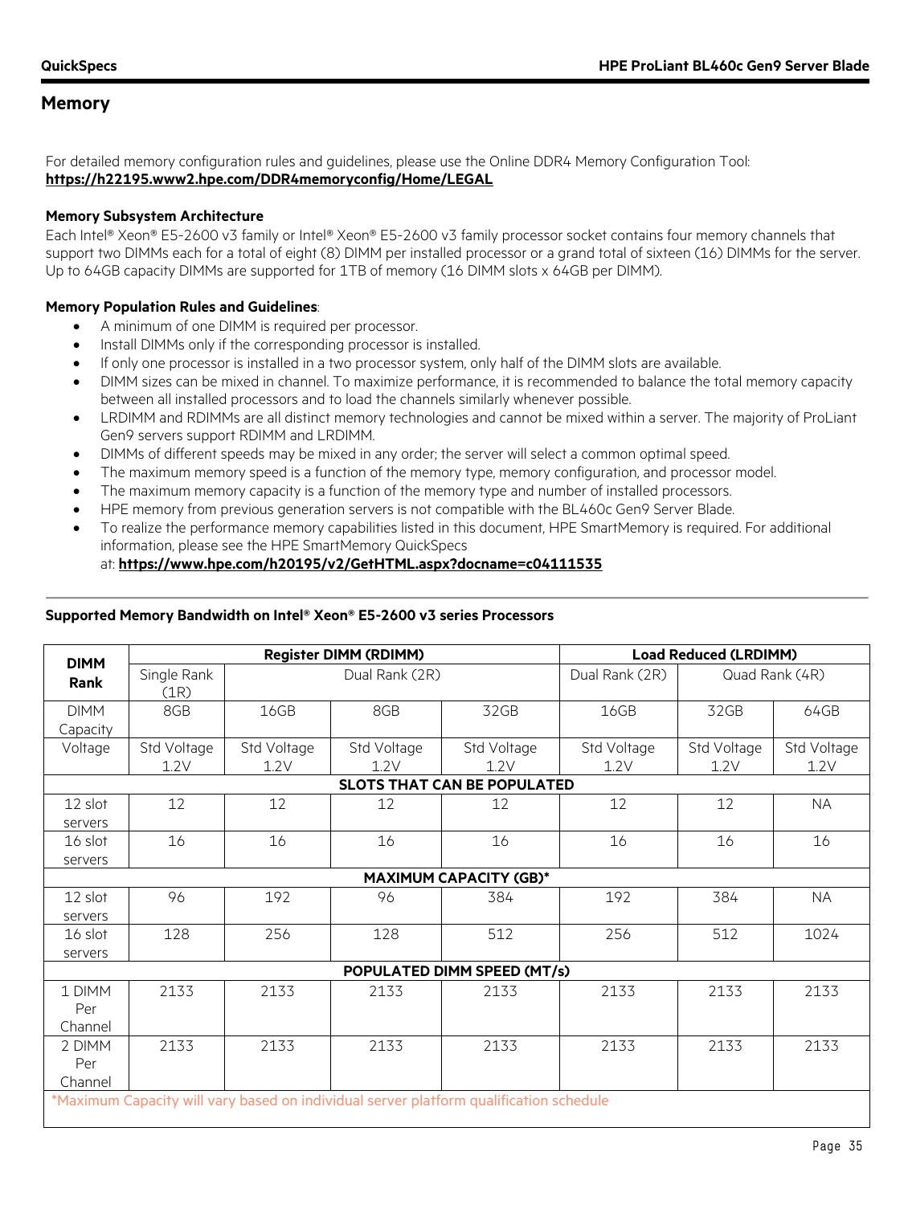## Memory

For detailed memory configuration rules and guidelines, please use the Online DDR4 Memory Configuration Tool:
**https://h22195.www2.hpe.com/DDR4memoryconfig/Home/LEGAL**

**Memory Subsystem Architecture**

Each Intel® Xeon® E5-2600 v3 family or Intel® Xeon® E5-2600 v3 family processor socket contains four memory channels that support two DIMMs each for a total of eight (8) DIMM per installed processor or a grand total of sixteen (16) DIMMs for the server. Up to 64GB capacity DIMMs are supported for 1TB of memory (16 DIMM slots x 64GB per DIMM).

**Memory Population Rules and Guidelines**:

- A minimum of one DIMM is required per processor.
- Install DIMMs only if the corresponding processor is installed.
- If only one processor is installed in a two processor system, only half of the DIMM slots are available.
- DIMM sizes can be mixed in channel. To maximize performance, it is recommended to balance the total memory capacity between all installed processors and to load the channels similarly whenever possible.
- LRDIMM and RDIMMs are all distinct memory technologies and cannot be mixed within a server. The majority of ProLiant Gen9 servers support RDIMM and LRDIMM.
- DIMMs of different speeds may be mixed in any order; the server will select a common optimal speed.
- The maximum memory speed is a function of the memory type, memory configuration, and processor model.
- The maximum memory capacity is a function of the memory type and number of installed processors.
- HPE memory from previous generation servers is not compatible with the BL460c Gen9 Server Blade.
- To realize the performance memory capabilities listed in this document, HPE SmartMemory is required. For additional information, please see the HPE SmartMemory QuickSpecs at: **https://www.hpe.com/h20195/v2/GetHTML.aspx?docname=c04111535**

**Supported Memory Bandwidth on Intel® Xeon® E5-2600 v3 series Processors**

| DIMM Rank | Register DIMM (RDIMM) | | | | Load Reduced (LRDIMM) | | |
|---|---|---|---|---|---|---|---|
| | Single Rank (1R) | Dual Rank (2R) | | | Dual Rank (2R) | Quad Rank (4R) | |
| DIMM Capacity | 8GB | 16GB | 8GB | 32GB | 16GB | 32GB | 64GB |
| Voltage | Std Voltage 1.2V | Std Voltage 1.2V | Std Voltage 1.2V | Std Voltage 1.2V | Std Voltage 1.2V | Std Voltage 1.2V | Std Voltage 1.2V |
| **SLOTS THAT CAN BE POPULATED** | | | | | | | |
| 12 slot servers | 12 | 12 | 12 | 12 | 12 | 12 | NA |
| 16 slot servers | 16 | 16 | 16 | 16 | 16 | 16 | 16 |
| **MAXIMUM CAPACITY (GB)*** | | | | | | | |
| 12 slot servers | 96 | 192 | 96 | 384 | 192 | 384 | NA |
| 16 slot servers | 128 | 256 | 128 | 512 | 256 | 512 | 1024 |
| **POPULATED DIMM SPEED (MT/s)** | | | | | | | |
| 1 DIMM Per Channel | 2133 | 2133 | 2133 | 2133 | 2133 | 2133 | 2133 |
| 2 DIMM Per Channel | 2133 | 2133 | 2133 | 2133 | 2133 | 2133 | 2133 |

*Maximum Capacity will vary based on individual server platform qualification schedule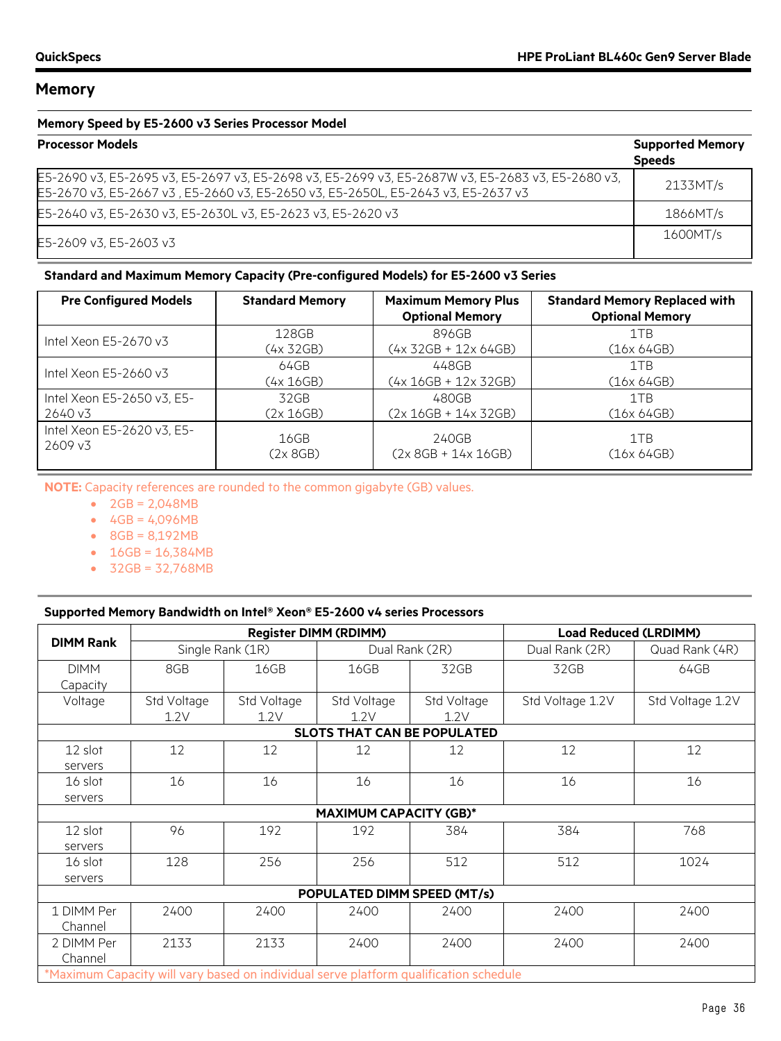## Memory

### Memory Speed by E5-2600 v3 Series Processor Model

| Processor Models | Supported Memory Speeds |
|---|---|
| E5-2690 v3, E5-2695 v3, E5-2697 v3, E5-2698 v3, E5-2699 v3, E5-2687W v3, E5-2683 v3, E5-2680 v3, E5-2670 v3, E5-2667 v3 , E5-2660 v3, E5-2650 v3, E5-2650L, E5-2643 v3, E5-2637 v3 | 2133MT/s |
| E5-2640 v3, E5-2630 v3, E5-2630L v3, E5-2623 v3, E5-2620 v3 | 1866MT/s |
| E5-2609 v3, E5-2603 v3 | 1600MT/s |

### Standard and Maximum Memory Capacity (Pre-configured Models) for E5-2600 v3 Series

| Pre Configured Models | Standard Memory | Maximum Memory Plus Optional Memory | Standard Memory Replaced with Optional Memory |
|---|---|---|---|
| Intel Xeon E5-2670 v3 | 128GB (4x 32GB) | 896GB (4x 32GB + 12x 64GB) | 1TB (16x 64GB) |
| Intel Xeon E5-2660 v3 | 64GB (4x 16GB) | 448GB (4x 16GB + 12x 32GB) | 1TB (16x 64GB) |
| Intel Xeon E5-2650 v3, E5-2640 v3 | 32GB (2x 16GB) | 480GB (2x 16GB + 14x 32GB) | 1TB (16x 64GB) |
| Intel Xeon E5-2620 v3, E5-2609 v3 | 16GB (2x 8GB) | 240GB (2x 8GB + 14x 16GB) | 1TB (16x 64GB) |

**NOTE:** Capacity references are rounded to the common gigabyte (GB) values.

- 2GB = 2,048MB
- 4GB = 4,096MB
- 8GB = 8,192MB
- 16GB = 16,384MB
- 32GB = 32,768MB

### Supported Memory Bandwidth on Intel® Xeon® E5-2600 v4 series Processors

| DIMM Rank | Register DIMM (RDIMM) | | | | Load Reduced (LRDIMM) | |
|---|---|---|---|---|---|---|
| | Single Rank (1R) | | Dual Rank (2R) | | Dual Rank (2R) | Quad Rank (4R) |
| DIMM Capacity | 8GB | 16GB | 16GB | 32GB | 32GB | 64GB |
| Voltage | Std Voltage 1.2V | Std Voltage 1.2V | Std Voltage 1.2V | Std Voltage 1.2V | Std Voltage 1.2V | Std Voltage 1.2V |
| **SLOTS THAT CAN BE POPULATED** | | | | | | |
| 12 slot servers | 12 | 12 | 12 | 12 | 12 | 12 |
| 16 slot servers | 16 | 16 | 16 | 16 | 16 | 16 |
| **MAXIMUM CAPACITY (GB)*** | | | | | | |
| 12 slot servers | 96 | 192 | 192 | 384 | 384 | 768 |
| 16 slot servers | 128 | 256 | 256 | 512 | 512 | 1024 |
| **POPULATED DIMM SPEED (MT/s)** | | | | | | |
| 1 DIMM Per Channel | 2400 | 2400 | 2400 | 2400 | 2400 | 2400 |
| 2 DIMM Per Channel | 2133 | 2133 | 2400 | 2400 | 2400 | 2400 |

*Maximum Capacity will vary based on individual serve platform qualification schedule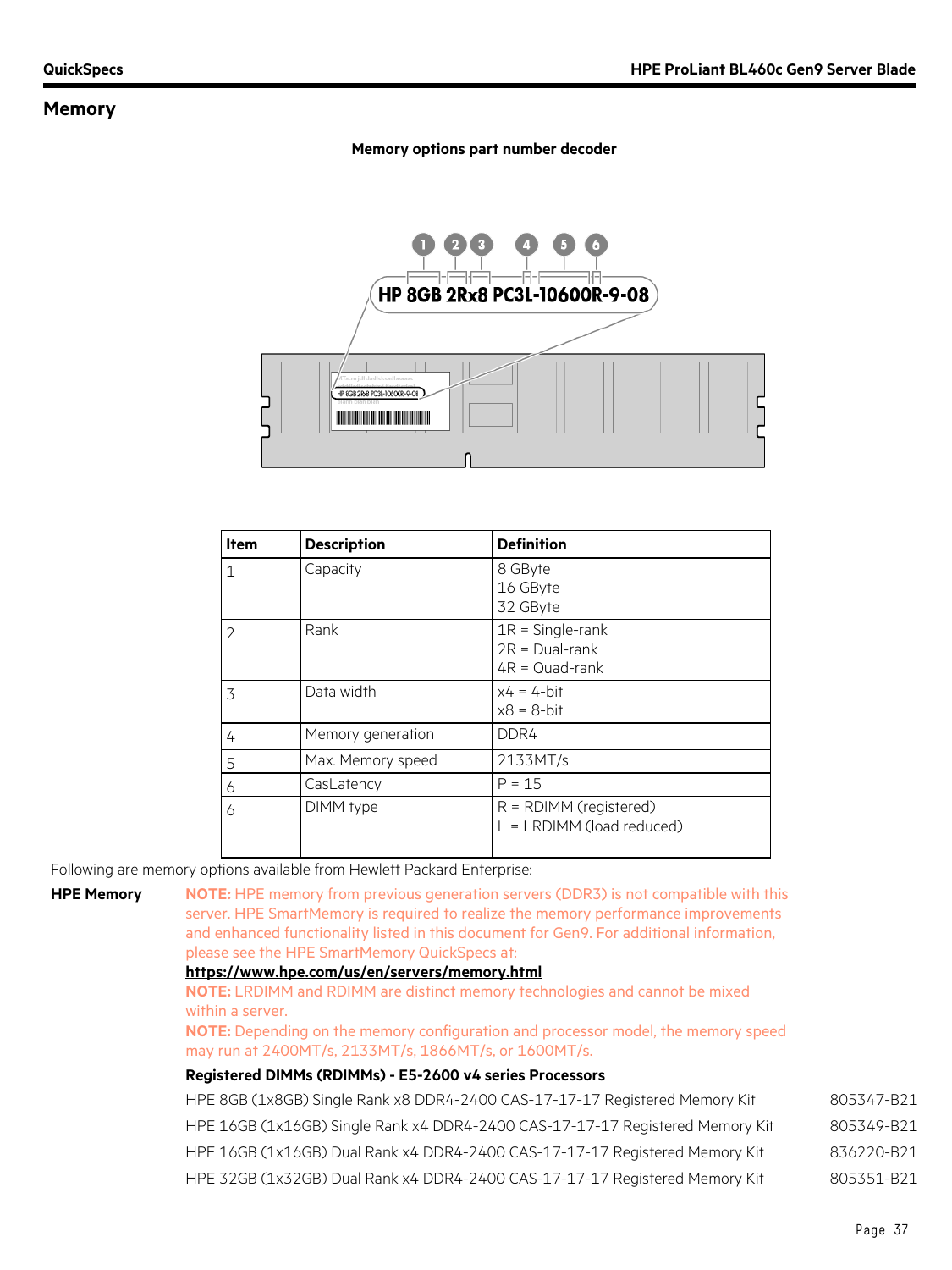## Memory

**Memory options part number decoder**

HP 8GB 2Rx8 PC3L-10600R-9-08

| Item | Description | Definition |
|---|---|---|
| 1 | Capacity | 8 GByte<br>16 GByte<br>32 GByte |
| 2 | Rank | 1R = Single-rank<br>2R = Dual-rank<br>4R = Quad-rank |
| 3 | Data width | x4 = 4-bit<br>x8 = 8-bit |
| 4 | Memory generation | DDR4 |
| 5 | Max. Memory speed | 2133MT/s |
| 6 | CasLatency | P = 15 |
| 6 | DIMM type | R = RDIMM (registered)<br>L = LRDIMM (load reduced) |

Following are memory options available from Hewlett Packard Enterprise:

**HPE Memory**

**NOTE:** HPE memory from previous generation servers (DDR3) is not compatible with this server. HPE SmartMemory is required to realize the memory performance improvements and enhanced functionality listed in this document for Gen9. For additional information, please see the HPE SmartMemory QuickSpecs at:
**https://www.hpe.com/us/en/servers/memory.html**

**NOTE:** LRDIMM and RDIMM are distinct memory technologies and cannot be mixed within a server.

**NOTE:** Depending on the memory configuration and processor model, the memory speed may run at 2400MT/s, 2133MT/s, 1866MT/s, or 1600MT/s.

**Registered DIMMs (RDIMMs) - E5-2600 v4 series Processors**

| | |
|---|---|
| HPE 8GB (1x8GB) Single Rank x8 DDR4-2400 CAS-17-17-17 Registered Memory Kit | 805347-B21 |
| HPE 16GB (1x16GB) Single Rank x4 DDR4-2400 CAS-17-17-17 Registered Memory Kit | 805349-B21 |
| HPE 16GB (1x16GB) Dual Rank x4 DDR4-2400 CAS-17-17-17 Registered Memory Kit | 836220-B21 |
| HPE 32GB (1x32GB) Dual Rank x4 DDR4-2400 CAS-17-17-17 Registered Memory Kit | 805351-B21 |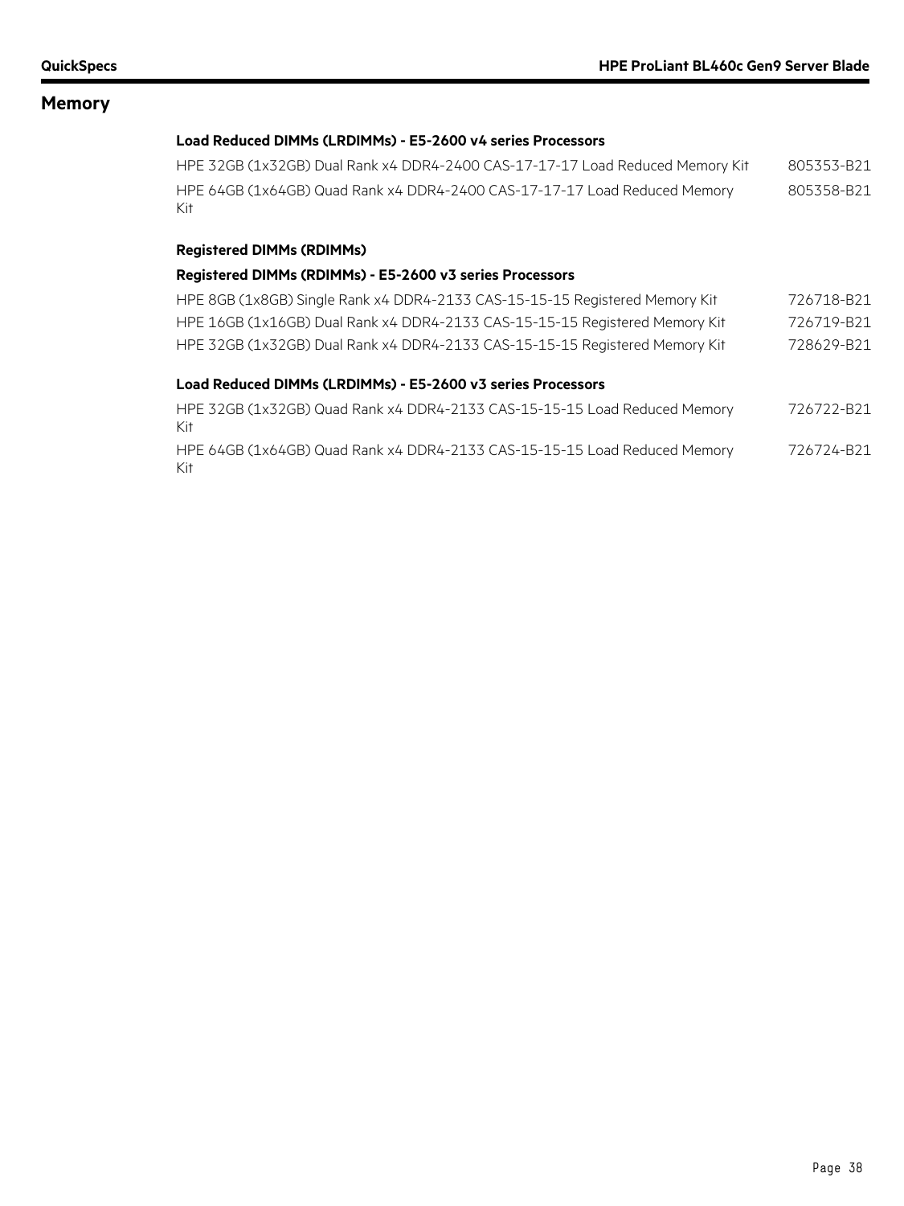## Memory

**Load Reduced DIMMs (LRDIMMs) - E5-2600 v4 series Processors**

| | |
|---|---|
| HPE 32GB (1x32GB) Dual Rank x4 DDR4-2400 CAS-17-17-17 Load Reduced Memory Kit | 805353-B21 |
| HPE 64GB (1x64GB) Quad Rank x4 DDR4-2400 CAS-17-17-17 Load Reduced Memory Kit | 805358-B21 |

**Registered DIMMs (RDIMMs)**

**Registered DIMMs (RDIMMs) - E5-2600 v3 series Processors**

| | |
|---|---|
| HPE 8GB (1x8GB) Single Rank x4 DDR4-2133 CAS-15-15-15 Registered Memory Kit | 726718-B21 |
| HPE 16GB (1x16GB) Dual Rank x4 DDR4-2133 CAS-15-15-15 Registered Memory Kit | 726719-B21 |
| HPE 32GB (1x32GB) Dual Rank x4 DDR4-2133 CAS-15-15-15 Registered Memory Kit | 728629-B21 |

**Load Reduced DIMMs (LRDIMMs) - E5-2600 v3 series Processors**

| | |
|---|---|
| HPE 32GB (1x32GB) Quad Rank x4 DDR4-2133 CAS-15-15-15 Load Reduced Memory Kit | 726722-B21 |
| HPE 64GB (1x64GB) Quad Rank x4 DDR4-2133 CAS-15-15-15 Load Reduced Memory Kit | 726724-B21 |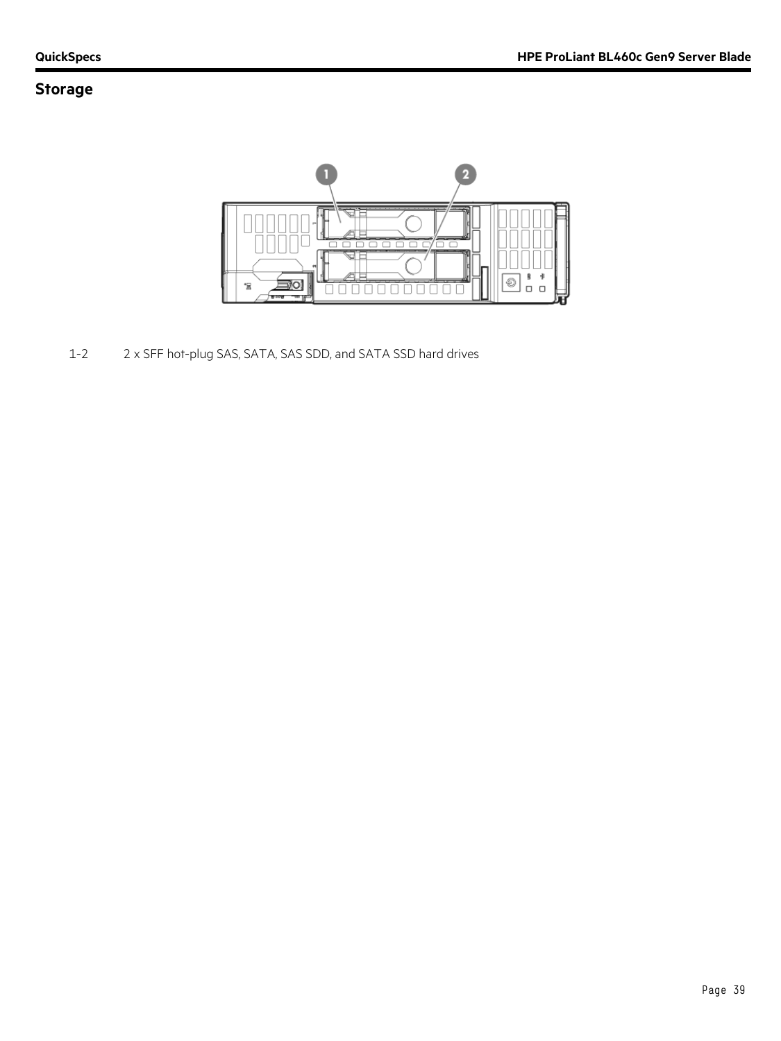## Storage

| | |
|---|---|
| 1-2 | 2 x SFF hot-plug SAS, SATA, SAS SDD, and SATA SSD hard drives |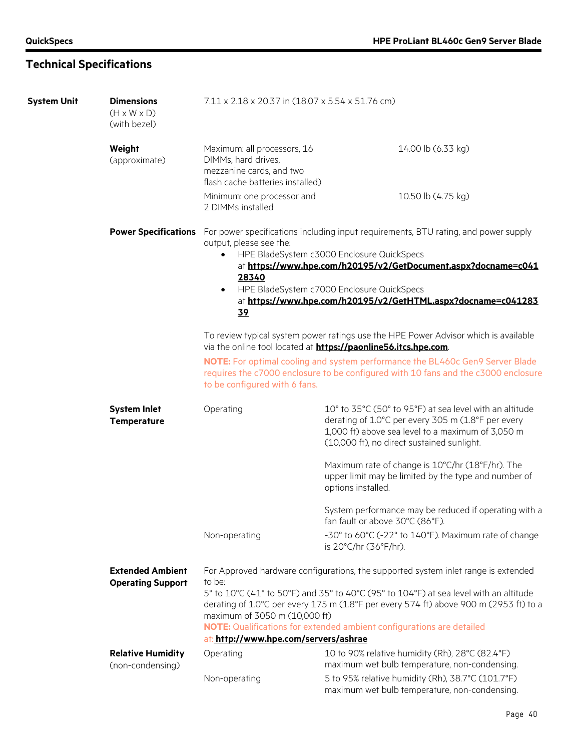## Technical Specifications

| | | | |
|---|---|---|---|
| **System Unit** | **Dimensions** (H x W x D) (with bezel) | 7.11 x 2.18 x 20.37 in (18.07 x 5.54 x 51.76 cm) | |
| | **Weight** (approximate) | Maximum: all processors, 16 DIMMs, hard drives, mezzanine cards, and two flash cache batteries installed) | 14.00 lb (6.33 kg) |
| | | Minimum: one processor and 2 DIMMs installed | 10.50 lb (4.75 kg) |

**Power Specifications**

For power specifications including input requirements, BTU rating, and power supply output, please see the:

- HPE BladeSystem c3000 Enclosure QuickSpecs at **https://www.hpe.com/h20195/v2/GetDocument.aspx?docname=c04128340**
- HPE BladeSystem c7000 Enclosure QuickSpecs at **https://www.hpe.com/h20195/v2/GetHTML.aspx?docname=c04128339**

To review typical system power ratings use the HPE Power Advisor which is available via the online tool located at **https://paonline56.itcs.hpe.com**.

**NOTE:** For optimal cooling and system performance the BL460c Gen9 Server Blade requires the c7000 enclosure to be configured with 10 fans and the c3000 enclosure to be configured with 6 fans.

| | | |
|---|---|---|
| **System Inlet Temperature** | Operating | 10° to 35°C (50° to 95°F) at sea level with an altitude derating of 1.0°C per every 305 m (1.8°F per every 1,000 ft) above sea level to a maximum of 3,050 m (10,000 ft), no direct sustained sunlight.<br><br>Maximum rate of change is 10°C/hr (18°F/hr). The upper limit may be limited by the type and number of options installed.<br><br>System performance may be reduced if operating with a fan fault or above 30°C (86°F). |
| | Non-operating | -30° to 60°C (-22° to 140°F). Maximum rate of change is 20°C/hr (36°F/hr). |

**Extended Ambient Operating Support**

For Approved hardware configurations, the supported system inlet range is extended to be:
5° to 10°C (41° to 50°F) and 35° to 40°C (95° to 104°F) at sea level with an altitude derating of 1.0°C per every 175 m (1.8°F per every 574 ft) above 900 m (2953 ft) to a maximum of 3050 m (10,000 ft)
**NOTE:** Qualifications for extended ambient configurations are detailed at: **http://www.hpe.com/servers/ashrae**

| | | |
|---|---|---|
| **Relative Humidity** (non-condensing) | Operating | 10 to 90% relative humidity (Rh), 28°C (82.4°F) maximum wet bulb temperature, non-condensing. |
| | Non-operating | 5 to 95% relative humidity (Rh), 38.7°C (101.7°F) maximum wet bulb temperature, non-condensing. |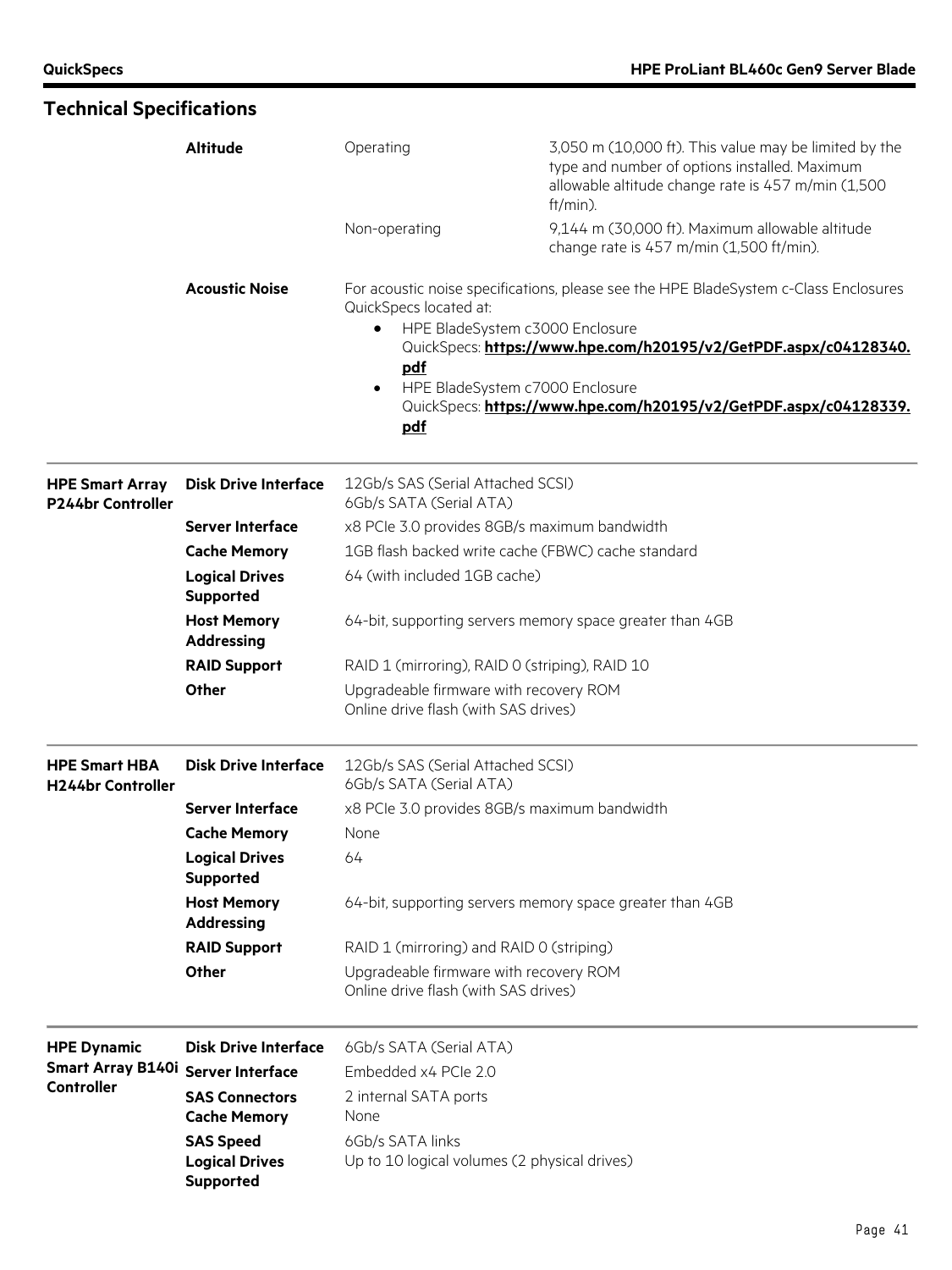## Technical Specifications

| | | | |
|---|---|---|---|
| | **Altitude** | Operating | 3,050 m (10,000 ft). This value may be limited by the type and number of options installed. Maximum allowable altitude change rate is 457 m/min (1,500 ft/min). |
| | | Non-operating | 9,144 m (30,000 ft). Maximum allowable altitude change rate is 457 m/min (1,500 ft/min). |

**Acoustic Noise**

For acoustic noise specifications, please see the HPE BladeSystem c-Class Enclosures QuickSpecs located at:

- HPE BladeSystem c3000 Enclosure QuickSpecs: **https://www.hpe.com/h20195/v2/GetPDF.aspx/c04128340.pdf**
- HPE BladeSystem c7000 Enclosure QuickSpecs: **https://www.hpe.com/h20195/v2/GetPDF.aspx/c04128339.pdf**

| | | |
|---|---|---|
| **HPE Smart Array P244br Controller** | **Disk Drive Interface** | 12Gb/s SAS (Serial Attached SCSI)<br>6Gb/s SATA (Serial ATA) |
| | **Server Interface** | x8 PCIe 3.0 provides 8GB/s maximum bandwidth |
| | **Cache Memory** | 1GB flash backed write cache (FBWC) cache standard |
| | **Logical Drives Supported** | 64 (with included 1GB cache) |
| | **Host Memory Addressing** | 64-bit, supporting servers memory space greater than 4GB |
| | **RAID Support** | RAID 1 (mirroring), RAID 0 (striping), RAID 10 |
| | **Other** | Upgradeable firmware with recovery ROM<br>Online drive flash (with SAS drives) |

| | | |
|---|---|---|
| **HPE Smart HBA H244br Controller** | **Disk Drive Interface** | 12Gb/s SAS (Serial Attached SCSI)<br>6Gb/s SATA (Serial ATA) |
| | **Server Interface** | x8 PCIe 3.0 provides 8GB/s maximum bandwidth |
| | **Cache Memory** | None |
| | **Logical Drives Supported** | 64 |
| | **Host Memory Addressing** | 64-bit, supporting servers memory space greater than 4GB |
| | **RAID Support** | RAID 1 (mirroring) and RAID 0 (striping) |
| | **Other** | Upgradeable firmware with recovery ROM<br>Online drive flash (with SAS drives) |

| | | |
|---|---|---|
| **HPE Dynamic Smart Array B140i Controller** | **Disk Drive Interface** | 6Gb/s SATA (Serial ATA) |
| | **Server Interface** | Embedded x4 PCIe 2.0 |
| | **SAS Connectors** | 2 internal SATA ports |
| | **Cache Memory** | None |
| | **SAS Speed** | 6Gb/s SATA links |
| | **Logical Drives Supported** | Up to 10 logical volumes (2 physical drives) |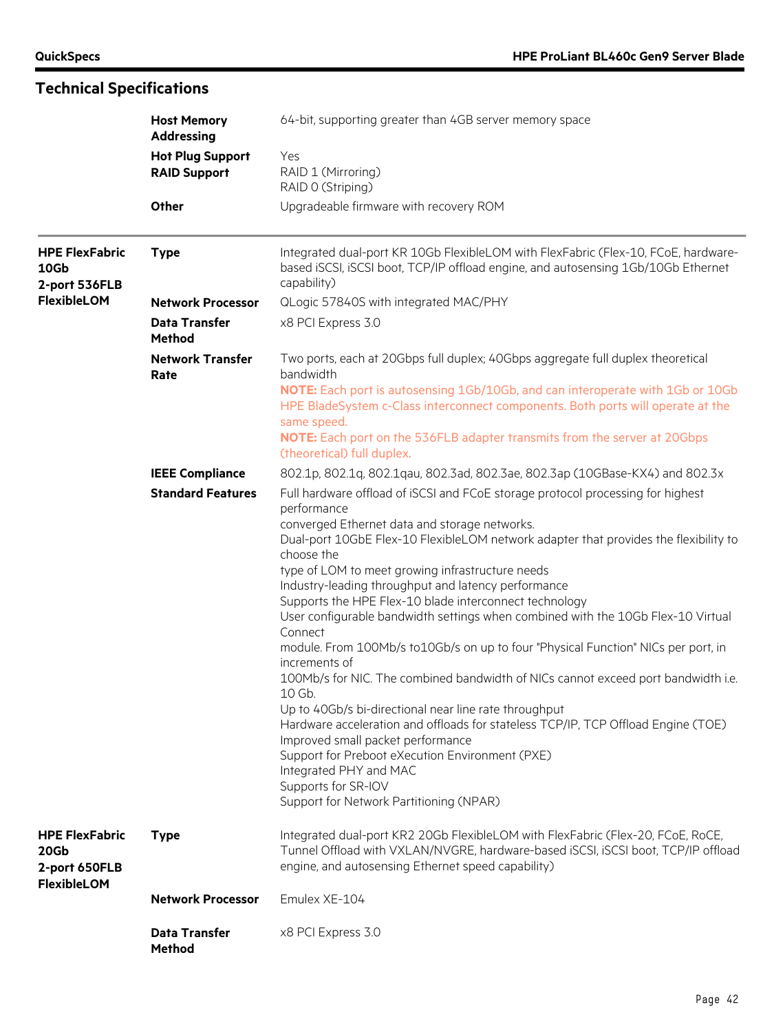## Technical Specifications

| | | |
|---|---|---|
| | **Host Memory Addressing** | 64-bit, supporting greater than 4GB server memory space |
| | **Hot Plug Support** | Yes |
| | **RAID Support** | RAID 1 (Mirroring)<br>RAID 0 (Striping) |
| | **Other** | Upgradeable firmware with recovery ROM |
| **HPE FlexFabric 10Gb 2-port 536FLB FlexibleLOM** | **Type** | Integrated dual-port KR 10Gb FlexibleLOM with FlexFabric (Flex-10, FCoE, hardware-based iSCSI, iSCSI boot, TCP/IP offload engine, and autosensing 1Gb/10Gb Ethernet capability) |
| | **Network Processor** | QLogic 57840S with integrated MAC/PHY |
| | **Data Transfer Method** | x8 PCI Express 3.0 |
| | **Network Transfer Rate** | Two ports, each at 20Gbps full duplex; 40Gbps aggregate full duplex theoretical bandwidth<br>**NOTE:** Each port is autosensing 1Gb/10Gb, and can interoperate with 1Gb or 10Gb HPE BladeSystem c-Class interconnect components. Both ports will operate at the same speed.<br>**NOTE:** Each port on the 536FLB adapter transmits from the server at 20Gbps (theoretical) full duplex. |
| | **IEEE Compliance** | 802.1p, 802.1q, 802.1qau, 802.3ad, 802.3ae, 802.3ap (10GBase-KX4) and 802.3x |
| | **Standard Features** | Full hardware offload of iSCSI and FCoE storage protocol processing for highest performance<br>converged Ethernet data and storage networks.<br>Dual-port 10GbE Flex-10 FlexibleLOM network adapter that provides the flexibility to choose the<br>type of LOM to meet growing infrastructure needs<br>Industry-leading throughput and latency performance<br>Supports the HPE Flex-10 blade interconnect technology<br>User configurable bandwidth settings when combined with the 10Gb Flex-10 Virtual Connect<br>module. From 100Mb/s to10Gb/s on up to four "Physical Function" NICs per port, in increments of<br>100Mb/s for NIC. The combined bandwidth of NICs cannot exceed port bandwidth i.e. 10 Gb.<br>Up to 40Gb/s bi-directional near line rate throughput<br>Hardware acceleration and offloads for stateless TCP/IP, TCP Offload Engine (TOE)<br>Improved small packet performance<br>Support for Preboot eXecution Environment (PXE)<br>Integrated PHY and MAC<br>Supports for SR-IOV<br>Support for Network Partitioning (NPAR) |
| **HPE FlexFabric 20Gb 2-port 650FLB FlexibleLOM** | **Type** | Integrated dual-port KR2 20Gb FlexibleLOM with FlexFabric (Flex-20, FCoE, RoCE, Tunnel Offload with VXLAN/NVGRE, hardware-based iSCSI, iSCSI boot, TCP/IP offload engine, and autosensing Ethernet speed capability) |
| | **Network Processor** | Emulex XE-104 |
| | **Data Transfer Method** | x8 PCI Express 3.0 |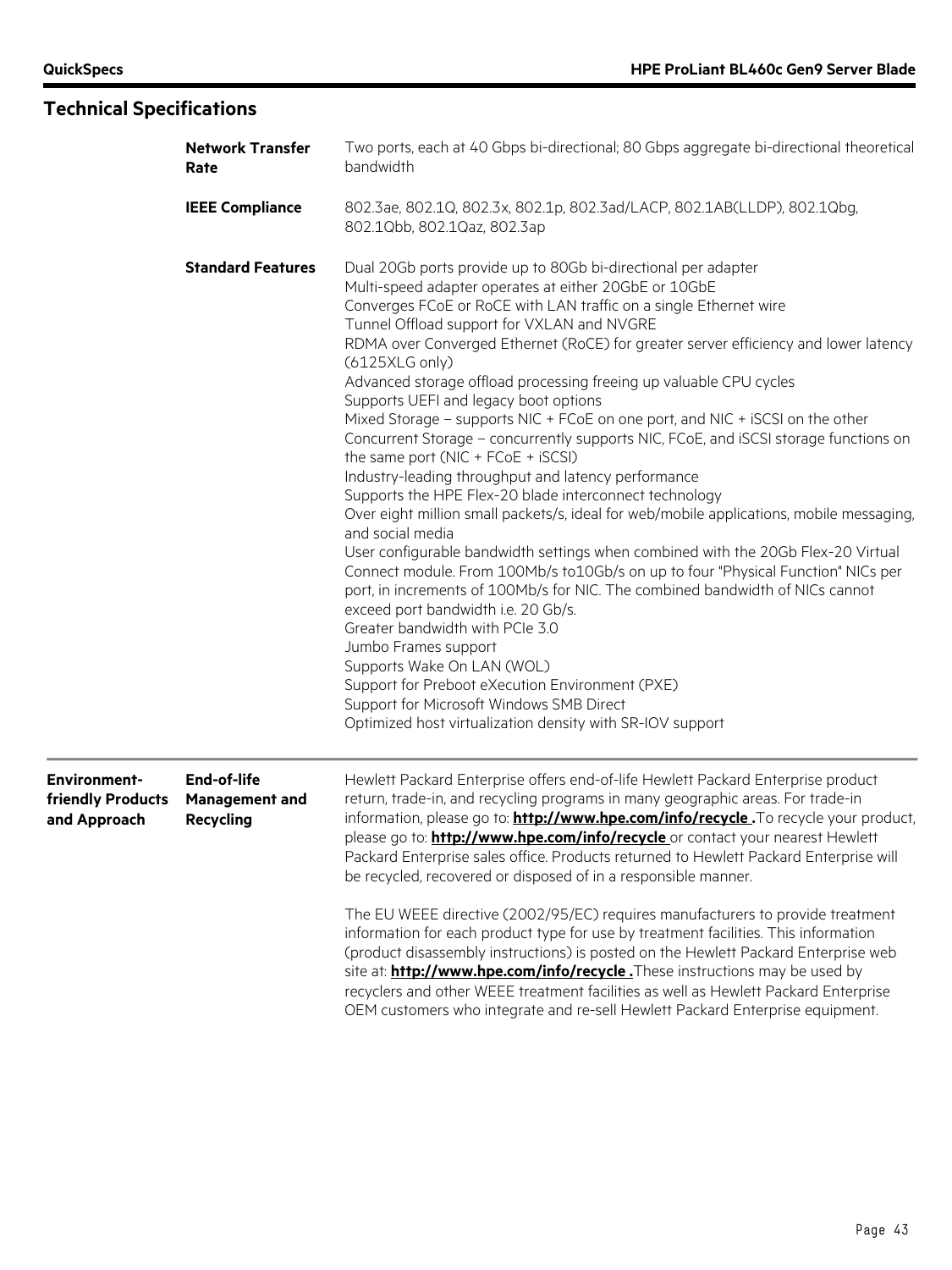## Technical Specifications

| | | |
|---|---|---|
| | **Network Transfer Rate** | Two ports, each at 40 Gbps bi-directional; 80 Gbps aggregate bi-directional theoretical bandwidth |
| | **IEEE Compliance** | 802.3ae, 802.1Q, 802.3x, 802.1p, 802.3ad/LACP, 802.1AB(LLDP), 802.1Qbg, 802.1Qbb, 802.1Qaz, 802.3ap |
| | **Standard Features** | Dual 20Gb ports provide up to 80Gb bi-directional per adapter<br>Multi-speed adapter operates at either 20GbE or 10GbE<br>Converges FCoE or RoCE with LAN traffic on a single Ethernet wire<br>Tunnel Offload support for VXLAN and NVGRE<br>RDMA over Converged Ethernet (RoCE) for greater server efficiency and lower latency (6125XLG only)<br>Advanced storage offload processing freeing up valuable CPU cycles<br>Supports UEFI and legacy boot options<br>Mixed Storage – supports NIC + FCoE on one port, and NIC + iSCSI on the other<br>Concurrent Storage – concurrently supports NIC, FCoE, and iSCSI storage functions on the same port (NIC + FCoE + iSCSI)<br>Industry-leading throughput and latency performance<br>Supports the HPE Flex-20 blade interconnect technology<br>Over eight million small packets/s, ideal for web/mobile applications, mobile messaging, and social media<br>User configurable bandwidth settings when combined with the 20Gb Flex-20 Virtual Connect module. From 100Mb/s to10Gb/s on up to four "Physical Function" NICs per port, in increments of 100Mb/s for NIC. The combined bandwidth of NICs cannot exceed port bandwidth i.e. 20 Gb/s.<br>Greater bandwidth with PCIe 3.0<br>Jumbo Frames support<br>Supports Wake On LAN (WOL)<br>Support for Preboot eXecution Environment (PXE)<br>Support for Microsoft Windows SMB Direct<br>Optimized host virtualization density with SR-IOV support |
| **Environment-friendly Products and Approach** | **End-of-life Management and Recycling** | Hewlett Packard Enterprise offers end-of-life Hewlett Packard Enterprise product return, trade-in, and recycling programs in many geographic areas. For trade-in information, please go to: **http://www.hpe.com/info/recycle .**To recycle your product, please go to: **http://www.hpe.com/info/recycle** or contact your nearest Hewlett Packard Enterprise sales office. Products returned to Hewlett Packard Enterprise will be recycled, recovered or disposed of in a responsible manner.<br><br>The EU WEEE directive (2002/95/EC) requires manufacturers to provide treatment information for each product type for use by treatment facilities. This information (product disassembly instructions) is posted on the Hewlett Packard Enterprise web site at: **http://www.hpe.com/info/recycle .**These instructions may be used by recyclers and other WEEE treatment facilities as well as Hewlett Packard Enterprise OEM customers who integrate and re-sell Hewlett Packard Enterprise equipment. |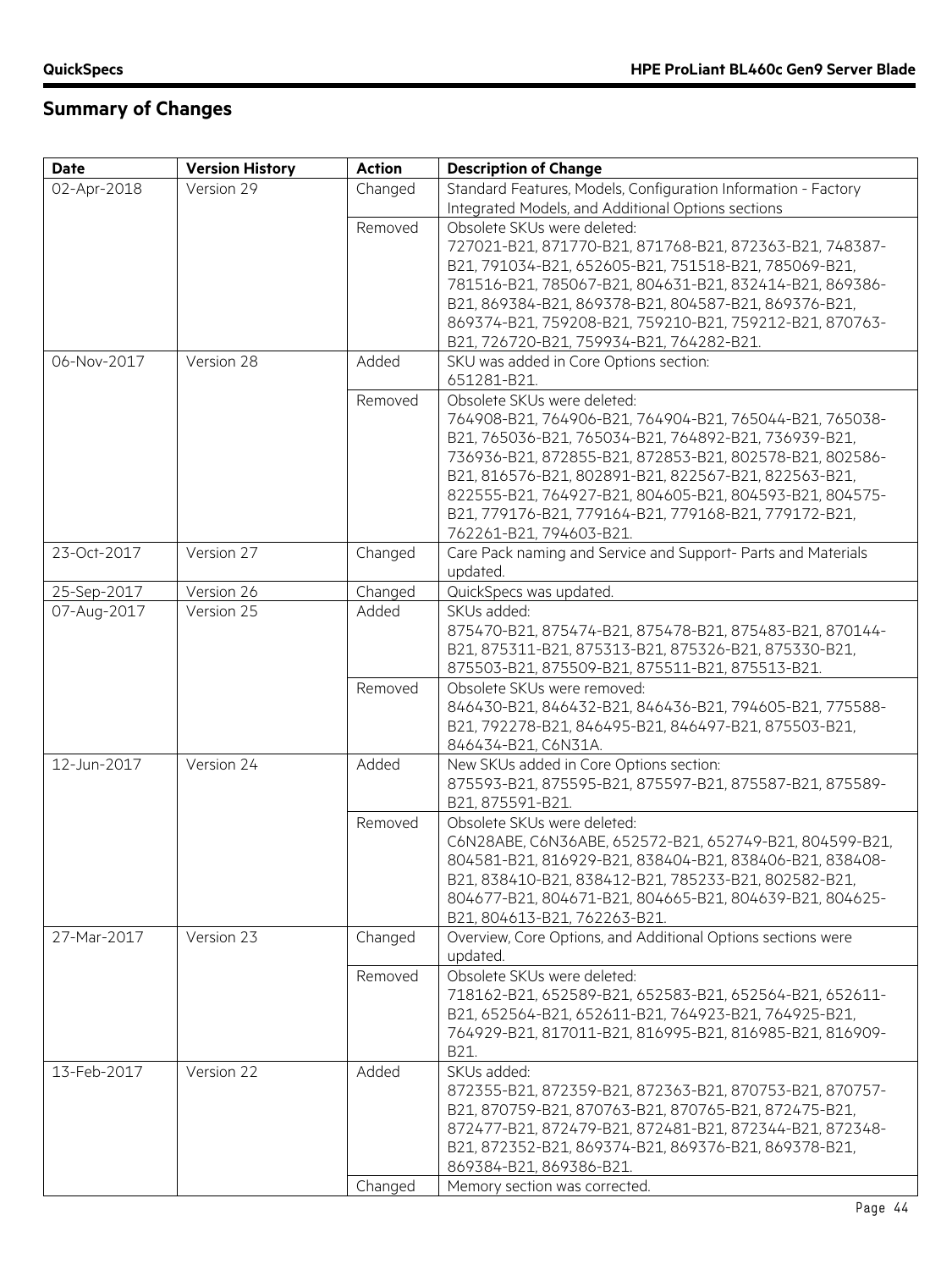## Summary of Changes

| Date | Version History | Action | Description of Change |
|---|---|---|---|
| 02-Apr-2018 | Version 29 | Changed | Standard Features, Models, Configuration Information - Factory Integrated Models, and Additional Options sections |
| | | Removed | Obsolete SKUs were deleted:<br>727021-B21, 871770-B21, 871768-B21, 872363-B21, 748387-B21, 791034-B21, 652605-B21, 751518-B21, 785069-B21, 781516-B21, 785067-B21, 804631-B21, 832414-B21, 869386-B21, 869384-B21, 869378-B21, 804587-B21, 869376-B21, 869374-B21, 759208-B21, 759210-B21, 759212-B21, 870763-B21, 726720-B21, 759934-B21, 764282-B21. |
| 06-Nov-2017 | Version 28 | Added | SKU was added in Core Options section:<br>651281-B21. |
| | | Removed | Obsolete SKUs were deleted:<br>764908-B21, 764906-B21, 764904-B21, 765044-B21, 765038-B21, 765036-B21, 765034-B21, 764892-B21, 736939-B21, 736936-B21, 872855-B21, 872853-B21, 802578-B21, 802586-B21, 816576-B21, 802891-B21, 822567-B21, 822563-B21, 822555-B21, 764927-B21, 804605-B21, 804593-B21, 804575-B21, 779176-B21, 779164-B21, 779168-B21, 779172-B21, 762261-B21, 794603-B21. |
| 23-Oct-2017 | Version 27 | Changed | Care Pack naming and Service and Support- Parts and Materials updated. |
| 25-Sep-2017 | Version 26 | Changed | QuickSpecs was updated. |
| 07-Aug-2017 | Version 25 | Added | SKUs added:<br>875470-B21, 875474-B21, 875478-B21, 875483-B21, 870144-B21, 875311-B21, 875313-B21, 875326-B21, 875330-B21, 875503-B21, 875509-B21, 875511-B21, 875513-B21. |
| | | Removed | Obsolete SKUs were removed:<br>846430-B21, 846432-B21, 846436-B21, 794605-B21, 775588-B21, 792278-B21, 846495-B21, 846497-B21, 875503-B21, 846434-B21, C6N31A. |
| 12-Jun-2017 | Version 24 | Added | New SKUs added in Core Options section:<br>875593-B21, 875595-B21, 875597-B21, 875587-B21, 875589-B21, 875591-B21. |
| | | Removed | Obsolete SKUs were deleted:<br>C6N28ABE, C6N36ABE, 652572-B21, 652749-B21, 804599-B21, 804581-B21, 816929-B21, 838404-B21, 838406-B21, 838408-B21, 838410-B21, 838412-B21, 785233-B21, 802582-B21, 804677-B21, 804671-B21, 804665-B21, 804639-B21, 804625-B21, 804613-B21, 762263-B21. |
| 27-Mar-2017 | Version 23 | Changed | Overview, Core Options, and Additional Options sections were updated. |
| | | Removed | Obsolete SKUs were deleted:<br>718162-B21, 652589-B21, 652583-B21, 652564-B21, 652611-B21, 652564-B21, 652611-B21, 764923-B21, 764925-B21, 764929-B21, 817011-B21, 816995-B21, 816985-B21, 816909-B21. |
| 13-Feb-2017 | Version 22 | Added | SKUs added:<br>872355-B21, 872359-B21, 872363-B21, 870753-B21, 870757-B21, 870759-B21, 870763-B21, 870765-B21, 872475-B21, 872477-B21, 872479-B21, 872481-B21, 872344-B21, 872348-B21, 872352-B21, 869374-B21, 869376-B21, 869378-B21, 869384-B21, 869386-B21. |
| | | Changed | Memory section was corrected. |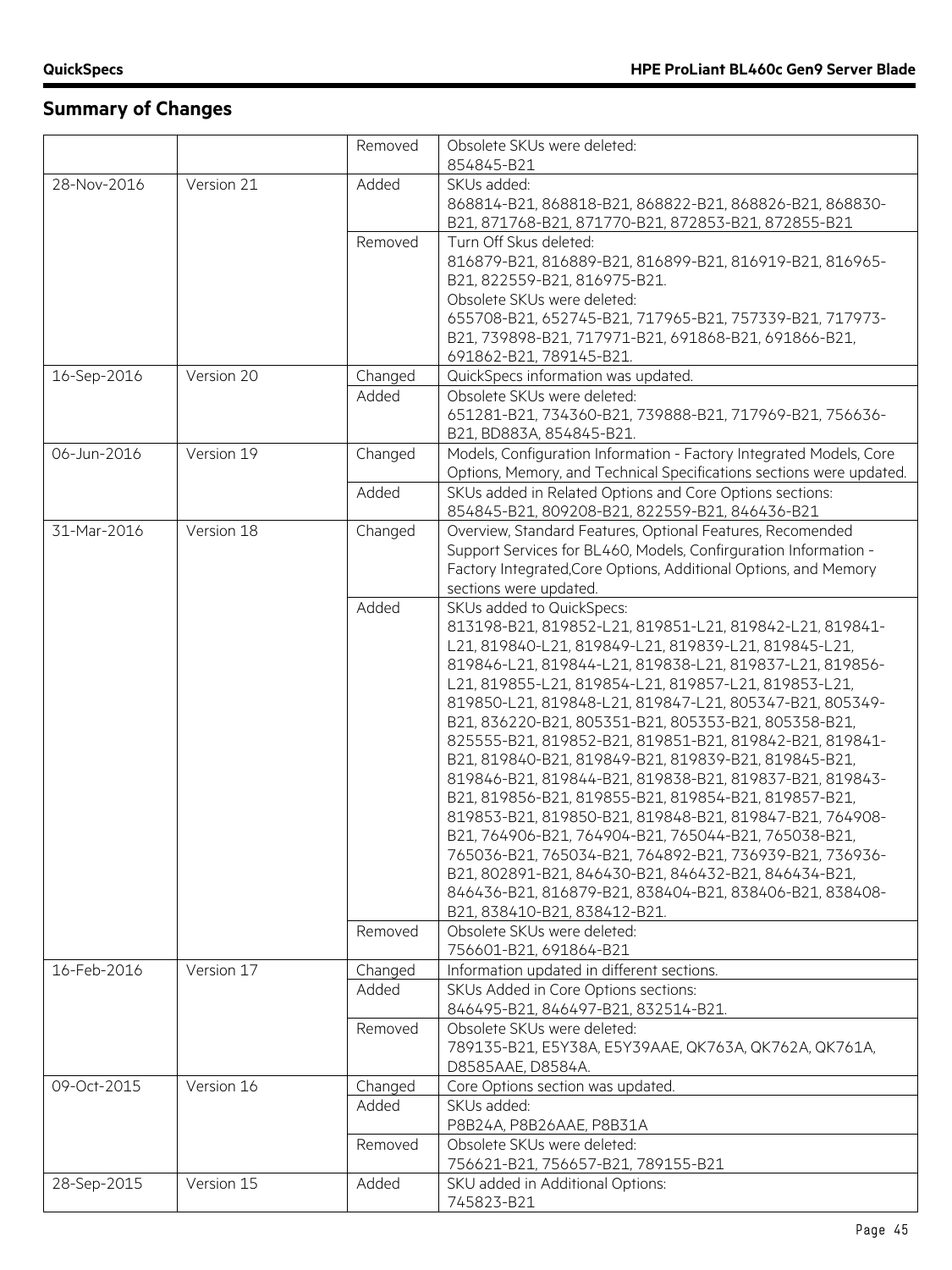## Summary of Changes

| | | | |
|---|---|---|---|
| | | Removed | Obsolete SKUs were deleted:<br>854845-B21 |
| 28-Nov-2016 | Version 21 | Added | SKUs added:<br>868814-B21, 868818-B21, 868822-B21, 868826-B21, 868830-B21, 871768-B21, 871770-B21, 872853-B21, 872855-B21 |
| | | Removed | Turn Off Skus deleted:<br>816879-B21, 816889-B21, 816899-B21, 816919-B21, 816965-B21, 822559-B21, 816975-B21.<br>Obsolete SKUs were deleted:<br>655708-B21, 652745-B21, 717965-B21, 757339-B21, 717973-B21, 739898-B21, 717971-B21, 691868-B21, 691866-B21, 691862-B21, 789145-B21. |
| 16-Sep-2016 | Version 20 | Changed | QuickSpecs information was updated. |
| | | Added | Obsolete SKUs were deleted:<br>651281-B21, 734360-B21, 739888-B21, 717969-B21, 756636-B21, BD883A, 854845-B21. |
| 06-Jun-2016 | Version 19 | Changed | Models, Configuration Information - Factory Integrated Models, Core Options, Memory, and Technical Specifications sections were updated. |
| | | Added | SKUs added in Related Options and Core Options sections:<br>854845-B21, 809208-B21, 822559-B21, 846436-B21 |
| 31-Mar-2016 | Version 18 | Changed | Overview, Standard Features, Optional Features, Recomended Support Services for BL460, Models, Confirguration Information - Factory Integrated,Core Options, Additional Options, and Memory sections were updated. |
| | | Added | SKUs added to QuickSpecs:<br>813198-B21, 819852-L21, 819851-L21, 819842-L21, 819841-L21, 819840-L21, 819849-L21, 819839-L21, 819845-L21, 819846-L21, 819844-L21, 819838-L21, 819837-L21, 819856-L21, 819855-L21, 819854-L21, 819857-L21, 819853-L21, 819850-L21, 819848-L21, 819847-L21, 805347-B21, 805349-B21, 836220-B21, 805351-B21, 805353-B21, 805358-B21, 825555-B21, 819852-B21, 819851-B21, 819842-B21, 819841-B21, 819840-B21, 819849-B21, 819839-B21, 819845-B21, 819846-B21, 819844-B21, 819838-B21, 819837-B21, 819843-B21, 819856-B21, 819855-B21, 819854-B21, 819857-B21, 819853-B21, 819850-B21, 819848-B21, 819847-B21, 764908-B21, 764906-B21, 764904-B21, 765044-B21, 765038-B21, 765036-B21, 765034-B21, 764892-B21, 736939-B21, 736936-B21, 802891-B21, 846430-B21, 846432-B21, 846434-B21, 846436-B21, 816879-B21, 838404-B21, 838406-B21, 838408-B21, 838410-B21, 838412-B21. |
| | | Removed | Obsolete SKUs were deleted:<br>756601-B21, 691864-B21 |
| 16-Feb-2016 | Version 17 | Changed | Information updated in different sections. |
| | | Added | SKUs Added in Core Options sections:<br>846495-B21, 846497-B21, 832514-B21. |
| | | Removed | Obsolete SKUs were deleted:<br>789135-B21, E5Y38A, E5Y39AAE, QK763A, QK762A, QK761A, D8585AAE, D8584A. |
| 09-Oct-2015 | Version 16 | Changed | Core Options section was updated. |
| | | Added | SKUs added:<br>P8B24A, P8B26AAE, P8B31A |
| | | Removed | Obsolete SKUs were deleted:<br>756621-B21, 756657-B21, 789155-B21 |
| 28-Sep-2015 | Version 15 | Added | SKU added in Additional Options:<br>745823-B21 |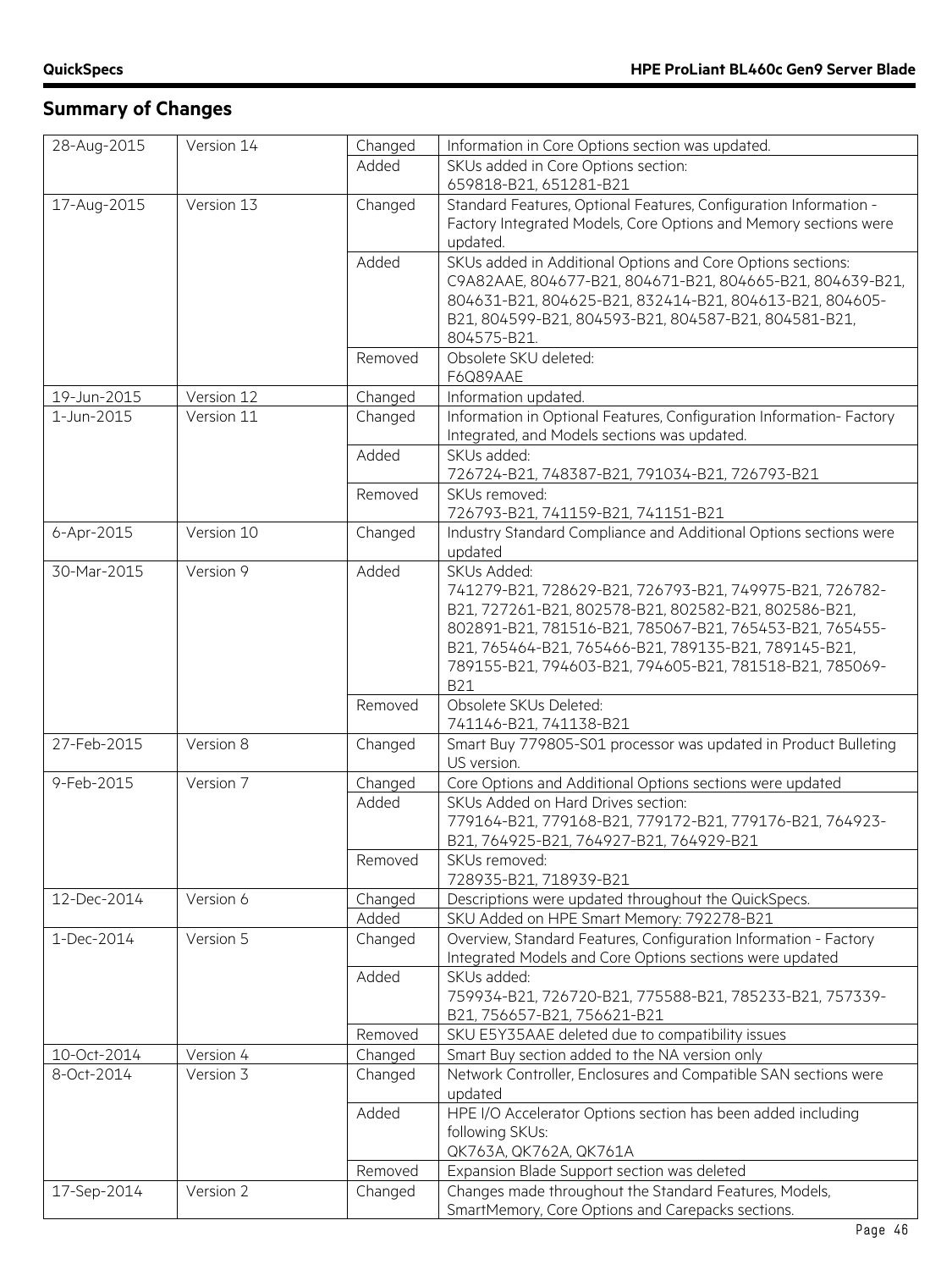## Summary of Changes

| Date | Version | Action | Description |
|---|---|---|---|
| 28-Aug-2015 | Version 14 | Changed | Information in Core Options section was updated. |
| | | Added | SKUs added in Core Options section: 659818-B21, 651281-B21 |
| 17-Aug-2015 | Version 13 | Changed | Standard Features, Optional Features, Configuration Information - Factory Integrated Models, Core Options and Memory sections were updated. |
| | | Added | SKUs added in Additional Options and Core Options sections: C9A82AAE, 804677-B21, 804671-B21, 804665-B21, 804639-B21, 804631-B21, 804625-B21, 832414-B21, 804613-B21, 804605-B21, 804599-B21, 804593-B21, 804587-B21, 804581-B21, 804575-B21. |
| | | Removed | Obsolete SKU deleted: F6Q89AAE |
| 19-Jun-2015 | Version 12 | Changed | Information updated. |
| 1-Jun-2015 | Version 11 | Changed | Information in Optional Features, Configuration Information- Factory Integrated, and Models sections was updated. |
| | | Added | SKUs added: 726724-B21, 748387-B21, 791034-B21, 726793-B21 |
| | | Removed | SKUs removed: 726793-B21, 741159-B21, 741151-B21 |
| 6-Apr-2015 | Version 10 | Changed | Industry Standard Compliance and Additional Options sections were updated |
| 30-Mar-2015 | Version 9 | Added | SKUs Added: 741279-B21, 728629-B21, 726793-B21, 749975-B21, 726782-B21, 727261-B21, 802578-B21, 802582-B21, 802586-B21, 802891-B21, 781516-B21, 785067-B21, 765453-B21, 765455-B21, 765464-B21, 765466-B21, 789135-B21, 789145-B21, 789155-B21, 794603-B21, 794605-B21, 781518-B21, 785069-B21 |
| | | Removed | Obsolete SKUs Deleted: 741146-B21, 741138-B21 |
| 27-Feb-2015 | Version 8 | Changed | Smart Buy 779805-S01 processor was updated in Product Bulleting US version. |
| 9-Feb-2015 | Version 7 | Changed | Core Options and Additional Options sections were updated |
| | | Added | SKUs Added on Hard Drives section: 779164-B21, 779168-B21, 779172-B21, 779176-B21, 764923-B21, 764925-B21, 764927-B21, 764929-B21 |
| | | Removed | SKUs removed: 728935-B21, 718939-B21 |
| 12-Dec-2014 | Version 6 | Changed | Descriptions were updated throughout the QuickSpecs. |
| | | Added | SKU Added on HPE Smart Memory: 792278-B21 |
| 1-Dec-2014 | Version 5 | Changed | Overview, Standard Features, Configuration Information - Factory Integrated Models and Core Options sections were updated |
| | | Added | SKUs added: 759934-B21, 726720-B21, 775588-B21, 785233-B21, 757339-B21, 756657-B21, 756621-B21 |
| | | Removed | SKU E5Y35AAE deleted due to compatibility issues |
| 10-Oct-2014 | Version 4 | Changed | Smart Buy section added to the NA version only |
| 8-Oct-2014 | Version 3 | Changed | Network Controller, Enclosures and Compatible SAN sections were updated |
| | | Added | HPE I/O Accelerator Options section has been added including following SKUs: QK763A, QK762A, QK761A |
| | | Removed | Expansion Blade Support section was deleted |
| 17-Sep-2014 | Version 2 | Changed | Changes made throughout the Standard Features, Models, SmartMemory, Core Options and Carepacks sections. |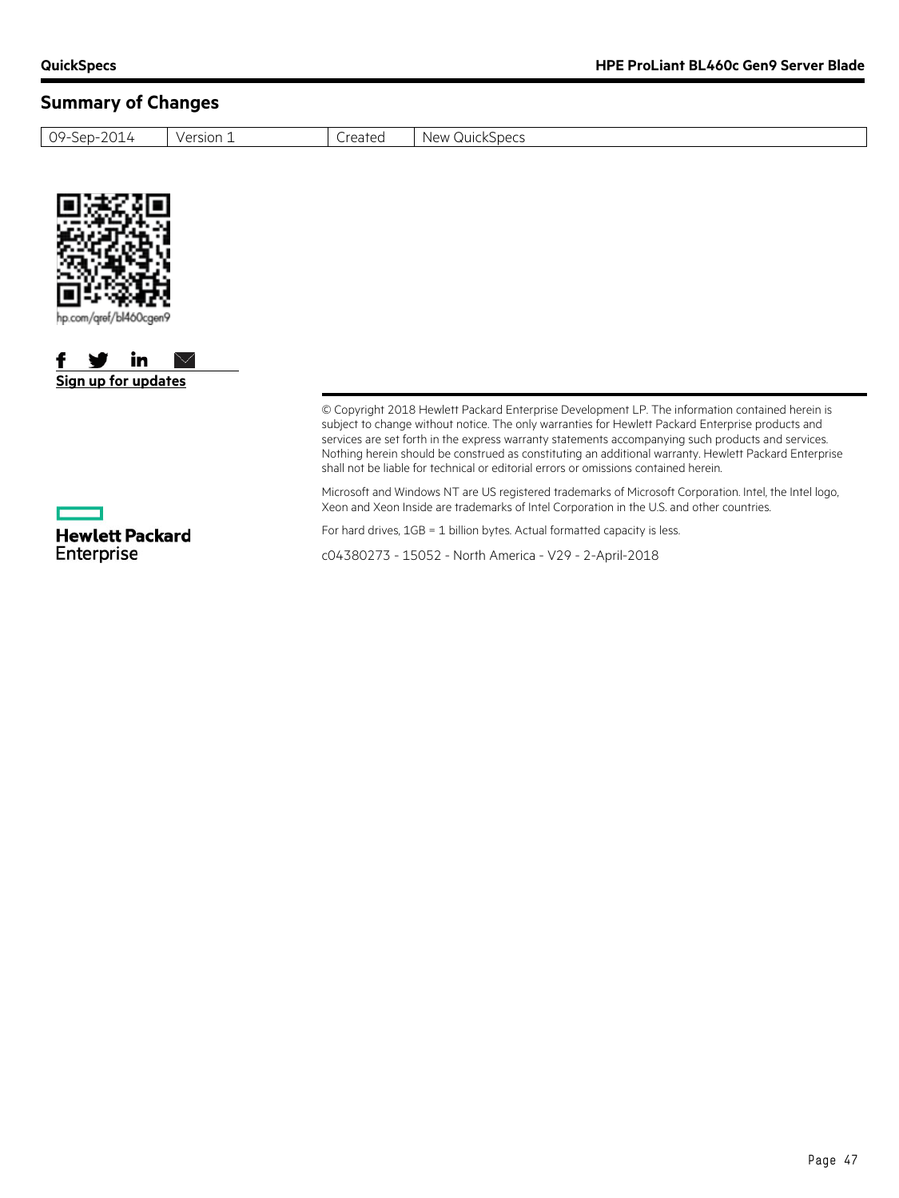## Summary of Changes

| | | | |
|---|---|---|---|
| 09-Sep-2014 | Version 1 | Created | New QuickSpecs |

hp.com/qref/bl460cgen9

**Sign up for updates**

© Copyright 2018 Hewlett Packard Enterprise Development LP. The information contained herein is subject to change without notice. The only warranties for Hewlett Packard Enterprise products and services are set forth in the express warranty statements accompanying such products and services. Nothing herein should be construed as constituting an additional warranty. Hewlett Packard Enterprise shall not be liable for technical or editorial errors or omissions contained herein.

Microsoft and Windows NT are US registered trademarks of Microsoft Corporation. Intel, the Intel logo, Xeon and Xeon Inside are trademarks of Intel Corporation in the U.S. and other countries.

For hard drives, 1GB = 1 billion bytes. Actual formatted capacity is less.

c04380273 - 15052 - North America - V29 - 2-April-2018

**Hewlett Packard**
Enterprise